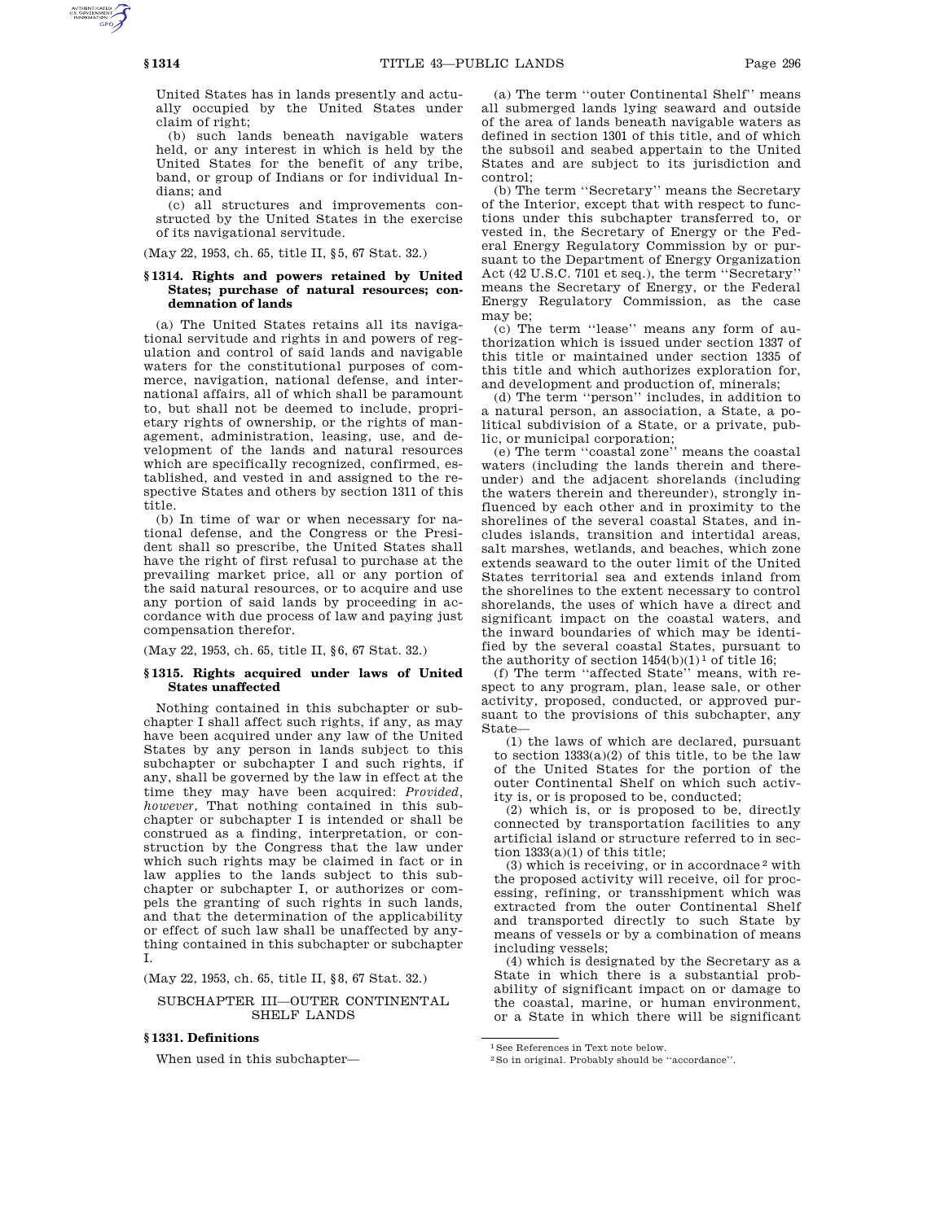United States has in lands presently and actually occupied by the United States under claim of right;

(b) such lands beneath navigable waters held, or any interest in which is held by the United States for the benefit of any tribe, band, or group of Indians or for individual Indians; and

(c) all structures and improvements constructed by the United States in the exercise of its navigational servitude.

(May 22, 1953, ch. 65, title II, §5, 67 Stat. 32.)

### §1314. Rights and powers retained by United States; purchase of natural resources; condemnation of lands

(a) The United States retains all its navigational servitude and rights in and powers of regulation and control of said lands and navigable waters for the constitutional purposes of commerce, navigation, national defense, and international affairs, all of which shall be paramount to, but shall not be deemed to include, proprietary rights of ownership, or the rights of management, administration, leasing, use, and development of the lands and natural resources which are specifically recognized, confirmed, established, and vested in and assigned to the respective States and others by section 1311 of this title.

(b) In time of war or when necessary for national defense, and the Congress or the President shall so prescribe, the United States shall have the right of first refusal to purchase at the prevailing market price, all or any portion of the said natural resources, or to acquire and use any portion of said lands by proceeding in accordance with due process of law and paying just compensation therefor.

(May 22, 1953, ch. 65, title II, §6, 67 Stat. 32.)

### §1315. Rights acquired under laws of United States unaffected

Nothing contained in this subchapter or subchapter I shall affect such rights, if any, as may have been acquired under any law of the United States by any person in lands subject to this subchapter or subchapter I and such rights, if any, shall be governed by the law in effect at the time they may have been acquired: *Provided, however*, That nothing contained in this subchapter or subchapter I is intended or shall be construed as a finding, interpretation, or construction by the Congress that the law under which such rights may be claimed in fact or in law applies to the lands subject to this subchapter or subchapter I, or authorizes or compels the granting of such rights in such lands, and that the determination of the applicability or effect of such law shall be unaffected by anything contained in this subchapter or subchapter I.

(May 22, 1953, ch. 65, title II, §8, 67 Stat. 32.)

## SUBCHAPTER III—OUTER CONTINENTAL SHELF LANDS

### §1331. Definitions

When used in this subchapter—

(a) The term "outer Continental Shelf" means all submerged lands lying seaward and outside of the area of lands beneath navigable waters as defined in section 1301 of this title, and of which the subsoil and seabed appertain to the United States and are subject to its jurisdiction and control;

(b) The term "Secretary" means the Secretary of the Interior, except that with respect to functions under this subchapter transferred to, or vested in, the Secretary of Energy or the Federal Energy Regulatory Commission by or pursuant to the Department of Energy Organization Act (42 U.S.C. 7101 et seq.), the term "Secretary" means the Secretary of Energy, or the Federal Energy Regulatory Commission, as the case may be;

(c) The term "lease" means any form of authorization which is issued under section 1337 of this title or maintained under section 1335 of this title and which authorizes exploration for, and development and production of, minerals;

(d) The term "person" includes, in addition to a natural person, an association, a State, a political subdivision of a State, or a private, public, or municipal corporation;

(e) The term "coastal zone" means the coastal waters (including the lands therein and thereunder) and the adjacent shorelands (including the waters therein and thereunder), strongly influenced by each other and in proximity to the shorelines of the several coastal States, and includes islands, transition and intertidal areas, salt marshes, wetlands, and beaches, which zone extends seaward to the outer limit of the United States territorial sea and extends inland from the shorelines to the extent necessary to control shorelands, the uses of which have a direct and significant impact on the coastal waters, and the inward boundaries of which may be identified by the several coastal States, pursuant to the authority of section 1454(b)(1)[1] of title 16;

(f) The term "affected State" means, with respect to any program, plan, lease sale, or other activity, proposed, conducted, or approved pursuant to the provisions of this subchapter, any State—

(1) the laws of which are declared, pursuant to section 1333(a)(2) of this title, to be the law of the United States for the portion of the outer Continental Shelf on which such activity is, or is proposed to be, conducted;

(2) which is, or is proposed to be, directly connected by transportation facilities to any artificial island or structure referred to in section 1333(a)(1) of this title;

(3) which is receiving, or in accordnace[2] with the proposed activity will receive, oil for processing, refining, or transshipment which was extracted from the outer Continental Shelf and transported directly to such State by means of vessels or by a combination of means including vessels;

(4) which is designated by the Secretary as a State in which there is a substantial probability of significant impact on or damage to the coastal, marine, or human environment, or a State in which there will be significant

[1] See References in Text note below.

[2] So in original. Probably should be "accordance".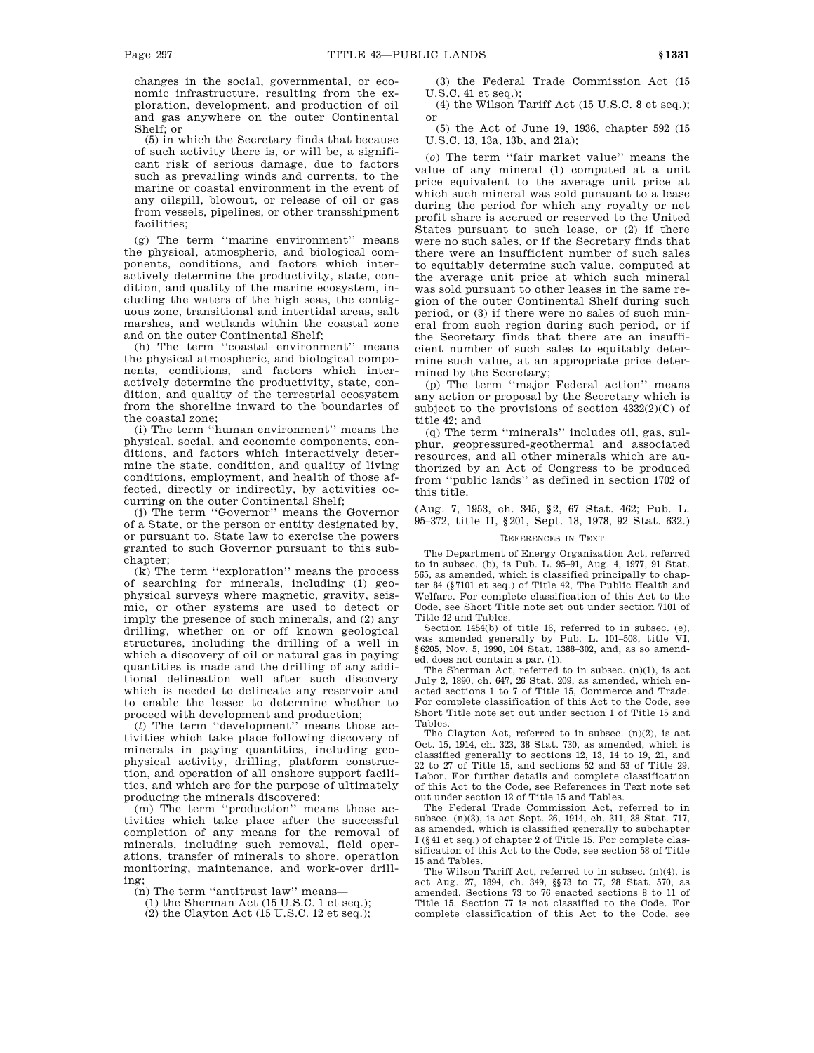changes in the social, governmental, or economic infrastructure, resulting from the exploration, development, and production of oil and gas anywhere on the outer Continental Shelf; or

(5) in which the Secretary finds that because of such activity there is, or will be, a significant risk of serious damage, due to factors such as prevailing winds and currents, to the marine or coastal environment in the event of any oilspill, blowout, or release of oil or gas from vessels, pipelines, or other transshipment facilities;

(g) The term "marine environment" means the physical, atmospheric, and biological components, conditions, and factors which interactively determine the productivity, state, condition, and quality of the marine ecosystem, including the waters of the high seas, the contiguous zone, transitional and intertidal areas, salt marshes, and wetlands within the coastal zone and on the outer Continental Shelf;

(h) The term "coastal environment" means the physical atmospheric, and biological components, conditions, and factors which interactively determine the productivity, state, condition, and quality of the terrestrial ecosystem from the shoreline inward to the boundaries of the coastal zone;

(i) The term "human environment" means the physical, social, and economic components, conditions, and factors which interactively determine the state, condition, and quality of living conditions, employment, and health of those affected, directly or indirectly, by activities occurring on the outer Continental Shelf;

(j) The term "Governor" means the Governor of a State, or the person or entity designated by, or pursuant to, State law to exercise the powers granted to such Governor pursuant to this subchapter;

(k) The term "exploration" means the process of searching for minerals, including (1) geophysical surveys where magnetic, gravity, seismic, or other systems are used to detect or imply the presence of such minerals, and (2) any drilling, whether on or off known geological structures, including the drilling of a well in which a discovery of oil or natural gas in paying quantities is made and the drilling of any additional delineation well after such discovery which is needed to delineate any reservoir and to enable the lessee to determine whether to proceed with development and production;

(*l*) The term "development" means those activities which take place following discovery of minerals in paying quantities, including geophysical activity, drilling, platform construction, and operation of all onshore support facilities, and which are for the purpose of ultimately producing the minerals discovered;

(m) The term "production" means those activities which take place after the successful completion of any means for the removal of minerals, including such removal, field operations, transfer of minerals to shore, operation monitoring, maintenance, and work-over drilling;

(n) The term "antitrust law" means—

(1) the Sherman Act (15 U.S.C. 1 et seq.);

(2) the Clayton Act (15 U.S.C. 12 et seq.);

(3) the Federal Trade Commission Act (15 U.S.C. 41 et seq.);

(4) the Wilson Tariff Act (15 U.S.C. 8 et seq.); or

(5) the Act of June 19, 1936, chapter 592 (15 U.S.C. 13, 13a, 13b, and 21a);

(*o*) The term "fair market value" means the value of any mineral (1) computed at a unit price equivalent to the average unit price at which such mineral was sold pursuant to a lease during the period for which any royalty or net profit share is accrued or reserved to the United States pursuant to such lease, or (2) if there were no such sales, or if the Secretary finds that there were an insufficient number of such sales to equitably determine such value, computed at the average unit price at which such mineral was sold pursuant to other leases in the same region of the outer Continental Shelf during such period, or (3) if there were no sales of such mineral from such region during such period, or if the Secretary finds that there are an insufficient number of such sales to equitably determine such value, at an appropriate price determined by the Secretary;

(p) The term "major Federal action" means any action or proposal by the Secretary which is subject to the provisions of section 4332(2)(C) of title 42; and

(q) The term "minerals" includes oil, gas, sulphur, geopressured-geothermal and associated resources, and all other minerals which are authorized by an Act of Congress to be produced from "public lands" as defined in section 1702 of this title.

(Aug. 7, 1953, ch. 345, §2, 67 Stat. 462; Pub. L. 95–372, title II, §201, Sept. 18, 1978, 92 Stat. 632.)

REFERENCES IN TEXT

The Department of Energy Organization Act, referred to in subsec. (b), is Pub. L. 95–91, Aug. 4, 1977, 91 Stat. 565, as amended, which is classified principally to chapter 84 (§7101 et seq.) of Title 42, The Public Health and Welfare. For complete classification of this Act to the Code, see Short Title note set out under section 7101 of Title 42 and Tables.

Section 1454(b) of title 16, referred to in subsec. (e), was amended generally by Pub. L. 101–508, title VI, §6205, Nov. 5, 1990, 104 Stat. 1388–302, and, as so amended, does not contain a par. (1).

The Sherman Act, referred to in subsec. (n)(1), is act July 2, 1890, ch. 647, 26 Stat. 209, as amended, which enacted sections 1 to 7 of Title 15, Commerce and Trade. For complete classification of this Act to the Code, see Short Title note set out under section 1 of Title 15 and Tables.

The Clayton Act, referred to in subsec. (n)(2), is act Oct. 15, 1914, ch. 323, 38 Stat. 730, as amended, which is classified generally to sections 12, 13, 14 to 19, 21, and 22 to 27 of Title 15, and sections 52 and 53 of Title 29, Labor. For further details and complete classification of this Act to the Code, see References in Text note set out under section 12 of Title 15 and Tables.

The Federal Trade Commission Act, referred to in subsec. (n)(3), is act Sept. 26, 1914, ch. 311, 38 Stat. 717, as amended, which is classified generally to subchapter I (§41 et seq.) of chapter 2 of Title 15. For complete classification of this Act to the Code, see section 58 of Title 15 and Tables.

The Wilson Tariff Act, referred to in subsec. (n)(4), is act Aug. 27, 1894, ch. 349, §§73 to 77, 28 Stat. 570, as amended. Sections 73 to 76 enacted sections 8 to 11 of Title 15. Section 77 is not classified to the Code. For complete classification of this Act to the Code, see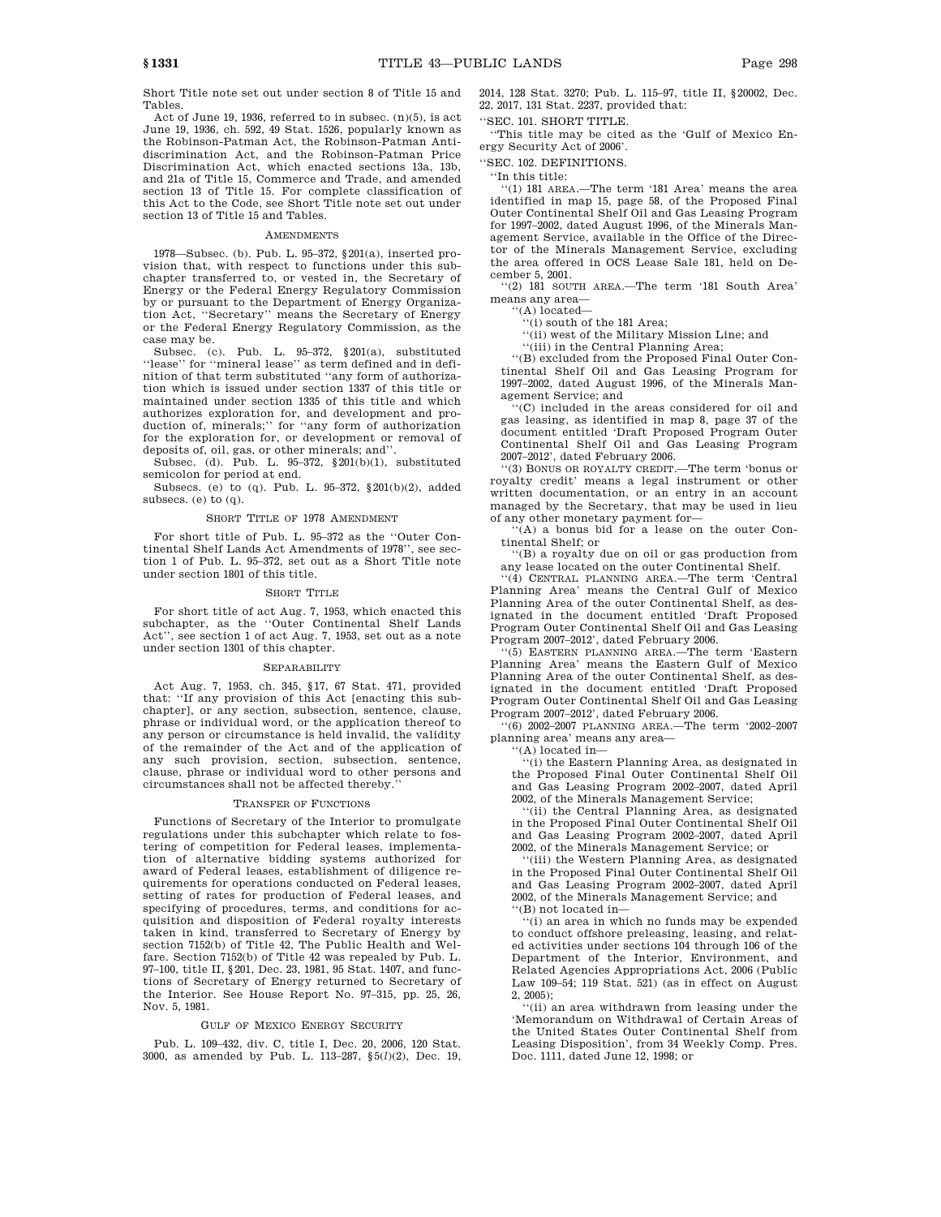Short Title note set out under section 8 of Title 15 and Tables.

Act of June 19, 1936, referred to in subsec. (n)(5), is act June 19, 1936, ch. 592, 49 Stat. 1526, popularly known as the Robinson-Patman Act, the Robinson-Patman Antidiscrimination Act, and the Robinson-Patman Price Discrimination Act, which enacted sections 13a, 13b, and 21a of Title 15, Commerce and Trade, and amended section 13 of Title 15. For complete classification of this Act to the Code, see Short Title note set out under section 13 of Title 15 and Tables.

### AMENDMENTS

1978—Subsec. (b). Pub. L. 95–372, §201(a), inserted provision that, with respect to functions under this subchapter transferred to, or vested in, the Secretary of Energy or the Federal Energy Regulatory Commission by or pursuant to the Department of Energy Organization Act, ''Secretary'' means the Secretary of Energy or the Federal Energy Regulatory Commission, as the case may be.

Subsec. (c). Pub. L. 95–372, §201(a), substituted ''lease'' for ''mineral lease'' as term defined and in definition of that term substituted ''any form of authorization which is issued under section 1337 of this title or maintained under section 1335 of this title and which authorizes exploration for, and development and production of, minerals;'' for ''any form of authorization for the exploration for, or development or removal of deposits of, oil, gas, or other minerals; and''.

Subsec. (d). Pub. L. 95–372, §201(b)(1), substituted semicolon for period at end.

Subsecs. (e) to (q). Pub. L. 95–372, §201(b)(2), added subsecs. (e) to (q).

### SHORT TITLE OF 1978 AMENDMENT

For short title of Pub. L. 95–372 as the ''Outer Continental Shelf Lands Act Amendments of 1978'', see section 1 of Pub. L. 95–372, set out as a Short Title note under section 1801 of this title.

### SHORT TITLE

For short title of act Aug. 7, 1953, which enacted this subchapter, as the ''Outer Continental Shelf Lands Act'', see section 1 of act Aug. 7, 1953, set out as a note under section 1301 of this chapter.

### SEPARABILITY

Act Aug. 7, 1953, ch. 345, §17, 67 Stat. 471, provided that: ''If any provision of this Act [enacting this subchapter], or any section, subsection, sentence, clause, phrase or individual word, or the application thereof to any person or circumstance is held invalid, the validity of the remainder of the Act and of the application of any such provision, section, subsection, sentence, clause, phrase or individual word to other persons and circumstances shall not be affected thereby.''

### TRANSFER OF FUNCTIONS

Functions of Secretary of the Interior to promulgate regulations under this subchapter which relate to fostering of competition for Federal leases, implementation of alternative bidding systems authorized for award of Federal leases, establishment of diligence requirements for operations conducted on Federal leases, setting of rates for production of Federal leases, and specifying of procedures, terms, and conditions for acquisition and disposition of Federal royalty interests taken in kind, transferred to Secretary of Energy by section 7152(b) of Title 42, The Public Health and Welfare. Section 7152(b) of Title 42 was repealed by Pub. L. 97–100, title II, §201, Dec. 23, 1981, 95 Stat. 1407, and functions of Secretary of Energy returned to Secretary of the Interior. See House Report No. 97–315, pp. 25, 26, Nov. 5, 1981.

### GULF OF MEXICO ENERGY SECURITY

Pub. L. 109–432, div. C, title I, Dec. 20, 2006, 120 Stat. 3000, as amended by Pub. L. 113–287, §5(*l*)(2), Dec. 19, 2014, 128 Stat. 3270; Pub. L. 115–97, title II, §20002, Dec. 22, 2017, 131 Stat. 2237, provided that:

''SEC. 101. SHORT TITLE.

''This title may be cited as the 'Gulf of Mexico Energy Security Act of 2006'.

''SEC. 102. DEFINITIONS.

''In this title:

''(1) 181 AREA.—The term '181 Area' means the area identified in map 15, page 58, of the Proposed Final Outer Continental Shelf Oil and Gas Leasing Program for 1997–2002, dated August 1996, of the Minerals Management Service, available in the Office of the Director of the Minerals Management Service, excluding the area offered in OCS Lease Sale 181, held on December 5, 2001.

''(2) 181 SOUTH AREA.—The term '181 South Area' means any area—

''(A) located—

''(i) south of the 181 Area;

''(ii) west of the Military Mission Line; and

''(iii) in the Central Planning Area;

''(B) excluded from the Proposed Final Outer Continental Shelf Oil and Gas Leasing Program for 1997–2002, dated August 1996, of the Minerals Management Service; and

''(C) included in the areas considered for oil and gas leasing, as identified in map 8, page 37 of the document entitled 'Draft Proposed Program Outer Continental Shelf Oil and Gas Leasing Program 2007–2012', dated February 2006.

''(3) BONUS OR ROYALTY CREDIT.—The term 'bonus or royalty credit' means a legal instrument or other written documentation, or an entry in an account managed by the Secretary, that may be used in lieu of any other monetary payment for—

''(A) a bonus bid for a lease on the outer Continental Shelf; or

''(B) a royalty due on oil or gas production from any lease located on the outer Continental Shelf.

''(4) CENTRAL PLANNING AREA.—The term 'Central Planning Area' means the Central Gulf of Mexico Planning Area of the outer Continental Shelf, as designated in the document entitled 'Draft Proposed Program Outer Continental Shelf Oil and Gas Leasing Program 2007–2012', dated February 2006.

''(5) EASTERN PLANNING AREA.—The term 'Eastern Planning Area' means the Eastern Gulf of Mexico Planning Area of the outer Continental Shelf, as designated in the document entitled 'Draft Proposed Program Outer Continental Shelf Oil and Gas Leasing Program 2007–2012', dated February 2006.

''(6) 2002–2007 PLANNING AREA.—The term '2002–2007 planning area' means any area—

''(A) located in—

''(i) the Eastern Planning Area, as designated in the Proposed Final Outer Continental Shelf Oil and Gas Leasing Program 2002–2007, dated April 2002, of the Minerals Management Service;

''(ii) the Central Planning Area, as designated in the Proposed Final Outer Continental Shelf Oil and Gas Leasing Program 2002–2007, dated April 2002, of the Minerals Management Service; or

''(iii) the Western Planning Area, as designated in the Proposed Final Outer Continental Shelf Oil and Gas Leasing Program 2002–2007, dated April 2002, of the Minerals Management Service; and

''(B) not located in—

''(i) an area in which no funds may be expended to conduct offshore preleasing, leasing, and related activities under sections 104 through 106 of the Department of the Interior, Environment, and Related Agencies Appropriations Act, 2006 (Public Law 109–54; 119 Stat. 521) (as in effect on August 2, 2005);

''(ii) an area withdrawn from leasing under the 'Memorandum on Withdrawal of Certain Areas of the United States Outer Continental Shelf from Leasing Disposition', from 34 Weekly Comp. Pres. Doc. 1111, dated June 12, 1998; or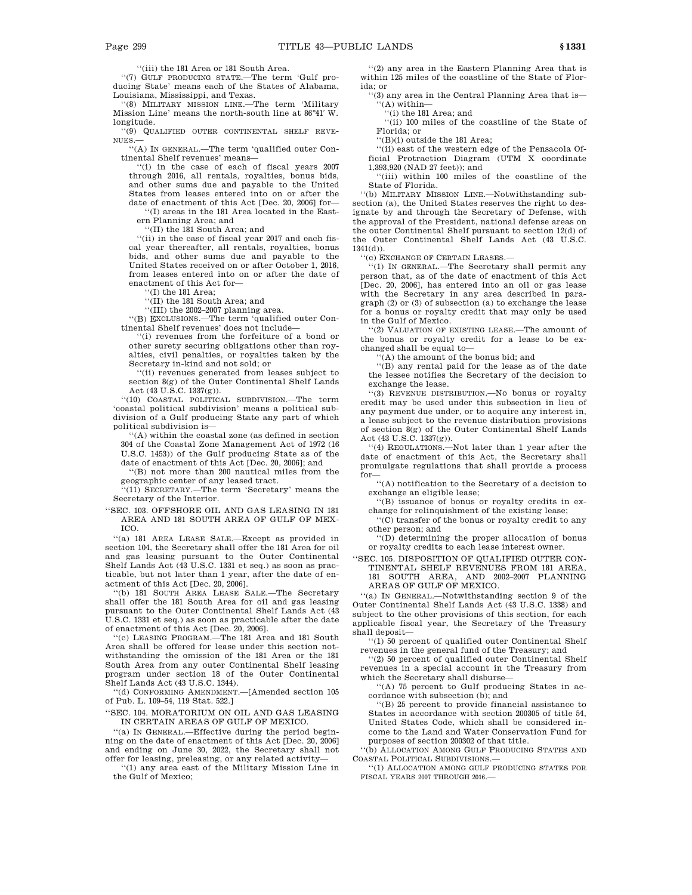''(iii) the 181 Area or 181 South Area.

''(7) GULF PRODUCING STATE.—The term 'Gulf producing State' means each of the States of Alabama, Louisiana, Mississippi, and Texas.

''(8) MILITARY MISSION LINE.—The term 'Military Mission Line' means the north-south line at 86°41′ W. longitude.

''(9) QUALIFIED OUTER CONTINENTAL SHELF REVENUES.—

''(A) IN GENERAL.—The term 'qualified outer Continental Shelf revenues' means—

''(i) in the case of each of fiscal years 2007 through 2016, all rentals, royalties, bonus bids, and other sums due and payable to the United States from leases entered into on or after the date of enactment of this Act [Dec. 20, 2006] for—

''(I) areas in the 181 Area located in the Eastern Planning Area; and

''(II) the 181 South Area; and

''(ii) in the case of fiscal year 2017 and each fiscal year thereafter, all rentals, royalties, bonus bids, and other sums due and payable to the United States received on or after October 1, 2016, from leases entered into on or after the date of enactment of this Act for—

''(I) the 181 Area;

''(II) the 181 South Area; and

''(III) the 2002–2007 planning area.

''(B) EXCLUSIONS.—The term 'qualified outer Continental Shelf revenues' does not include—

''(i) revenues from the forfeiture of a bond or other surety securing obligations other than royalties, civil penalties, or royalties taken by the Secretary in-kind and not sold; or

''(ii) revenues generated from leases subject to section 8(g) of the Outer Continental Shelf Lands Act (43 U.S.C. 1337(g)).

''(10) COASTAL POLITICAL SUBDIVISION.—The term 'coastal political subdivision' means a political subdivision of a Gulf producing State any part of which political subdivision is—

''(A) within the coastal zone (as defined in section 304 of the Coastal Zone Management Act of 1972 (16 U.S.C. 1453)) of the Gulf producing State as of the date of enactment of this Act [Dec. 20, 2006]; and

''(B) not more than 200 nautical miles from the geographic center of any leased tract.

''(11) SECRETARY.—The term 'Secretary' means the Secretary of the Interior.

''SEC. 103. OFFSHORE OIL AND GAS LEASING IN 181 AREA AND 181 SOUTH AREA OF GULF OF MEXICO.

''(a) 181 AREA LEASE SALE.—Except as provided in section 104, the Secretary shall offer the 181 Area for oil and gas leasing pursuant to the Outer Continental Shelf Lands Act (43 U.S.C. 1331 et seq.) as soon as practicable, but not later than 1 year, after the date of enactment of this Act [Dec. 20, 2006].

''(b) 181 SOUTH AREA LEASE SALE.—The Secretary shall offer the 181 South Area for oil and gas leasing pursuant to the Outer Continental Shelf Lands Act (43 U.S.C. 1331 et seq.) as soon as practicable after the date of enactment of this Act [Dec. 20, 2006].

''(c) LEASING PROGRAM.—The 181 Area and 181 South Area shall be offered for lease under this section notwithstanding the omission of the 181 Area or the 181 South Area from any outer Continental Shelf leasing program under section 18 of the Outer Continental Shelf Lands Act (43 U.S.C. 1344).

''(d) CONFORMING AMENDMENT.—[Amended section 105 of Pub. L. 109–54, 119 Stat. 522.]

''SEC. 104. MORATORIUM ON OIL AND GAS LEASING IN CERTAIN AREAS OF GULF OF MEXICO.

''(a) IN GENERAL.—Effective during the period beginning on the date of enactment of this Act [Dec. 20, 2006] and ending on June 30, 2022, the Secretary shall not offer for leasing, preleasing, or any related activity—

''(1) any area east of the Military Mission Line in the Gulf of Mexico;

''(2) any area in the Eastern Planning Area that is within 125 miles of the coastline of the State of Florida; or

''(3) any area in the Central Planning Area that is—

''(A) within—

''(i) the 181 Area; and

''(ii) 100 miles of the coastline of the State of Florida; or

''(B)(i) outside the 181 Area;

''(ii) east of the western edge of the Pensacola Official Protraction Diagram (UTM X coordinate 1,393,920 (NAD 27 feet)); and

''(iii) within 100 miles of the coastline of the State of Florida.

''(b) MILITARY MISSION LINE.—Notwithstanding subsection (a), the United States reserves the right to designate by and through the Secretary of Defense, with the approval of the President, national defense areas on the outer Continental Shelf pursuant to section 12(d) of the Outer Continental Shelf Lands Act (43 U.S.C. 1341(d)).

''(c) EXCHANGE OF CERTAIN LEASES.—

''(1) IN GENERAL.—The Secretary shall permit any person that, as of the date of enactment of this Act [Dec. 20, 2006], has entered into an oil or gas lease with the Secretary in any area described in paragraph (2) or (3) of subsection (a) to exchange the lease for a bonus or royalty credit that may only be used in the Gulf of Mexico.

''(2) VALUATION OF EXISTING LEASE.—The amount of the bonus or royalty credit for a lease to be exchanged shall be equal to—

''(A) the amount of the bonus bid; and

''(B) any rental paid for the lease as of the date the lessee notifies the Secretary of the decision to exchange the lease.

''(3) REVENUE DISTRIBUTION.—No bonus or royalty credit may be used under this subsection in lieu of any payment due under, or to acquire any interest in, a lease subject to the revenue distribution provisions of section 8(g) of the Outer Continental Shelf Lands Act (43 U.S.C. 1337(g)).

''(4) REGULATIONS.—Not later than 1 year after the date of enactment of this Act, the Secretary shall promulgate regulations that shall provide a process for—

''(A) notification to the Secretary of a decision to exchange an eligible lease;

''(B) issuance of bonus or royalty credits in exchange for relinquishment of the existing lease;

''(C) transfer of the bonus or royalty credit to any other person; and

''(D) determining the proper allocation of bonus or royalty credits to each lease interest owner.

''SEC. 105. DISPOSITION OF QUALIFIED OUTER CONTINENTAL SHELF REVENUES FROM 181 AREA, 181 SOUTH AREA, AND 2002–2007 PLANNING AREAS OF GULF OF MEXICO.

''(a) IN GENERAL.—Notwithstanding section 9 of the Outer Continental Shelf Lands Act (43 U.S.C. 1338) and subject to the other provisions of this section, for each applicable fiscal year, the Secretary of the Treasury shall deposit—

''(1) 50 percent of qualified outer Continental Shelf revenues in the general fund of the Treasury; and

''(2) 50 percent of qualified outer Continental Shelf revenues in a special account in the Treasury from which the Secretary shall disburse—

''(A) 75 percent to Gulf producing States in accordance with subsection (b); and

''(B) 25 percent to provide financial assistance to States in accordance with section 200305 of title 54, United States Code, which shall be considered income to the Land and Water Conservation Fund for purposes of section 200302 of that title.

''(b) ALLOCATION AMONG GULF PRODUCING STATES AND COASTAL POLITICAL SUBDIVISIONS.—

''(1) ALLOCATION AMONG GULF PRODUCING STATES FOR FISCAL YEARS 2007 THROUGH 2016.—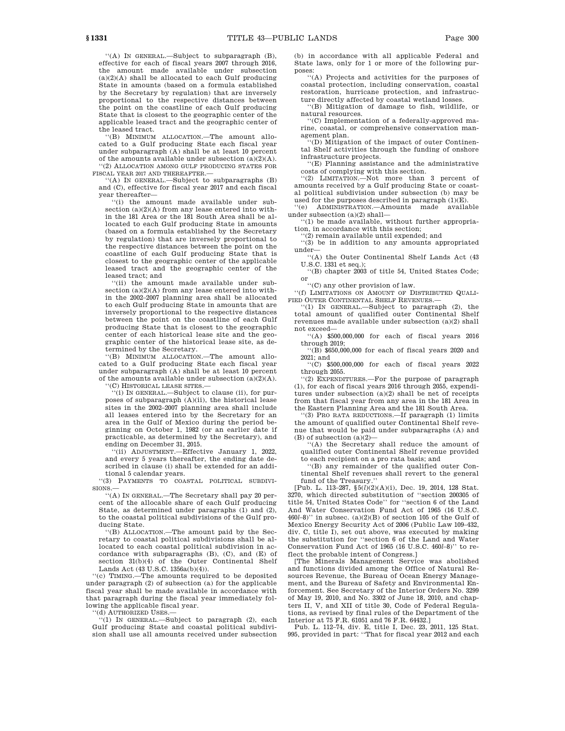''(A) IN GENERAL.—Subject to subparagraph (B), effective for each of fiscal years 2007 through 2016, the amount made available under subsection (a)(2)(A) shall be allocated to each Gulf producing State in amounts (based on a formula established by the Secretary by regulation) that are inversely proportional to the respective distances between the point on the coastline of each Gulf producing State that is closest to the geographic center of the applicable leased tract and the geographic center of the leased tract.

''(B) MINIMUM ALLOCATION.—The amount allocated to a Gulf producing State each fiscal year under subparagraph (A) shall be at least 10 percent of the amounts available under subsection (a)(2)(A).

''(2) ALLOCATION AMONG GULF PRODUCING STATES FOR FISCAL YEAR 2017 AND THEREAFTER.—

''(A) IN GENERAL.—Subject to subparagraphs (B) and (C), effective for fiscal year 2017 and each fiscal year thereafter—

''(i) the amount made available under subsection (a)(2)(A) from any lease entered into within the 181 Area or the 181 South Area shall be allocated to each Gulf producing State in amounts (based on a formula established by the Secretary by regulation) that are inversely proportional to the respective distances between the point on the coastline of each Gulf producing State that is closest to the geographic center of the applicable leased tract and the geographic center of the leased tract; and

''(ii) the amount made available under subsection (a)(2)(A) from any lease entered into within the 2002–2007 planning area shall be allocated to each Gulf producing State in amounts that are inversely proportional to the respective distances between the point on the coastline of each Gulf producing State that is closest to the geographic center of each historical lease site and the geographic center of the historical lease site, as determined by the Secretary.

''(B) MINIMUM ALLOCATION.—The amount allocated to a Gulf producing State each fiscal year under subparagraph (A) shall be at least 10 percent of the amounts available under subsection (a)(2)(A).

''(C) HISTORICAL LEASE SITES.—

''(i) IN GENERAL.—Subject to clause (ii), for purposes of subparagraph (A)(ii), the historical lease sites in the 2002–2007 planning area shall include all leases entered into by the Secretary for an area in the Gulf of Mexico during the period beginning on October 1, 1982 (or an earlier date if practicable, as determined by the Secretary), and ending on December 31, 2015.

''(ii) ADJUSTMENT.—Effective January 1, 2022, and every 5 years thereafter, the ending date described in clause (i) shall be extended for an additional 5 calendar years.

''(3) PAYMENTS TO COASTAL POLITICAL SUBDIVISIONS.—

''(A) IN GENERAL.—The Secretary shall pay 20 percent of the allocable share of each Gulf producing State, as determined under paragraphs (1) and (2), to the coastal political subdivisions of the Gulf producing State.

''(B) ALLOCATION.—The amount paid by the Secretary to coastal political subdivisions shall be allocated to each coastal political subdivision in accordance with subparagraphs (B), (C), and (E) of section 31(b)(4) of the Outer Continental Shelf Lands Act (43 U.S.C. 1356a(b)(4)).

''(c) TIMING.—The amounts required to be deposited under paragraph (2) of subsection (a) for the applicable fiscal year shall be made available in accordance with that paragraph during the fiscal year immediately following the applicable fiscal year.

''(d) AUTHORIZED USES.—

''(1) IN GENERAL.—Subject to paragraph (2), each Gulf producing State and coastal political subdivision shall use all amounts received under subsection (b) in accordance with all applicable Federal and State laws, only for 1 or more of the following purposes:

''(A) Projects and activities for the purposes of coastal protection, including conservation, coastal restoration, hurricane protection, and infrastructure directly affected by coastal wetland losses.

''(B) Mitigation of damage to fish, wildlife, or natural resources.

''(C) Implementation of a federally-approved marine, coastal, or comprehensive conservation management plan.

''(D) Mitigation of the impact of outer Continental Shelf activities through the funding of onshore infrastructure projects.

''(E) Planning assistance and the administrative costs of complying with this section.

''(2) LIMITATION.—Not more than 3 percent of amounts received by a Gulf producing State or coastal political subdivision under subsection (b) may be used for the purposes described in paragraph (1)(E).

''(e) ADMINISTRATION.—Amounts made available under subsection (a)(2) shall—

''(1) be made available, without further appropriation, in accordance with this section;

''(2) remain available until expended; and

''(3) be in addition to any amounts appropriated under—

''(A) the Outer Continental Shelf Lands Act (43 U.S.C. 1331 et seq.);

''(B) chapter 2003 of title 54, United States Code; or

''(C) any other provision of law.

''(f) LIMITATIONS ON AMOUNT OF DISTRIBUTED QUALIFIED OUTER CONTINENTAL SHELF REVENUES.—

''(1) IN GENERAL.—Subject to paragraph (2), the total amount of qualified outer Continental Shelf revenues made available under subsection (a)(2) shall not exceed—

''(A) $500,000,000 for each of fiscal years 2016 through 2019;

''(B) $650,000,000 for each of fiscal years 2020 and 2021; and

''(C) $500,000,000 for each of fiscal years 2022 through 2055.

''(2) EXPENDITURES.—For the purpose of paragraph (1), for each of fiscal years 2016 through 2055, expenditures under subsection (a)(2) shall be net of receipts from that fiscal year from any area in the 181 Area in the Eastern Planning Area and the 181 South Area.

''(3) PRO RATA REDUCTIONS.—If paragraph (1) limits the amount of qualified outer Continental Shelf revenue that would be paid under subparagraphs (A) and (B) of subsection (a)(2)—

''(A) the Secretary shall reduce the amount of qualified outer Continental Shelf revenue provided to each recipient on a pro rata basis; and

''(B) any remainder of the qualified outer Continental Shelf revenues shall revert to the general fund of the Treasury.''

[Pub. L. 113–287, §5(*l*)(2)(A)(i), Dec. 19, 2014, 128 Stat. 3270, which directed substitution of ''section 200305 of title 54, United States Code'' for ''section 6 of the Land And Water Conservation Fund Act of 1965 (16 U.S.C. 460*l*–8)'' in subsec. (a)(2)(B) of section 105 of the Gulf of Mexico Energy Security Act of 2006 (Public Law 109–432, div. C, title I), set out above, was executed by making the substitution for ''section 6 of the Land and Water Conservation Fund Act of 1965 (16 U.S.C. 460*l*–8)'' to reflect the probable intent of Congress.]

[The Minerals Management Service was abolished and functions divided among the Office of Natural Resources Revenue, the Bureau of Ocean Energy Management, and the Bureau of Safety and Environmental Enforcement. See Secretary of the Interior Orders No. 3299 of May 19, 2010, and No. 3302 of June 18, 2010, and chapters II, V, and XII of title 30, Code of Federal Regulations, as revised by final rules of the Department of the Interior at 75 F.R. 61051 and 76 F.R. 64432.]

Pub. L. 112–74, div. E, title I, Dec. 23, 2011, 125 Stat. 995, provided in part: ''That for fiscal year 2012 and each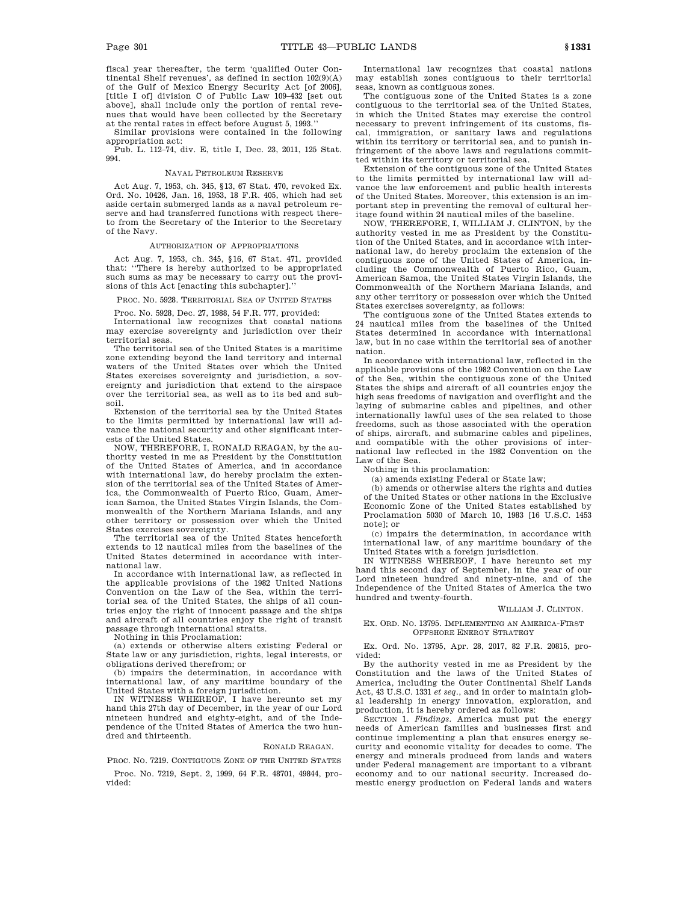fiscal year thereafter, the term 'qualified Outer Continental Shelf revenues', as defined in section 102(9)(A) of the Gulf of Mexico Energy Security Act [of 2006], [title I of] division C of Public Law 109–432 [set out above], shall include only the portion of rental revenues that would have been collected by the Secretary at the rental rates in effect before August 5, 1993.''

Similar provisions were contained in the following appropriation act:

Pub. L. 112–74, div. E, title I, Dec. 23, 2011, 125 Stat. 994.

#### NAVAL PETROLEUM RESERVE

Act Aug. 7, 1953, ch. 345, §13, 67 Stat. 470, revoked Ex. Ord. No. 10426, Jan. 16, 1953, 18 F.R. 405, which had set aside certain submerged lands as a naval petroleum reserve and had transferred functions with respect thereto from the Secretary of the Interior to the Secretary of the Navy.

#### AUTHORIZATION OF APPROPRIATIONS

Act Aug. 7, 1953, ch. 345, §16, 67 Stat. 471, provided that: ''There is hereby authorized to be appropriated such sums as may be necessary to carry out the provisions of this Act [enacting this subchapter].''

#### PROC. NO. 5928. TERRITORIAL SEA OF UNITED STATES

Proc. No. 5928, Dec. 27, 1988, 54 F.R. 777, provided:

International law recognizes that coastal nations may exercise sovereignty and jurisdiction over their territorial seas.

The territorial sea of the United States is a maritime zone extending beyond the land territory and internal waters of the United States over which the United States exercises sovereignty and jurisdiction, a sovereignty and jurisdiction that extend to the airspace over the territorial sea, as well as to its bed and subsoil.

Extension of the territorial sea by the United States to the limits permitted by international law will advance the national security and other significant interests of the United States.

NOW, THEREFORE, I, RONALD REAGAN, by the authority vested in me as President by the Constitution of the United States of America, and in accordance with international law, do hereby proclaim the extension of the territorial sea of the United States of America, the Commonwealth of Puerto Rico, Guam, American Samoa, the United States Virgin Islands, the Commonwealth of the Northern Mariana Islands, and any other territory or possession over which the United States exercises sovereignty.

The territorial sea of the United States henceforth extends to 12 nautical miles from the baselines of the United States determined in accordance with international law.

In accordance with international law, as reflected in the applicable provisions of the 1982 United Nations Convention on the Law of the Sea, within the territorial sea of the United States, the ships of all countries enjoy the right of innocent passage and the ships and aircraft of all countries enjoy the right of transit passage through international straits.

Nothing in this Proclamation:

(a) extends or otherwise alters existing Federal or State law or any jurisdiction, rights, legal interests, or obligations derived therefrom; or

(b) impairs the determination, in accordance with international law, of any maritime boundary of the United States with a foreign jurisdiction.

IN WITNESS WHEREOF, I have hereunto set my hand this 27th day of December, in the year of our Lord nineteen hundred and eighty-eight, and of the Independence of the United States of America the two hundred and thirteenth.

RONALD REAGAN.

#### PROC. NO. 7219. CONTIGUOUS ZONE OF THE UNITED STATES

Proc. No. 7219, Sept. 2, 1999, 64 F.R. 48701, 49844, provided:

International law recognizes that coastal nations may establish zones contiguous to their territorial seas, known as contiguous zones.

The contiguous zone of the United States is a zone contiguous to the territorial sea of the United States, in which the United States may exercise the control necessary to prevent infringement of its customs, fiscal, immigration, or sanitary laws and regulations within its territory or territorial sea, and to punish infringement of the above laws and regulations committed within its territory or territorial sea.

Extension of the contiguous zone of the United States to the limits permitted by international law will advance the law enforcement and public health interests of the United States. Moreover, this extension is an important step in preventing the removal of cultural heritage found within 24 nautical miles of the baseline.

NOW, THEREFORE, I, WILLIAM J. CLINTON, by the authority vested in me as President by the Constitution of the United States, and in accordance with international law, do hereby proclaim the extension of the contiguous zone of the United States of America, including the Commonwealth of Puerto Rico, Guam, American Samoa, the United States Virgin Islands, the Commonwealth of the Northern Mariana Islands, and any other territory or possession over which the United States exercises sovereignty, as follows:

The contiguous zone of the United States extends to 24 nautical miles from the baselines of the United States determined in accordance with international law, but in no case within the territorial sea of another nation.

In accordance with international law, reflected in the applicable provisions of the 1982 Convention on the Law of the Sea, within the contiguous zone of the United States the ships and aircraft of all countries enjoy the high seas freedoms of navigation and overflight and the laying of submarine cables and pipelines, and other internationally lawful uses of the sea related to those freedoms, such as those associated with the operation of ships, aircraft, and submarine cables and pipelines, and compatible with the other provisions of international law reflected in the 1982 Convention on the Law of the Sea.

Nothing in this proclamation:

(a) amends existing Federal or State law;

(b) amends or otherwise alters the rights and duties of the United States or other nations in the Exclusive Economic Zone of the United States established by Proclamation 5030 of March 10, 1983 [16 U.S.C. 1453 note]; or

(c) impairs the determination, in accordance with international law, of any maritime boundary of the United States with a foreign jurisdiction.

IN WITNESS WHEREOF, I have hereunto set my hand this second day of September, in the year of our Lord nineteen hundred and ninety-nine, and of the Independence of the United States of America the two hundred and twenty-fourth.

WILLIAM J. CLINTON.

#### EX. ORD. NO. 13795. IMPLEMENTING AN AMERICA-FIRST OFFSHORE ENERGY STRATEGY

Ex. Ord. No. 13795, Apr. 28, 2017, 82 F.R. 20815, provided:

By the authority vested in me as President by the Constitution and the laws of the United States of America, including the Outer Continental Shelf Lands Act, 43 U.S.C. 1331 *et seq.*, and in order to maintain global leadership in energy innovation, exploration, and production, it is hereby ordered as follows:

SECTION 1. *Findings.* America must put the energy needs of American families and businesses first and continue implementing a plan that ensures energy security and economic vitality for decades to come. The energy and minerals produced from lands and waters under Federal management are important to a vibrant economy and to our national security. Increased domestic energy production on Federal lands and waters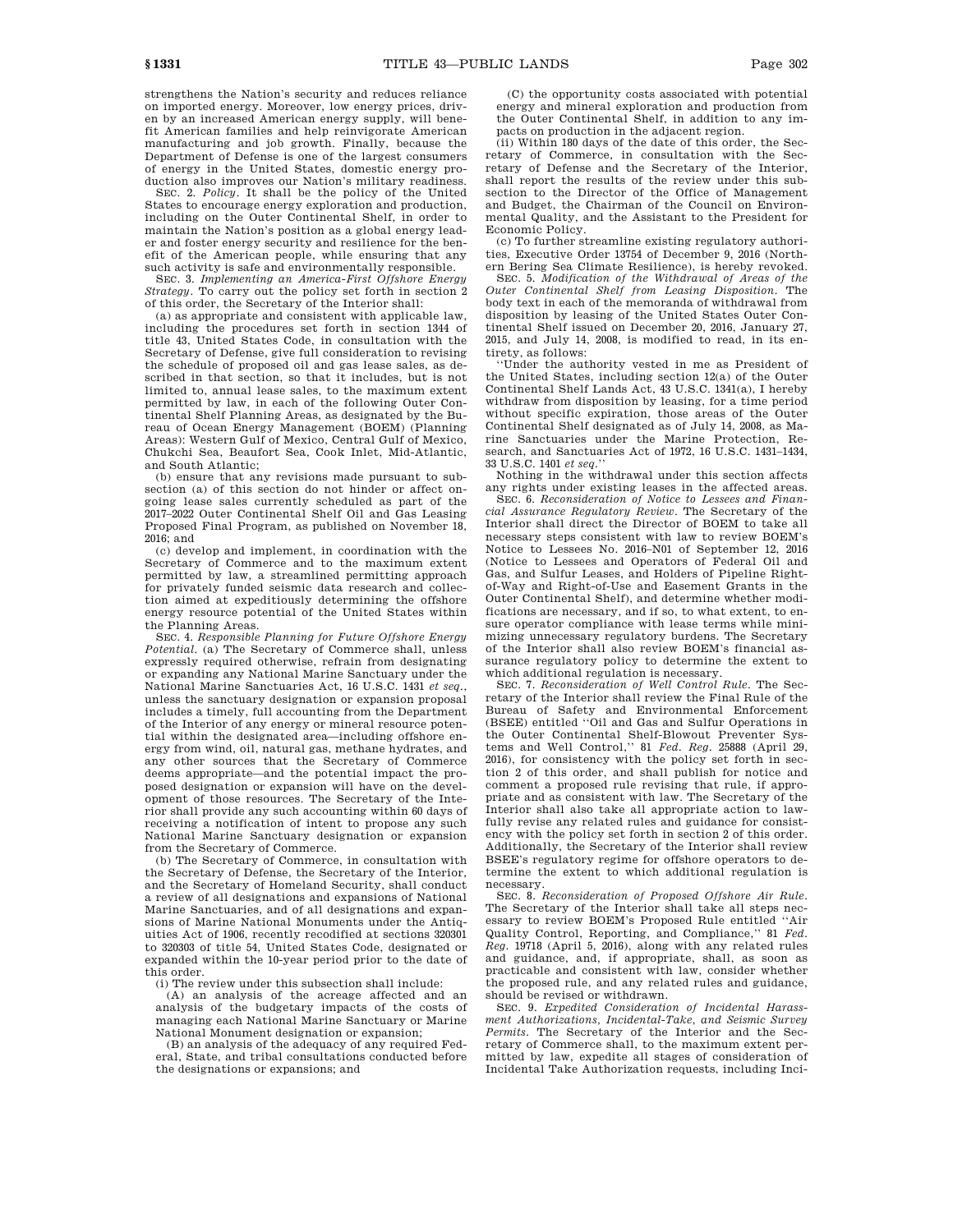strengthens the Nation's security and reduces reliance on imported energy. Moreover, low energy prices, driven by an increased American energy supply, will benefit American families and help reinvigorate American manufacturing and job growth. Finally, because the Department of Defense is one of the largest consumers of energy in the United States, domestic energy production also improves our Nation's military readiness.

SEC. 2. *Policy*. It shall be the policy of the United States to encourage energy exploration and production, including on the Outer Continental Shelf, in order to maintain the Nation's position as a global energy leader and foster energy security and resilience for the benefit of the American people, while ensuring that any such activity is safe and environmentally responsible.

SEC. 3. *Implementing an America-First Offshore Energy Strategy*. To carry out the policy set forth in section 2 of this order, the Secretary of the Interior shall:

(a) as appropriate and consistent with applicable law, including the procedures set forth in section 1344 of title 43, United States Code, in consultation with the Secretary of Defense, give full consideration to revising the schedule of proposed oil and gas lease sales, as described in that section, so that it includes, but is not limited to, annual lease sales, to the maximum extent permitted by law, in each of the following Outer Continental Shelf Planning Areas, as designated by the Bureau of Ocean Energy Management (BOEM) (Planning Areas): Western Gulf of Mexico, Central Gulf of Mexico, Chukchi Sea, Beaufort Sea, Cook Inlet, Mid-Atlantic, and South Atlantic;

(b) ensure that any revisions made pursuant to subsection (a) of this section do not hinder or affect ongoing lease sales currently scheduled as part of the 2017–2022 Outer Continental Shelf Oil and Gas Leasing Proposed Final Program, as published on November 18, 2016; and

(c) develop and implement, in coordination with the Secretary of Commerce and to the maximum extent permitted by law, a streamlined permitting approach for privately funded seismic data research and collection aimed at expeditiously determining the offshore energy resource potential of the United States within the Planning Areas.

SEC. 4. *Responsible Planning for Future Offshore Energy Potential*. (a) The Secretary of Commerce shall, unless expressly required otherwise, refrain from designating or expanding any National Marine Sanctuary under the National Marine Sanctuaries Act, 16 U.S.C. 1431 *et seq.*, unless the sanctuary designation or expansion proposal includes a timely, full accounting from the Department of the Interior of any energy or mineral resource potential within the designated area—including offshore energy from wind, oil, natural gas, methane hydrates, and any other sources that the Secretary of Commerce deems appropriate—and the potential impact the proposed designation or expansion will have on the development of those resources. The Secretary of the Interior shall provide any such accounting within 60 days of receiving a notification of intent to propose any such National Marine Sanctuary designation or expansion from the Secretary of Commerce.

(b) The Secretary of Commerce, in consultation with the Secretary of Defense, the Secretary of the Interior, and the Secretary of Homeland Security, shall conduct a review of all designations and expansions of National Marine Sanctuaries, and of all designations and expansions of Marine National Monuments under the Antiquities Act of 1906, recently recodified at sections 320301 to 320303 of title 54, United States Code, designated or expanded within the 10-year period prior to the date of this order.

(i) The review under this subsection shall include:

(A) an analysis of the acreage affected and an analysis of the budgetary impacts of the costs of managing each National Marine Sanctuary or Marine National Monument designation or expansion;

(B) an analysis of the adequacy of any required Federal, State, and tribal consultations conducted before the designations or expansions; and

(C) the opportunity costs associated with potential energy and mineral exploration and production from the Outer Continental Shelf, in addition to any impacts on production in the adjacent region.

(ii) Within 180 days of the date of this order, the Secretary of Commerce, in consultation with the Secretary of Defense and the Secretary of the Interior, shall report the results of the review under this subsection to the Director of the Office of Management and Budget, the Chairman of the Council on Environmental Quality, and the Assistant to the President for Economic Policy.

(c) To further streamline existing regulatory authorities, Executive Order 13754 of December 9, 2016 (Northern Bering Sea Climate Resilience), is hereby revoked.

SEC. 5. *Modification of the Withdrawal of Areas of the Outer Continental Shelf from Leasing Disposition*. The body text in each of the memoranda of withdrawal from disposition by leasing of the United States Outer Continental Shelf issued on December 20, 2016, January 27, 2015, and July 14, 2008, is modified to read, in its entirety, as follows:

''Under the authority vested in me as President of the United States, including section 12(a) of the Outer Continental Shelf Lands Act, 43 U.S.C. 1341(a), I hereby withdraw from disposition by leasing, for a time period without specific expiration, those areas of the Outer Continental Shelf designated as of July 14, 2008, as Marine Sanctuaries under the Marine Protection, Research, and Sanctuaries Act of 1972, 16 U.S.C. 1431–1434, 33 U.S.C. 1401 *et seq.*''

Nothing in the withdrawal under this section affects any rights under existing leases in the affected areas.

SEC. 6. *Reconsideration of Notice to Lessees and Financial Assurance Regulatory Review*. The Secretary of the Interior shall direct the Director of BOEM to take all necessary steps consistent with law to review BOEM's Notice to Lessees No. 2016–N01 of September 12, 2016 (Notice to Lessees and Operators of Federal Oil and Gas, and Sulfur Leases, and Holders of Pipeline Right-of-Way and Right-of-Use and Easement Grants in the Outer Continental Shelf), and determine whether modifications are necessary, and if so, to what extent, to ensure operator compliance with lease terms while minimizing unnecessary regulatory burdens. The Secretary of the Interior shall also review BOEM's financial assurance regulatory policy to determine the extent to which additional regulation is necessary.

SEC. 7. *Reconsideration of Well Control Rule*. The Secretary of the Interior shall review the Final Rule of the Bureau of Safety and Environmental Enforcement (BSEE) entitled ''Oil and Gas and Sulfur Operations in the Outer Continental Shelf-Blowout Preventer Systems and Well Control,'' 81 *Fed. Reg.* 25888 (April 29, 2016), for consistency with the policy set forth in section 2 of this order, and shall publish for notice and comment a proposed rule revising that rule, if appropriate and as consistent with law. The Secretary of the Interior shall also take all appropriate action to lawfully revise any related rules and guidance for consistency with the policy set forth in section 2 of this order. Additionally, the Secretary of the Interior shall review BSEE's regulatory regime for offshore operators to determine the extent to which additional regulation is necessary.

SEC. 8. *Reconsideration of Proposed Offshore Air Rule*. The Secretary of the Interior shall take all steps necessary to review BOEM's Proposed Rule entitled ''Air Quality Control, Reporting, and Compliance,'' 81 *Fed. Reg.* 19718 (April 5, 2016), along with any related rules and guidance, and, if appropriate, shall, as soon as practicable and consistent with law, consider whether the proposed rule, and any related rules and guidance, should be revised or withdrawn.

SEC. 9. *Expedited Consideration of Incidental Harassment Authorizations, Incidental-Take, and Seismic Survey Permits*. The Secretary of the Interior and the Secretary of Commerce shall, to the maximum extent permitted by law, expedite all stages of consideration of Incidental Take Authorization requests, including Inci-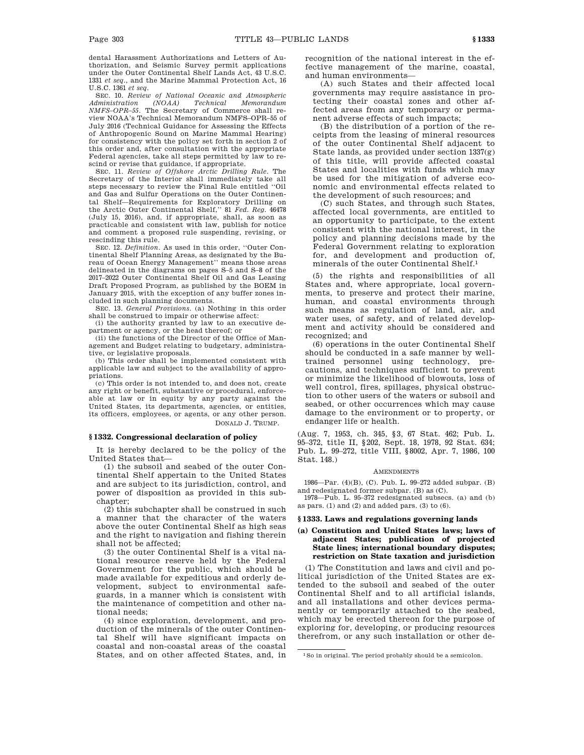dental Harassment Authorizations and Letters of Authorization, and Seismic Survey permit applications under the Outer Continental Shelf Lands Act, 43 U.S.C. 1331 *et seq*., and the Marine Mammal Protection Act, 16 U.S.C. 1361 *et seq*.

SEC. 10. *Review of National Oceanic and Atmospheric Administration (NOAA) Technical Memorandum NMFS–OPR–55*. The Secretary of Commerce shall review NOAA's Technical Memorandum NMFS–OPR–55 of July 2016 (Technical Guidance for Assessing the Effects of Anthropogenic Sound on Marine Mammal Hearing) for consistency with the policy set forth in section 2 of this order and, after consultation with the appropriate Federal agencies, take all steps permitted by law to rescind or revise that guidance, if appropriate.

SEC. 11. *Review of Offshore Arctic Drilling Rule*. The Secretary of the Interior shall immediately take all steps necessary to review the Final Rule entitled "Oil and Gas and Sulfur Operations on the Outer Continental Shelf—Requirements for Exploratory Drilling on the Arctic Outer Continental Shelf," 81 *Fed. Reg.* 46478 (July 15, 2016), and, if appropriate, shall, as soon as practicable and consistent with law, publish for notice and comment a proposed rule suspending, revising, or rescinding this rule.

SEC. 12. *Definition*. As used in this order, "Outer Continental Shelf Planning Areas, as designated by the Bureau of Ocean Energy Management" means those areas delineated in the diagrams on pages S–5 and S–8 of the 2017–2022 Outer Continental Shelf Oil and Gas Leasing Draft Proposed Program, as published by the BOEM in January 2015, with the exception of any buffer zones included in such planning documents.

SEC. 13. *General Provisions*. (a) Nothing in this order shall be construed to impair or otherwise affect:

(i) the authority granted by law to an executive department or agency, or the head thereof; or

(ii) the functions of the Director of the Office of Management and Budget relating to budgetary, administrative, or legislative proposals.

(b) This order shall be implemented consistent with applicable law and subject to the availability of appropriations.

(c) This order is not intended to, and does not, create any right or benefit, substantive or procedural, enforceable at law or in equity by any party against the United States, its departments, agencies, or entities, its officers, employees, or agents, or any other person.

DONALD J. TRUMP.

## § 1332. Congressional declaration of policy

It is hereby declared to be the policy of the United States that—

(1) the subsoil and seabed of the outer Continental Shelf appertain to the United States and are subject to its jurisdiction, control, and power of disposition as provided in this subchapter;

(2) this subchapter shall be construed in such a manner that the character of the waters above the outer Continental Shelf as high seas and the right to navigation and fishing therein shall not be affected;

(3) the outer Continental Shelf is a vital national resource reserve held by the Federal Government for the public, which should be made available for expeditious and orderly development, subject to environmental safeguards, in a manner which is consistent with the maintenance of competition and other national needs;

(4) since exploration, development, and production of the minerals of the outer Continental Shelf will have significant impacts on coastal and non-coastal areas of the coastal States, and on other affected States, and, in recognition of the national interest in the effective management of the marine, coastal, and human environments—

(A) such States and their affected local governments may require assistance in protecting their coastal zones and other affected areas from any temporary or permanent adverse effects of such impacts;

(B) the distribution of a portion of the receipts from the leasing of mineral resources of the outer Continental Shelf adjacent to State lands, as provided under section 1337(g) of this title, will provide affected coastal States and localities with funds which may be used for the mitigation of adverse economic and environmental effects related to the development of such resources; and

(C) such States, and through such States, affected local governments, are entitled to an opportunity to participate, to the extent consistent with the national interest, in the policy and planning decisions made by the Federal Government relating to exploration for, and development and production of, minerals of the outer Continental Shelf.[1]

(5) the rights and responsibilities of all States and, where appropriate, local governments, to preserve and protect their marine, human, and coastal environments through such means as regulation of land, air, and water uses, of safety, and of related development and activity should be considered and recognized; and

(6) operations in the outer Continental Shelf should be conducted in a safe manner by well-trained personnel using technology, precautions, and techniques sufficient to prevent or minimize the likelihood of blowouts, loss of well control, fires, spillages, physical obstruction to other users of the waters or subsoil and seabed, or other occurrences which may cause damage to the environment or to property, or endanger life or health.

(Aug. 7, 1953, ch. 345, § 3, 67 Stat. 462; Pub. L. 95–372, title II, § 202, Sept. 18, 1978, 92 Stat. 634; Pub. L. 99–272, title VIII, § 8002, Apr. 7, 1986, 100 Stat. 148.)

AMENDMENTS

1986—Par. (4)(B), (C). Pub. L. 99–272 added subpar. (B) and redesignated former subpar. (B) as (C).

1978—Pub. L. 95–372 redesignated subsecs. (a) and (b) as pars. (1) and (2) and added pars. (3) to (6).

## § 1333. Laws and regulations governing lands

### (a) Constitution and United States laws; laws of adjacent States; publication of projected State lines; international boundary disputes; restriction on State taxation and jurisdiction

(1) The Constitution and laws and civil and political jurisdiction of the United States are extended to the subsoil and seabed of the outer Continental Shelf and to all artificial islands, and all installations and other devices permanently or temporarily attached to the seabed, which may be erected thereon for the purpose of exploring for, developing, or producing resources therefrom, or any such installation or other de-

[1] So in original. The period probably should be a semicolon.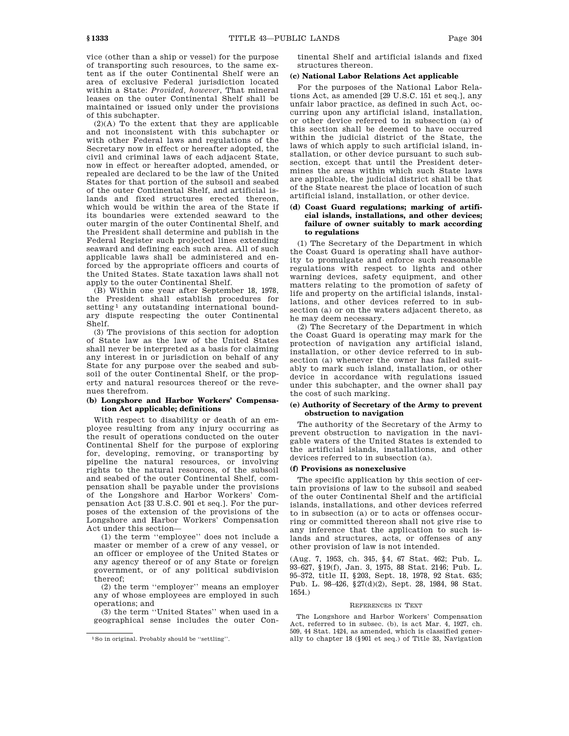vice (other than a ship or vessel) for the purpose of transporting such resources, to the same extent as if the outer Continental Shelf were an area of exclusive Federal jurisdiction located within a State: *Provided, however*, That mineral leases on the outer Continental Shelf shall be maintained or issued only under the provisions of this subchapter.

(2)(A) To the extent that they are applicable and not inconsistent with this subchapter or with other Federal laws and regulations of the Secretary now in effect or hereafter adopted, the civil and criminal laws of each adjacent State, now in effect or hereafter adopted, amended, or repealed are declared to be the law of the United States for that portion of the subsoil and seabed of the outer Continental Shelf, and artificial islands and fixed structures erected thereon, which would be within the area of the State if its boundaries were extended seaward to the outer margin of the outer Continental Shelf, and the President shall determine and publish in the Federal Register such projected lines extending seaward and defining each such area. All of such applicable laws shall be administered and enforced by the appropriate officers and courts of the United States. State taxation laws shall not apply to the outer Continental Shelf.

(B) Within one year after September 18, 1978, the President shall establish procedures for setting[1] any outstanding international boundary dispute respecting the outer Continental Shelf.

(3) The provisions of this section for adoption of State law as the law of the United States shall never be interpreted as a basis for claiming any interest in or jurisdiction on behalf of any State for any purpose over the seabed and subsoil of the outer Continental Shelf, or the property and natural resources thereof or the revenues therefrom.

#### (b) Longshore and Harbor Workers' Compensation Act applicable; definitions

With respect to disability or death of an employee resulting from any injury occurring as the result of operations conducted on the outer Continental Shelf for the purpose of exploring for, developing, removing, or transporting by pipeline the natural resources, or involving rights to the natural resources, of the subsoil and seabed of the outer Continental Shelf, compensation shall be payable under the provisions of the Longshore and Harbor Workers' Compensation Act [33 U.S.C. 901 et seq.]. For the purposes of the extension of the provisions of the Longshore and Harbor Workers' Compensation Act under this section—

(1) the term ''employee'' does not include a master or member of a crew of any vessel, or an officer or employee of the United States or any agency thereof or of any State or foreign government, or of any political subdivision thereof;

(2) the term ''employer'' means an employer any of whose employees are employed in such operations; and

(3) the term ''United States'' when used in a geographical sense includes the outer Continental Shelf and artificial islands and fixed structures thereon.

#### (c) National Labor Relations Act applicable

For the purposes of the National Labor Relations Act, as amended [29 U.S.C. 151 et seq.], any unfair labor practice, as defined in such Act, occurring upon any artificial island, installation, or other device referred to in subsection (a) of this section shall be deemed to have occurred within the judicial district of the State, the laws of which apply to such artificial island, installation, or other device pursuant to such subsection, except that until the President determines the areas within which such State laws are applicable, the judicial district shall be that of the State nearest the place of location of such artificial island, installation, or other device.

#### (d) Coast Guard regulations; marking of artificial islands, installations, and other devices; failure of owner suitably to mark according to regulations

(1) The Secretary of the Department in which the Coast Guard is operating shall have authority to promulgate and enforce such reasonable regulations with respect to lights and other warning devices, safety equipment, and other matters relating to the promotion of safety of life and property on the artificial islands, installations, and other devices referred to in subsection (a) or on the waters adjacent thereto, as he may deem necessary.

(2) The Secretary of the Department in which the Coast Guard is operating may mark for the protection of navigation any artificial island, installation, or other device referred to in subsection (a) whenever the owner has failed suitably to mark such island, installation, or other device in accordance with regulations issued under this subchapter, and the owner shall pay the cost of such marking.

#### (e) Authority of Secretary of the Army to prevent obstruction to navigation

The authority of the Secretary of the Army to prevent obstruction to navigation in the navigable waters of the United States is extended to the artificial islands, installations, and other devices referred to in subsection (a).

#### (f) Provisions as nonexclusive

The specific application by this section of certain provisions of law to the subsoil and seabed of the outer Continental Shelf and the artificial islands, installations, and other devices referred to in subsection (a) or to acts or offenses occurring or committed thereon shall not give rise to any inference that the application to such islands and structures, acts, or offenses of any other provision of law is not intended.

(Aug. 7, 1953, ch. 345, §4, 67 Stat. 462; Pub. L. 93–627, §19(f), Jan. 3, 1975, 88 Stat. 2146; Pub. L. 95–372, title II, §203, Sept. 18, 1978, 92 Stat. 635; Pub. L. 98–426, §27(d)(2), Sept. 28, 1984, 98 Stat. 1654.)

REFERENCES IN TEXT

The Longshore and Harbor Workers' Compensation Act, referred to in subsec. (b), is act Mar. 4, 1927, ch. 509, 44 Stat. 1424, as amended, which is classified generally to chapter 18 (§901 et seq.) of Title 33, Navigation

[1] So in original. Probably should be ''settling''.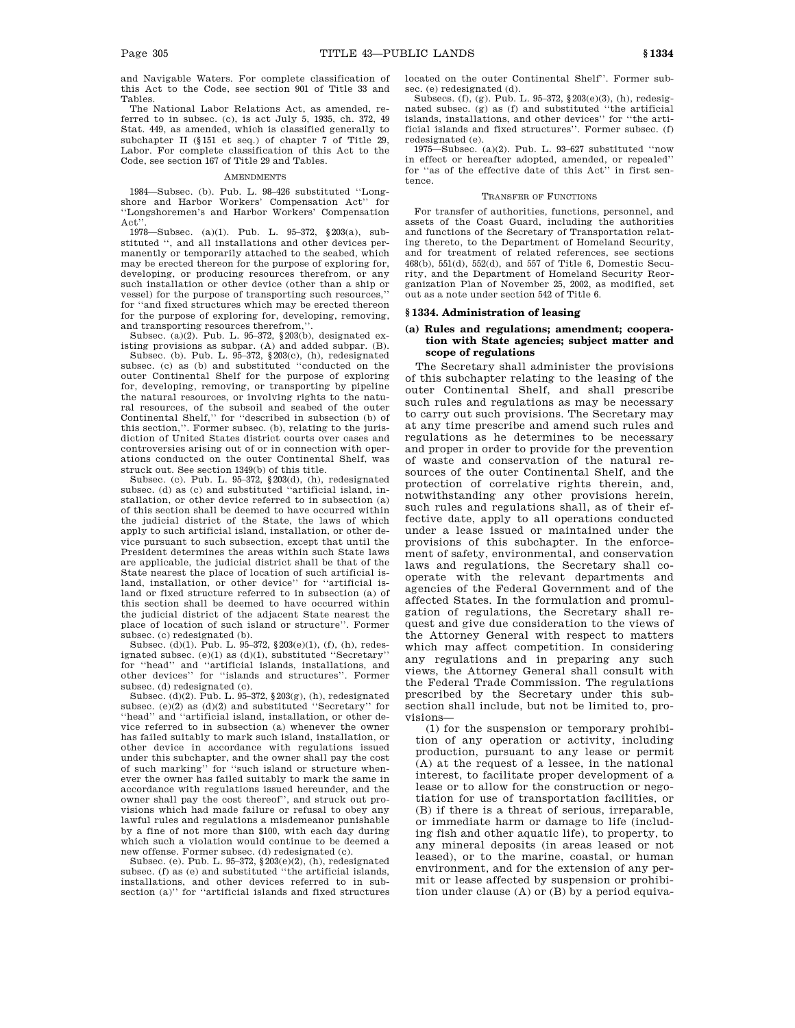and Navigable Waters. For complete classification of this Act to the Code, see section 901 of Title 33 and Tables.

The National Labor Relations Act, as amended, referred to in subsec. (c), is act July 5, 1935, ch. 372, 49 Stat. 449, as amended, which is classified generally to subchapter II (§151 et seq.) of chapter 7 of Title 29, Labor. For complete classification of this Act to the Code, see section 167 of Title 29 and Tables.

AMENDMENTS

1984—Subsec. (b). Pub. L. 98–426 substituted ''Longshore and Harbor Workers' Compensation Act'' for ''Longshoremen's and Harbor Workers' Compensation Act''.

1978—Subsec. (a)(1). Pub. L. 95–372, §203(a), substituted '', and all installations and other devices permanently or temporarily attached to the seabed, which may be erected thereon for the purpose of exploring for, developing, or producing resources therefrom, or any such installation or other device (other than a ship or vessel) for the purpose of transporting such resources,'' for ''and fixed structures which may be erected thereon for the purpose of exploring for, developing, removing, and transporting resources therefrom,''.

Subsec. (a)(2). Pub. L. 95–372, §203(b), designated existing provisions as subpar. (A) and added subpar. (B).

Subsec. (b). Pub. L. 95–372, §203(c), (h), redesignated subsec. (c) as (b) and substituted ''conducted on the outer Continental Shelf for the purpose of exploring for, developing, removing, or transporting by pipeline the natural resources, or involving rights to the natural resources, of the subsoil and seabed of the outer Continental Shelf,'' for ''described in subsection (b) of this section,''. Former subsec. (b), relating to the jurisdiction of United States district courts over cases and controversies arising out of or in connection with operations conducted on the outer Continental Shelf, was struck out. See section 1349(b) of this title.

Subsec. (c). Pub. L. 95–372, §203(d), (h), redesignated subsec. (d) as (c) and substituted ''artificial island, installation, or other device referred to in subsection (a) of this section shall be deemed to have occurred within the judicial district of the State, the laws of which apply to such artificial island, installation, or other device pursuant to such subsection, except that until the President determines the areas within such State laws are applicable, the judicial district shall be that of the State nearest the place of location of such artificial island, installation, or other device'' for ''artificial island or fixed structure referred to in subsection (a) of this section shall be deemed to have occurred within the judicial district of the adjacent State nearest the place of location of such island or structure''. Former subsec. (c) redesignated (b).

Subsec. (d)(1). Pub. L. 95–372, §203(e)(1), (f), (h), redesignated subsec. (e)(1) as (d)(1), substituted ''Secretary'' for ''head'' and ''artificial islands, installations, and other devices'' for ''islands and structures''. Former subsec. (d) redesignated (c).

Subsec. (d)(2). Pub. L. 95–372, §203(g), (h), redesignated subsec. (e)(2) as (d)(2) and substituted ''Secretary'' for ''head'' and ''artificial island, installation, or other device referred to in subsection (a) whenever the owner has failed suitably to mark such island, installation, or other device in accordance with regulations issued under this subchapter, and the owner shall pay the cost of such marking'' for ''such island or structure whenever the owner has failed suitably to mark the same in accordance with regulations issued hereunder, and the owner shall pay the cost thereof'', and struck out provisions which had made failure or refusal to obey any lawful rules and regulations a misdemeanor punishable by a fine of not more than $100, with each day during which such a violation would continue to be deemed a new offense. Former subsec. (d) redesignated (c).

Subsec. (e). Pub. L. 95–372, §203(e)(2), (h), redesignated subsec. (f) as (e) and substituted ''the artificial islands, installations, and other devices referred to in subsection (a)'' for ''artificial islands and fixed structures located on the outer Continental Shelf''. Former subsec. (e) redesignated (d).

Subsecs. (f), (g). Pub. L. 95–372, §203(e)(3), (h), redesignated subsec. (g) as (f) and substituted ''the artificial islands, installations, and other devices'' for ''the artificial islands and fixed structures''. Former subsec. (f) redesignated (e).

1975—Subsec. (a)(2). Pub. L. 93–627 substituted ''now in effect or hereafter adopted, amended, or repealed'' for ''as of the effective date of this Act'' in first sentence.

TRANSFER OF FUNCTIONS

For transfer of authorities, functions, personnel, and assets of the Coast Guard, including the authorities and functions of the Secretary of Transportation relating thereto, to the Department of Homeland Security, and for treatment of related references, see sections 468(b), 551(d), 552(d), and 557 of Title 6, Domestic Security, and the Department of Homeland Security Reorganization Plan of November 25, 2002, as modified, set out as a note under section 542 of Title 6.

## §1334. Administration of leasing

### (a) Rules and regulations; amendment; cooperation with State agencies; subject matter and scope of regulations

The Secretary shall administer the provisions of this subchapter relating to the leasing of the outer Continental Shelf, and shall prescribe such rules and regulations as may be necessary to carry out such provisions. The Secretary may at any time prescribe and amend such rules and regulations as he determines to be necessary and proper in order to provide for the prevention of waste and conservation of the natural resources of the outer Continental Shelf, and the protection of correlative rights therein, and, notwithstanding any other provisions herein, such rules and regulations shall, as of their effective date, apply to all operations conducted under a lease issued or maintained under the provisions of this subchapter. In the enforcement of safety, environmental, and conservation laws and regulations, the Secretary shall cooperate with the relevant departments and agencies of the Federal Government and of the affected States. In the formulation and promulgation of regulations, the Secretary shall request and give due consideration to the views of the Attorney General with respect to matters which may affect competition. In considering any regulations and in preparing any such views, the Attorney General shall consult with the Federal Trade Commission. The regulations prescribed by the Secretary under this subsection shall include, but not be limited to, provisions—

(1) for the suspension or temporary prohibition of any operation or activity, including production, pursuant to any lease or permit (A) at the request of a lessee, in the national interest, to facilitate proper development of a lease or to allow for the construction or negotiation for use of transportation facilities, or (B) if there is a threat of serious, irreparable, or immediate harm or damage to life (including fish and other aquatic life), to property, to any mineral deposits (in areas leased or not leased), or to the marine, coastal, or human environment, and for the extension of any permit or lease affected by suspension or prohibition under clause (A) or (B) by a period equiva-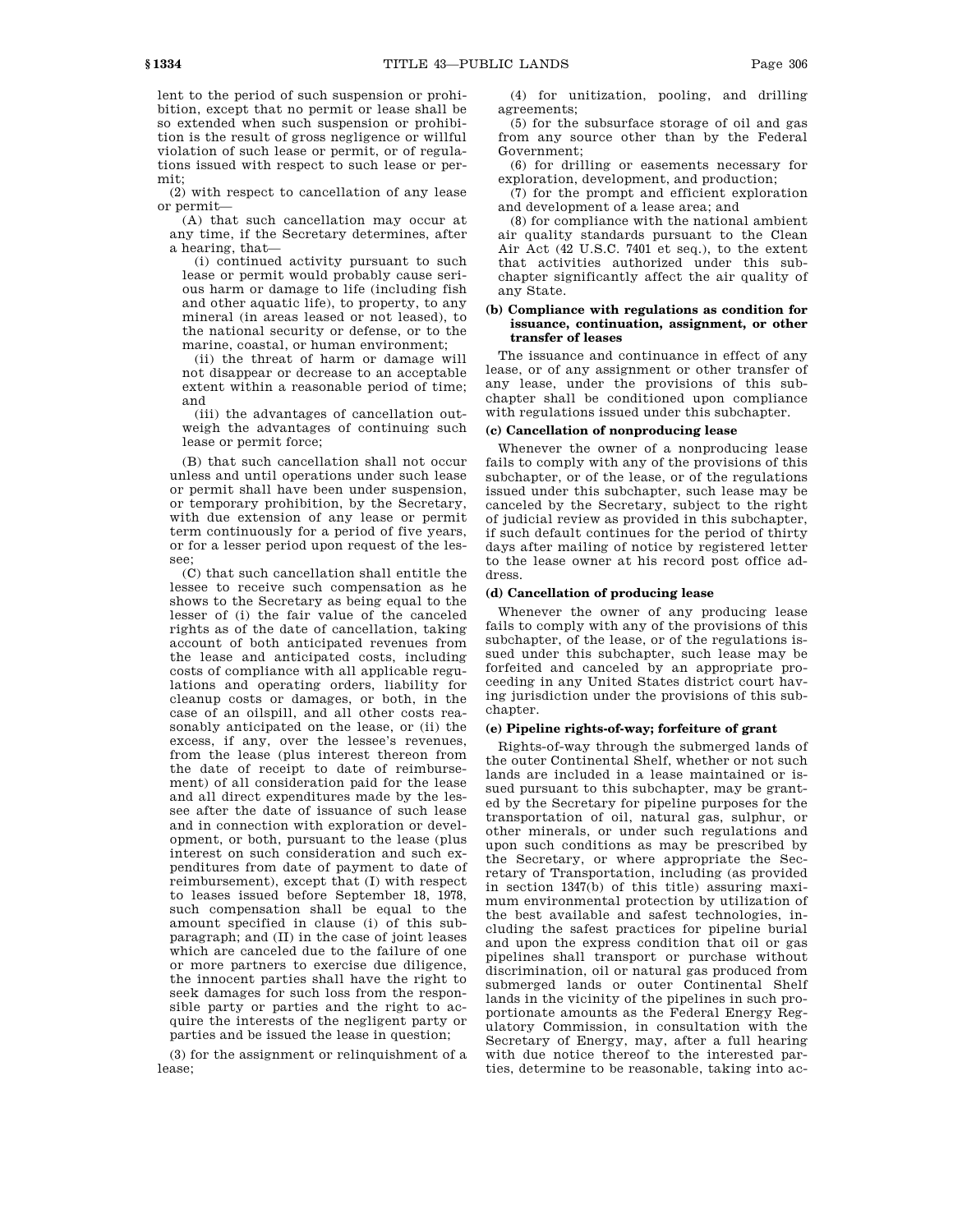lent to the period of such suspension or prohibition, except that no permit or lease shall be so extended when such suspension or prohibition is the result of gross negligence or willful violation of such lease or permit, or of regulations issued with respect to such lease or permit;

(2) with respect to cancellation of any lease or permit—

(A) that such cancellation may occur at any time, if the Secretary determines, after a hearing, that—

(i) continued activity pursuant to such lease or permit would probably cause serious harm or damage to life (including fish and other aquatic life), to property, to any mineral (in areas leased or not leased), to the national security or defense, or to the marine, coastal, or human environment;

(ii) the threat of harm or damage will not disappear or decrease to an acceptable extent within a reasonable period of time; and

(iii) the advantages of cancellation outweigh the advantages of continuing such lease or permit force;

(B) that such cancellation shall not occur unless and until operations under such lease or permit shall have been under suspension, or temporary prohibition, by the Secretary, with due extension of any lease or permit term continuously for a period of five years, or for a lesser period upon request of the lessee;

(C) that such cancellation shall entitle the lessee to receive such compensation as he shows to the Secretary as being equal to the lesser of (i) the fair value of the canceled rights as of the date of cancellation, taking account of both anticipated revenues from the lease and anticipated costs, including costs of compliance with all applicable regulations and operating orders, liability for cleanup costs or damages, or both, in the case of an oilspill, and all other costs reasonably anticipated on the lease, or (ii) the excess, if any, over the lessee's revenues, from the lease (plus interest thereon from the date of receipt to date of reimbursement) of all consideration paid for the lease and all direct expenditures made by the lessee after the date of issuance of such lease and in connection with exploration or development, or both, pursuant to the lease (plus interest on such consideration and such expenditures from date of payment to date of reimbursement), except that (I) with respect to leases issued before September 18, 1978, such compensation shall be equal to the amount specified in clause (i) of this subparagraph; and (II) in the case of joint leases which are canceled due to the failure of one or more partners to exercise due diligence, the innocent parties shall have the right to seek damages for such loss from the responsible party or parties and the right to acquire the interests of the negligent party or parties and be issued the lease in question;

(3) for the assignment or relinquishment of a lease;

(4) for unitization, pooling, and drilling agreements;

(5) for the subsurface storage of oil and gas from any source other than by the Federal Government;

(6) for drilling or easements necessary for exploration, development, and production;

(7) for the prompt and efficient exploration and development of a lease area; and

(8) for compliance with the national ambient air quality standards pursuant to the Clean Air Act (42 U.S.C. 7401 et seq.), to the extent that activities authorized under this subchapter significantly affect the air quality of any State.

#### (b) Compliance with regulations as condition for issuance, continuation, assignment, or other transfer of leases

The issuance and continuance in effect of any lease, or of any assignment or other transfer of any lease, under the provisions of this subchapter shall be conditioned upon compliance with regulations issued under this subchapter.

#### (c) Cancellation of nonproducing lease

Whenever the owner of a nonproducing lease fails to comply with any of the provisions of this subchapter, or of the lease, or of the regulations issued under this subchapter, such lease may be canceled by the Secretary, subject to the right of judicial review as provided in this subchapter, if such default continues for the period of thirty days after mailing of notice by registered letter to the lease owner at his record post office address.

#### (d) Cancellation of producing lease

Whenever the owner of any producing lease fails to comply with any of the provisions of this subchapter, of the lease, or of the regulations issued under this subchapter, such lease may be forfeited and canceled by an appropriate proceeding in any United States district court having jurisdiction under the provisions of this subchapter.

#### (e) Pipeline rights-of-way; forfeiture of grant

Rights-of-way through the submerged lands of the outer Continental Shelf, whether or not such lands are included in a lease maintained or issued pursuant to this subchapter, may be granted by the Secretary for pipeline purposes for the transportation of oil, natural gas, sulphur, or other minerals, or under such regulations and upon such conditions as may be prescribed by the Secretary, or where appropriate the Secretary of Transportation, including (as provided in section 1347(b) of this title) assuring maximum environmental protection by utilization of the best available and safest technologies, including the safest practices for pipeline burial and upon the express condition that oil or gas pipelines shall transport or purchase without discrimination, oil or natural gas produced from submerged lands or outer Continental Shelf lands in the vicinity of the pipelines in such proportionate amounts as the Federal Energy Regulatory Commission, in consultation with the Secretary of Energy, may, after a full hearing with due notice thereof to the interested parties, determine to be reasonable, taking into ac-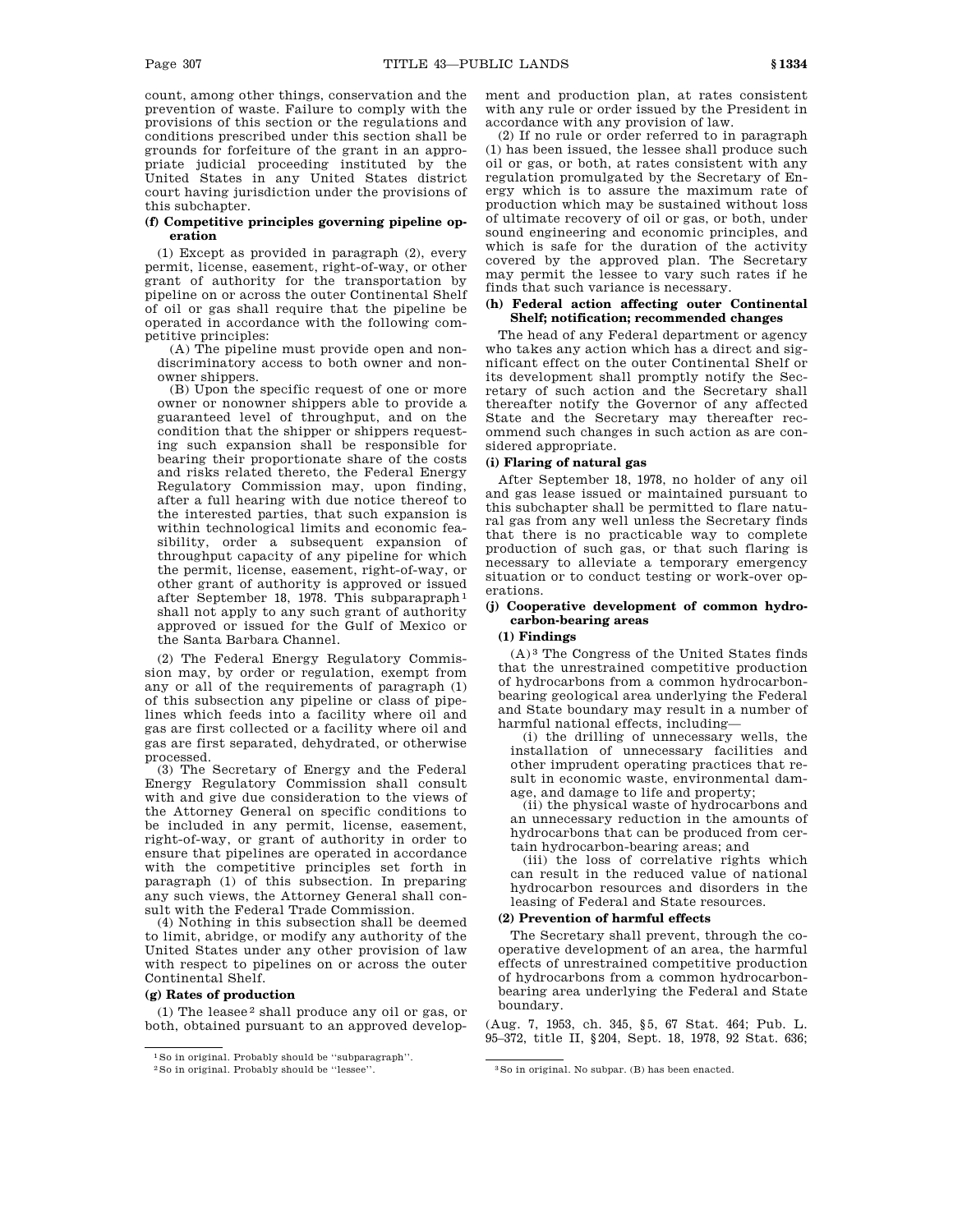count, among other things, conservation and the prevention of waste. Failure to comply with the provisions of this section or the regulations and conditions prescribed under this section shall be grounds for forfeiture of the grant in an appropriate judicial proceeding instituted by the United States in any United States district court having jurisdiction under the provisions of this subchapter.

#### (f) Competitive principles governing pipeline operation

(1) Except as provided in paragraph (2), every permit, license, easement, right-of-way, or other grant of authority for the transportation by pipeline on or across the outer Continental Shelf of oil or gas shall require that the pipeline be operated in accordance with the following competitive principles:

(A) The pipeline must provide open and nondiscriminatory access to both owner and nonowner shippers.

(B) Upon the specific request of one or more owner or nonowner shippers able to provide a guaranteed level of throughput, and on the condition that the shipper or shippers requesting such expansion shall be responsible for bearing their proportionate share of the costs and risks related thereto, the Federal Energy Regulatory Commission may, upon finding, after a full hearing with due notice thereof to the interested parties, that such expansion is within technological limits and economic feasibility, order a subsequent expansion of throughput capacity of any pipeline for which the permit, license, easement, right-of-way, or other grant of authority is approved or issued after September 18, 1978. This subparapraph[1] shall not apply to any such grant of authority approved or issued for the Gulf of Mexico or the Santa Barbara Channel.

(2) The Federal Energy Regulatory Commission may, by order or regulation, exempt from any or all of the requirements of paragraph (1) of this subsection any pipeline or class of pipelines which feeds into a facility where oil and gas are first collected or a facility where oil and gas are first separated, dehydrated, or otherwise processed.

(3) The Secretary of Energy and the Federal Energy Regulatory Commission shall consult with and give due consideration to the views of the Attorney General on specific conditions to be included in any permit, license, easement, right-of-way, or grant of authority in order to ensure that pipelines are operated in accordance with the competitive principles set forth in paragraph (1) of this subsection. In preparing any such views, the Attorney General shall consult with the Federal Trade Commission.

(4) Nothing in this subsection shall be deemed to limit, abridge, or modify any authority of the United States under any other provision of law with respect to pipelines on or across the outer Continental Shelf.

#### (g) Rates of production

(1) The leasee[2] shall produce any oil or gas, or both, obtained pursuant to an approved development and production plan, at rates consistent with any rule or order issued by the President in accordance with any provision of law.

(2) If no rule or order referred to in paragraph (1) has been issued, the lessee shall produce such oil or gas, or both, at rates consistent with any regulation promulgated by the Secretary of Energy which is to assure the maximum rate of production which may be sustained without loss of ultimate recovery of oil or gas, or both, under sound engineering and economic principles, and which is safe for the duration of the activity covered by the approved plan. The Secretary may permit the lessee to vary such rates if he finds that such variance is necessary.

#### (h) Federal action affecting outer Continental Shelf; notification; recommended changes

The head of any Federal department or agency who takes any action which has a direct and significant effect on the outer Continental Shelf or its development shall promptly notify the Secretary of such action and the Secretary shall thereafter notify the Governor of any affected State and the Secretary may thereafter recommend such changes in such action as are considered appropriate.

#### (i) Flaring of natural gas

After September 18, 1978, no holder of any oil and gas lease issued or maintained pursuant to this subchapter shall be permitted to flare natural gas from any well unless the Secretary finds that there is no practicable way to complete production of such gas, or that such flaring is necessary to alleviate a temporary emergency situation or to conduct testing or work-over operations.

#### (j) Cooperative development of common hydrocarbon-bearing areas

##### (1) Findings

(A)[3] The Congress of the United States finds that the unrestrained competitive production of hydrocarbons from a common hydrocarbon-bearing geological area underlying the Federal and State boundary may result in a number of harmful national effects, including—

(i) the drilling of unnecessary wells, the installation of unnecessary facilities and other imprudent operating practices that result in economic waste, environmental damage, and damage to life and property;

(ii) the physical waste of hydrocarbons and an unnecessary reduction in the amounts of hydrocarbons that can be produced from certain hydrocarbon-bearing areas; and

(iii) the loss of correlative rights which can result in the reduced value of national hydrocarbon resources and disorders in the leasing of Federal and State resources.

##### (2) Prevention of harmful effects

The Secretary shall prevent, through the cooperative development of an area, the harmful effects of unrestrained competitive production of hydrocarbons from a common hydrocarbon-bearing area underlying the Federal and State boundary.

(Aug. 7, 1953, ch. 345, §5, 67 Stat. 464; Pub. L. 95–372, title II, §204, Sept. 18, 1978, 92 Stat. 636;

---

[1] So in original. Probably should be "subparagraph".

[2] So in original. Probably should be "lessee".

[3] So in original. No subpar. (B) has been enacted.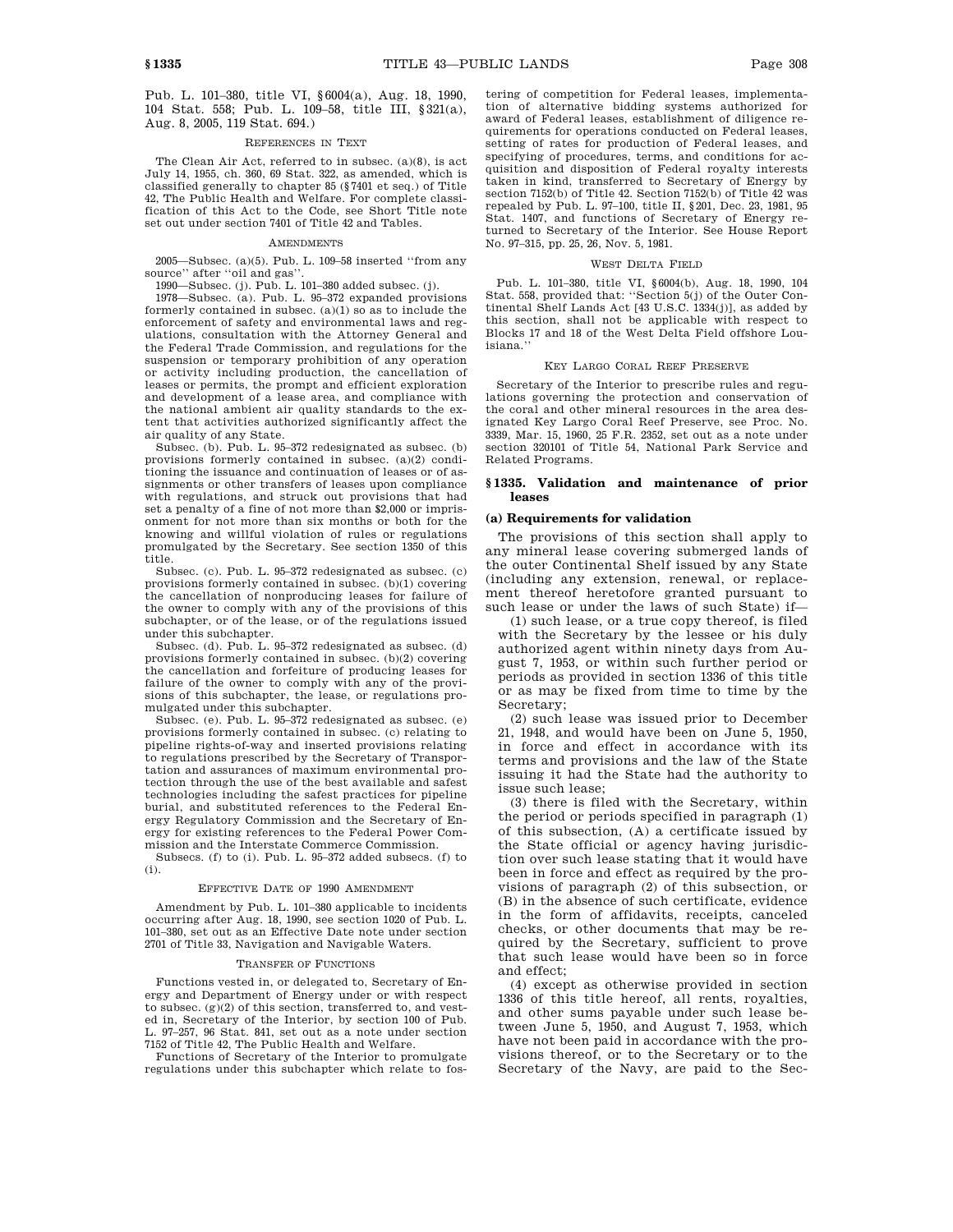Pub. L. 101–380, title VI, §6004(a), Aug. 18, 1990, 104 Stat. 558; Pub. L. 109–58, title III, §321(a), Aug. 8, 2005, 119 Stat. 694.)

REFERENCES IN TEXT

The Clean Air Act, referred to in subsec. (a)(8), is act July 14, 1955, ch. 360, 69 Stat. 322, as amended, which is classified generally to chapter 85 (§7401 et seq.) of Title 42, The Public Health and Welfare. For complete classification of this Act to the Code, see Short Title note set out under section 7401 of Title 42 and Tables.

AMENDMENTS

2005—Subsec. (a)(5). Pub. L. 109–58 inserted "from any source" after "oil and gas".

1990—Subsec. (j). Pub. L. 101–380 added subsec. (j).

1978—Subsec. (a). Pub. L. 95–372 expanded provisions formerly contained in subsec. (a)(1) so as to include the enforcement of safety and environmental laws and regulations, consultation with the Attorney General and the Federal Trade Commission, and regulations for the suspension or temporary prohibition of any operation or activity including production, the cancellation of leases or permits, the prompt and efficient exploration and development of a lease area, and compliance with the national ambient air quality standards to the extent that activities authorized significantly affect the air quality of any State.

Subsec. (b). Pub. L. 95–372 redesignated as subsec. (b) provisions formerly contained in subsec. (a)(2) conditioning the issuance and continuation of leases or of assignments or other transfers of leases upon compliance with regulations, and struck out provisions that had set a penalty of a fine of not more than $2,000 or imprisonment for not more than six months or both for the knowing and willful violation of rules or regulations promulgated by the Secretary. See section 1350 of this title.

Subsec. (c). Pub. L. 95–372 redesignated as subsec. (c) provisions formerly contained in subsec. (b)(1) covering the cancellation of nonproducing leases for failure of the owner to comply with any of the provisions of this subchapter, or of the lease, or of the regulations issued under this subchapter.

Subsec. (d). Pub. L. 95–372 redesignated as subsec. (d) provisions formerly contained in subsec. (b)(2) covering the cancellation and forfeiture of producing leases for failure of the owner to comply with any of the provisions of this subchapter, the lease, or regulations promulgated under this subchapter.

Subsec. (e). Pub. L. 95–372 redesignated as subsec. (e) provisions formerly contained in subsec. (c) relating to pipeline rights-of-way and inserted provisions relating to regulations prescribed by the Secretary of Transportation and assurances of maximum environmental protection through the use of the best available and safest technologies including the safest practices for pipeline burial, and substituted references to the Federal Energy Regulatory Commission and the Secretary of Energy for existing references to the Federal Power Commission and the Interstate Commerce Commission.

Subsecs. (f) to (i). Pub. L. 95–372 added subsecs. (f) to (i).

EFFECTIVE DATE OF 1990 AMENDMENT

Amendment by Pub. L. 101–380 applicable to incidents occurring after Aug. 18, 1990, see section 1020 of Pub. L. 101–380, set out as an Effective Date note under section 2701 of Title 33, Navigation and Navigable Waters.

TRANSFER OF FUNCTIONS

Functions vested in, or delegated to, Secretary of Energy and Department of Energy under or with respect to subsec. (g)(2) of this section, transferred to, and vested in, Secretary of the Interior, by section 100 of Pub. L. 97–257, 96 Stat. 841, set out as a note under section 7152 of Title 42, The Public Health and Welfare.

Functions of Secretary of the Interior to promulgate regulations under this subchapter which relate to fostering of competition for Federal leases, implementation of alternative bidding systems authorized for award of Federal leases, establishment of diligence requirements for operations conducted on Federal leases, setting of rates for production of Federal leases, and specifying of procedures, terms, and conditions for acquisition and disposition of Federal royalty interests taken in kind, transferred to Secretary of Energy by section 7152(b) of Title 42. Section 7152(b) of Title 42 was repealed by Pub. L. 97–100, title II, §201, Dec. 23, 1981, 95 Stat. 1407, and functions of Secretary of Energy returned to Secretary of the Interior. See House Report No. 97–315, pp. 25, 26, Nov. 5, 1981.

WEST DELTA FIELD

Pub. L. 101–380, title VI, §6004(b), Aug. 18, 1990, 104 Stat. 558, provided that: "Section 5(j) of the Outer Continental Shelf Lands Act [43 U.S.C. 1334(j)], as added by this section, shall not be applicable with respect to Blocks 17 and 18 of the West Delta Field offshore Louisiana."

KEY LARGO CORAL REEF PRESERVE

Secretary of the Interior to prescribe rules and regulations governing the protection and conservation of the coral and other mineral resources in the area designated Key Largo Coral Reef Preserve, see Proc. No. 3339, Mar. 15, 1960, 25 F.R. 2352, set out as a note under section 320101 of Title 54, National Park Service and Related Programs.

## §1335. Validation and maintenance of prior leases

### (a) Requirements for validation

The provisions of this section shall apply to any mineral lease covering submerged lands of the outer Continental Shelf issued by any State (including any extension, renewal, or replacement thereof heretofore granted pursuant to such lease or under the laws of such State) if—

(1) such lease, or a true copy thereof, is filed with the Secretary by the lessee or his duly authorized agent within ninety days from August 7, 1953, or within such further period or periods as provided in section 1336 of this title or as may be fixed from time to time by the Secretary;

(2) such lease was issued prior to December 21, 1948, and would have been on June 5, 1950, in force and effect in accordance with its terms and provisions and the law of the State issuing it had the State had the authority to issue such lease;

(3) there is filed with the Secretary, within the period or periods specified in paragraph (1) of this subsection, (A) a certificate issued by the State official or agency having jurisdiction over such lease stating that it would have been in force and effect as required by the provisions of paragraph (2) of this subsection, or (B) in the absence of such certificate, evidence in the form of affidavits, receipts, canceled checks, or other documents that may be required by the Secretary, sufficient to prove that such lease would have been so in force and effect;

(4) except as otherwise provided in section 1336 of this title hereof, all rents, royalties, and other sums payable under such lease between June 5, 1950, and August 7, 1953, which have not been paid in accordance with the provisions thereof, or to the Secretary or to the Secretary of the Navy, are paid to the Sec-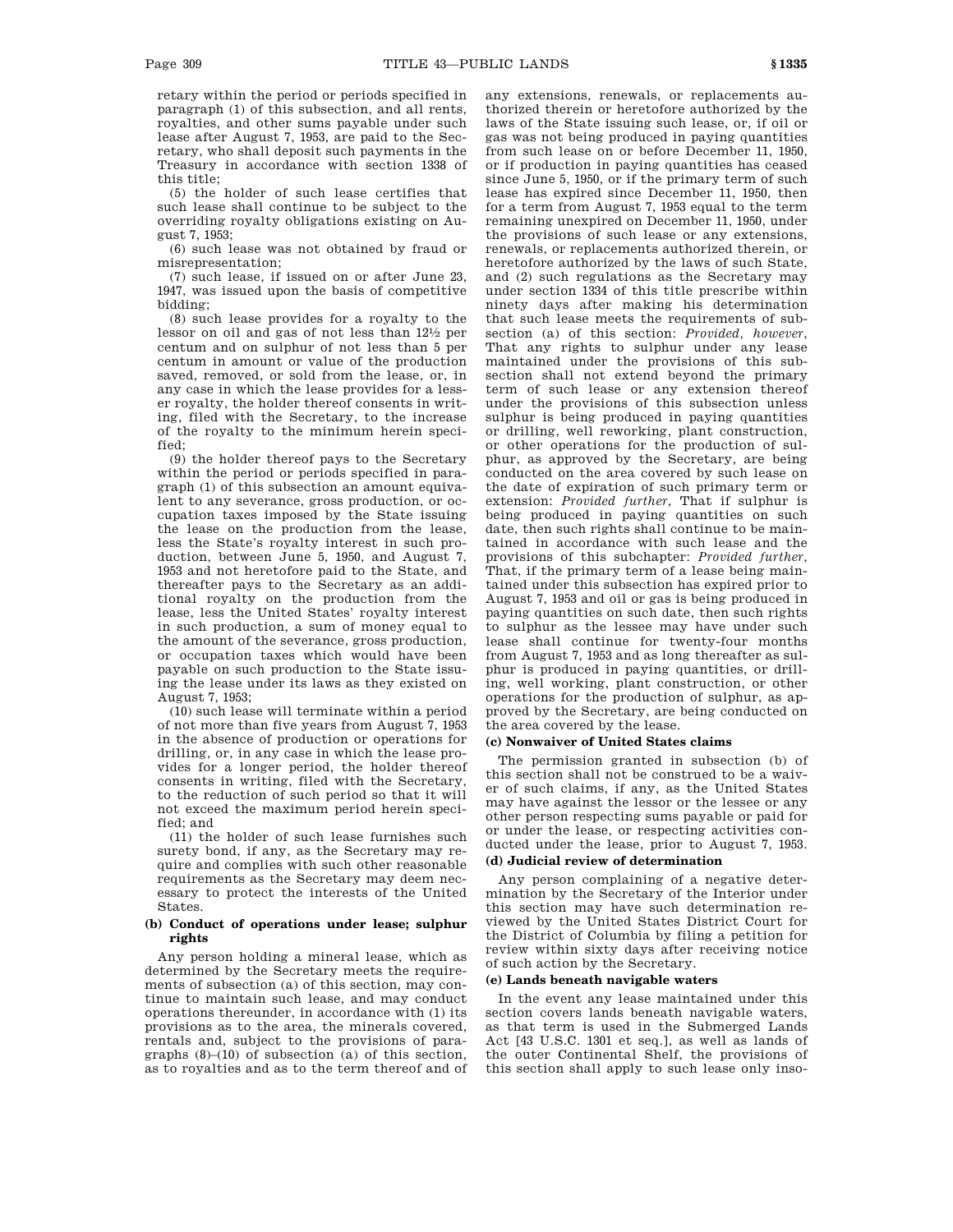retary within the period or periods specified in paragraph (1) of this subsection, and all rents, royalties, and other sums payable under such lease after August 7, 1953, are paid to the Secretary, who shall deposit such payments in the Treasury in accordance with section 1338 of this title;

(5) the holder of such lease certifies that such lease shall continue to be subject to the overriding royalty obligations existing on August 7, 1953;

(6) such lease was not obtained by fraud or misrepresentation;

(7) such lease, if issued on or after June 23, 1947, was issued upon the basis of competitive bidding;

(8) such lease provides for a royalty to the lessor on oil and gas of not less than 12½ per centum and on sulphur of not less than 5 per centum in amount or value of the production saved, removed, or sold from the lease, or, in any case in which the lease provides for a lesser royalty, the holder thereof consents in writing, filed with the Secretary, to the increase of the royalty to the minimum herein specified;

(9) the holder thereof pays to the Secretary within the period or periods specified in paragraph (1) of this subsection an amount equivalent to any severance, gross production, or occupation taxes imposed by the State issuing the lease on the production from the lease, less the State's royalty interest in such production, between June 5, 1950, and August 7, 1953 and not heretofore paid to the State, and thereafter pays to the Secretary as an additional royalty on the production from the lease, less the United States' royalty interest in such production, a sum of money equal to the amount of the severance, gross production, or occupation taxes which would have been payable on such production to the State issuing the lease under its laws as they existed on August 7, 1953;

(10) such lease will terminate within a period of not more than five years from August 7, 1953 in the absence of production or operations for drilling, or, in any case in which the lease provides for a longer period, the holder thereof consents in writing, filed with the Secretary, to the reduction of such period so that it will not exceed the maximum period herein specified; and

(11) the holder of such lease furnishes such surety bond, if any, as the Secretary may require and complies with such other reasonable requirements as the Secretary may deem necessary to protect the interests of the United States.

**(b) Conduct of operations under lease; sulphur rights**

Any person holding a mineral lease, which as determined by the Secretary meets the requirements of subsection (a) of this section, may continue to maintain such lease, and may conduct operations thereunder, in accordance with (1) its provisions as to the area, the minerals covered, rentals and, subject to the provisions of paragraphs (8)–(10) of subsection (a) of this section, as to royalties and as to the term thereof and of any extensions, renewals, or replacements authorized therein or heretofore authorized by the laws of the State issuing such lease, or, if oil or gas was not being produced in paying quantities from such lease on or before December 11, 1950, or if production in paying quantities has ceased since June 5, 1950, or if the primary term of such lease has expired since December 11, 1950, then for a term from August 7, 1953 equal to the term remaining unexpired on December 11, 1950, under the provisions of such lease or any extensions, renewals, or replacements authorized therein, or heretofore authorized by the laws of such State, and (2) such regulations as the Secretary may under section 1334 of this title prescribe within ninety days after making his determination that such lease meets the requirements of subsection (a) of this section: *Provided, however*, That any rights to sulphur under any lease maintained under the provisions of this subsection shall not extend beyond the primary term of such lease or any extension thereof under the provisions of this subsection unless sulphur is being produced in paying quantities or drilling, well reworking, plant construction, or other operations for the production of sulphur, as approved by the Secretary, are being conducted on the area covered by such lease on the date of expiration of such primary term or extension: *Provided further*, That if sulphur is being produced in paying quantities on such date, then such rights shall continue to be maintained in accordance with such lease and the provisions of this subchapter: *Provided further*, That, if the primary term of a lease being maintained under this subsection has expired prior to August 7, 1953 and oil or gas is being produced in paying quantities on such date, then such rights to sulphur as the lessee may have under such lease shall continue for twenty-four months from August 7, 1953 and as long thereafter as sulphur is produced in paying quantities, or drilling, well working, plant construction, or other operations for the production of sulphur, as approved by the Secretary, are being conducted on the area covered by the lease.

**(c) Nonwaiver of United States claims**

The permission granted in subsection (b) of this section shall not be construed to be a waiver of such claims, if any, as the United States may have against the lessor or the lessee or any other person respecting sums payable or paid for or under the lease, or respecting activities conducted under the lease, prior to August 7, 1953.

**(d) Judicial review of determination**

Any person complaining of a negative determination by the Secretary of the Interior under this section may have such determination reviewed by the United States District Court for the District of Columbia by filing a petition for review within sixty days after receiving notice of such action by the Secretary.

**(e) Lands beneath navigable waters**

In the event any lease maintained under this section covers lands beneath navigable waters, as that term is used in the Submerged Lands Act [43 U.S.C. 1301 et seq.], as well as lands of the outer Continental Shelf, the provisions of this section shall apply to such lease only inso-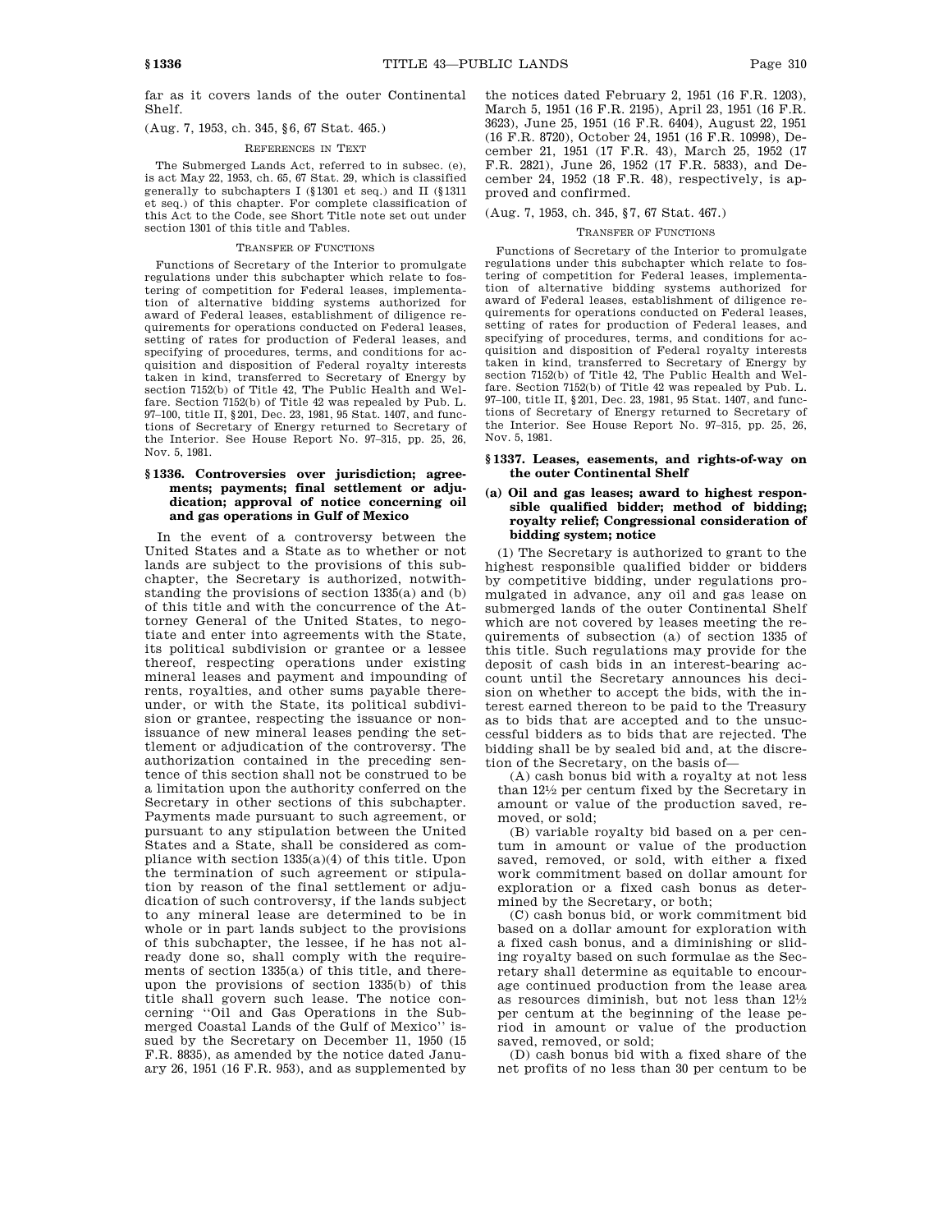far as it covers lands of the outer Continental Shelf.

(Aug. 7, 1953, ch. 345, §6, 67 Stat. 465.)

REFERENCES IN TEXT

The Submerged Lands Act, referred to in subsec. (e), is act May 22, 1953, ch. 65, 67 Stat. 29, which is classified generally to subchapters I (§1301 et seq.) and II (§1311 et seq.) of this chapter. For complete classification of this Act to the Code, see Short Title note set out under section 1301 of this title and Tables.

TRANSFER OF FUNCTIONS

Functions of Secretary of the Interior to promulgate regulations under this subchapter which relate to fostering of competition for Federal leases, implementation of alternative bidding systems authorized for award of Federal leases, establishment of diligence requirements for operations conducted on Federal leases, setting of rates for production of Federal leases, and specifying of procedures, terms, and conditions for acquisition and disposition of Federal royalty interests taken in kind, transferred to Secretary of Energy by section 7152(b) of Title 42, The Public Health and Welfare. Section 7152(b) of Title 42 was repealed by Pub. L. 97–100, title II, §201, Dec. 23, 1981, 95 Stat. 1407, and functions of Secretary of Energy returned to Secretary of the Interior. See House Report No. 97–315, pp. 25, 26, Nov. 5, 1981.

### §1336. Controversies over jurisdiction; agreements; payments; final settlement or adjudication; approval of notice concerning oil and gas operations in Gulf of Mexico

In the event of a controversy between the United States and a State as to whether or not lands are subject to the provisions of this subchapter, the Secretary is authorized, notwithstanding the provisions of section 1335(a) and (b) of this title and with the concurrence of the Attorney General of the United States, to negotiate and enter into agreements with the State, its political subdivision or grantee or a lessee thereof, respecting operations under existing mineral leases and payment and impounding of rents, royalties, and other sums payable thereunder, or with the State, its political subdivision or grantee, respecting the issuance or nonissuance of new mineral leases pending the settlement or adjudication of the controversy. The authorization contained in the preceding sentence of this section shall not be construed to be a limitation upon the authority conferred on the Secretary in other sections of this subchapter. Payments made pursuant to such agreement, or pursuant to any stipulation between the United States and a State, shall be considered as compliance with section 1335(a)(4) of this title. Upon the termination of such agreement or stipulation by reason of the final settlement or adjudication of such controversy, if the lands subject to any mineral lease are determined to be in whole or in part lands subject to the provisions of this subchapter, the lessee, if he has not already done so, shall comply with the requirements of section 1335(a) of this title, and thereupon the provisions of section 1335(b) of this title shall govern such lease. The notice concerning "Oil and Gas Operations in the Submerged Coastal Lands of the Gulf of Mexico" issued by the Secretary on December 11, 1950 (15 F.R. 8835), as amended by the notice dated January 26, 1951 (16 F.R. 953), and as supplemented by the notices dated February 2, 1951 (16 F.R. 1203), March 5, 1951 (16 F.R. 2195), April 23, 1951 (16 F.R. 3623), June 25, 1951 (16 F.R. 6404), August 22, 1951 (16 F.R. 8720), October 24, 1951 (16 F.R. 10998), December 21, 1951 (17 F.R. 43), March 25, 1952 (17 F.R. 2821), June 26, 1952 (17 F.R. 5833), and December 24, 1952 (18 F.R. 48), respectively, is approved and confirmed.

(Aug. 7, 1953, ch. 345, §7, 67 Stat. 467.)

TRANSFER OF FUNCTIONS

Functions of Secretary of the Interior to promulgate regulations under this subchapter which relate to fostering of competition for Federal leases, implementation of alternative bidding systems authorized for award of Federal leases, establishment of diligence requirements for operations conducted on Federal leases, setting of rates for production of Federal leases, and specifying of procedures, terms, and conditions for acquisition and disposition of Federal royalty interests taken in kind, transferred to Secretary of Energy by section 7152(b) of Title 42, The Public Health and Welfare. Section 7152(b) of Title 42 was repealed by Pub. L. 97–100, title II, §201, Dec. 23, 1981, 95 Stat. 1407, and functions of Secretary of Energy returned to Secretary of the Interior. See House Report No. 97–315, pp. 25, 26, Nov. 5, 1981.

### §1337. Leases, easements, and rights-of-way on the outer Continental Shelf

#### (a) Oil and gas leases; award to highest responsible qualified bidder; method of bidding; royalty relief; Congressional consideration of bidding system; notice

(1) The Secretary is authorized to grant to the highest responsible qualified bidder or bidders by competitive bidding, under regulations promulgated in advance, any oil and gas lease on submerged lands of the outer Continental Shelf which are not covered by leases meeting the requirements of subsection (a) of section 1335 of this title. Such regulations may provide for the deposit of cash bids in an interest-bearing account until the Secretary announces his decision on whether to accept the bids, with the interest earned thereon to be paid to the Treasury as to bids that are accepted and to the unsuccessful bidders as to bids that are rejected. The bidding shall be by sealed bid and, at the discretion of the Secretary, on the basis of—

(A) cash bonus bid with a royalty at not less than 12½ per centum fixed by the Secretary in amount or value of the production saved, removed, or sold;

(B) variable royalty bid based on a per centum in amount or value of the production saved, removed, or sold, with either a fixed work commitment based on dollar amount for exploration or a fixed cash bonus as determined by the Secretary, or both;

(C) cash bonus bid, or work commitment bid based on a dollar amount for exploration with a fixed cash bonus, and a diminishing or sliding royalty based on such formulae as the Secretary shall determine as equitable to encourage continued production from the lease area as resources diminish, but not less than 12½ per centum at the beginning of the lease period in amount or value of the production saved, removed, or sold;

(D) cash bonus bid with a fixed share of the net profits of no less than 30 per centum to be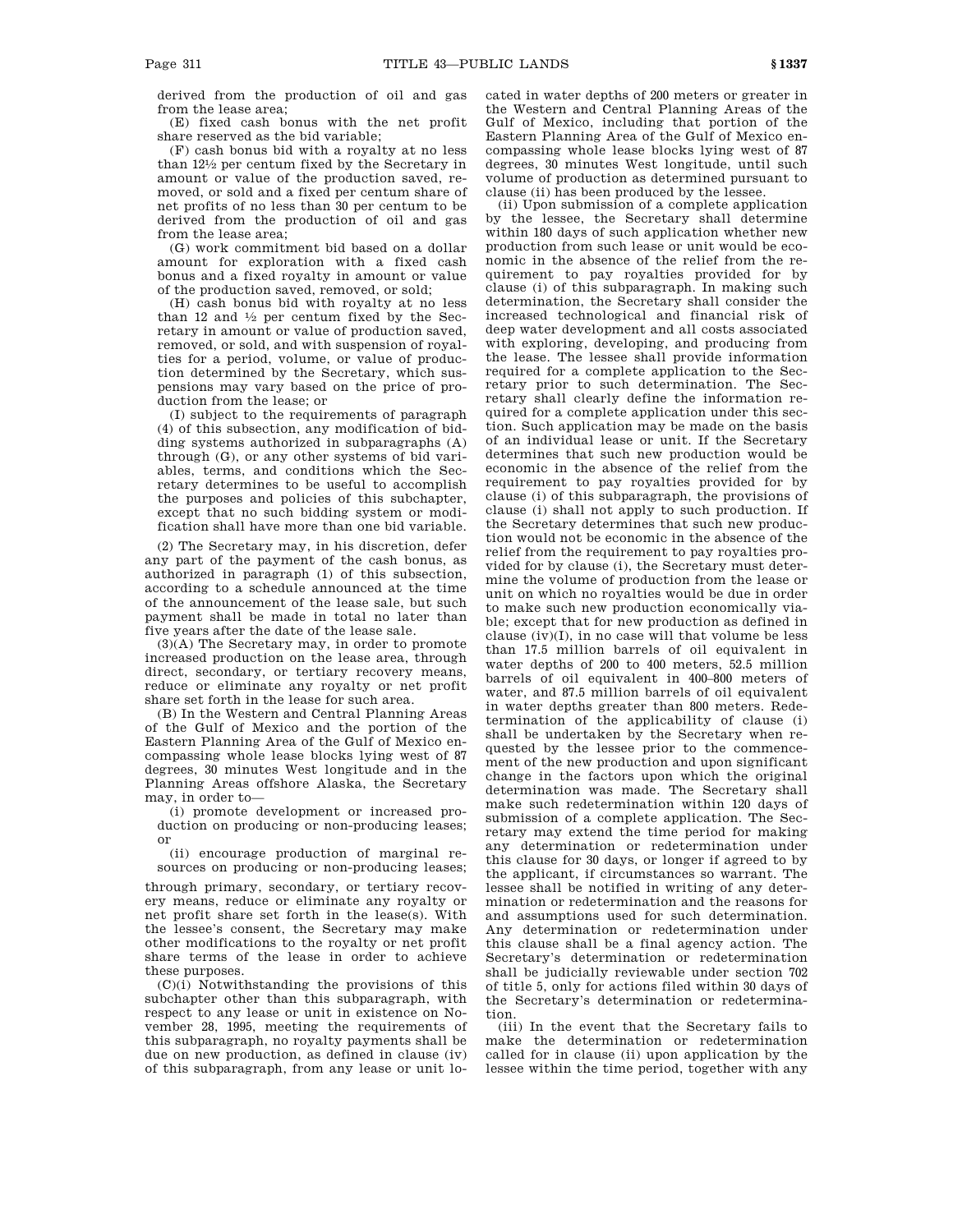derived from the production of oil and gas from the lease area;

(E) fixed cash bonus with the net profit share reserved as the bid variable;

(F) cash bonus bid with a royalty at no less than 12½ per centum fixed by the Secretary in amount or value of the production saved, removed, or sold and a fixed per centum share of net profits of no less than 30 per centum to be derived from the production of oil and gas from the lease area;

(G) work commitment bid based on a dollar amount for exploration with a fixed cash bonus and a fixed royalty in amount or value of the production saved, removed, or sold;

(H) cash bonus bid with royalty at no less than 12 and ½ per centum fixed by the Secretary in amount or value of production saved, removed, or sold, and with suspension of royalties for a period, volume, or value of production determined by the Secretary, which suspensions may vary based on the price of production from the lease; or

(I) subject to the requirements of paragraph (4) of this subsection, any modification of bidding systems authorized in subparagraphs (A) through (G), or any other systems of bid variables, terms, and conditions which the Secretary determines to be useful to accomplish the purposes and policies of this subchapter, except that no such bidding system or modification shall have more than one bid variable.

(2) The Secretary may, in his discretion, defer any part of the payment of the cash bonus, as authorized in paragraph (1) of this subsection, according to a schedule announced at the time of the announcement of the lease sale, but such payment shall be made in total no later than five years after the date of the lease sale.

(3)(A) The Secretary may, in order to promote increased production on the lease area, through direct, secondary, or tertiary recovery means, reduce or eliminate any royalty or net profit share set forth in the lease for such area.

(B) In the Western and Central Planning Areas of the Gulf of Mexico and the portion of the Eastern Planning Area of the Gulf of Mexico encompassing whole lease blocks lying west of 87 degrees, 30 minutes West longitude and in the Planning Areas offshore Alaska, the Secretary may, in order to—

(i) promote development or increased production on producing or non-producing leases; or

(ii) encourage production of marginal resources on producing or non-producing leases;

through primary, secondary, or tertiary recovery means, reduce or eliminate any royalty or net profit share set forth in the lease(s). With the lessee's consent, the Secretary may make other modifications to the royalty or net profit share terms of the lease in order to achieve these purposes.

(C)(i) Notwithstanding the provisions of this subchapter other than this subparagraph, with respect to any lease or unit in existence on November 28, 1995, meeting the requirements of this subparagraph, no royalty payments shall be due on new production, as defined in clause (iv) of this subparagraph, from any lease or unit located in water depths of 200 meters or greater in the Western and Central Planning Areas of the Gulf of Mexico, including that portion of the Eastern Planning Area of the Gulf of Mexico encompassing whole lease blocks lying west of 87 degrees, 30 minutes West longitude, until such volume of production as determined pursuant to clause (ii) has been produced by the lessee.

(ii) Upon submission of a complete application by the lessee, the Secretary shall determine within 180 days of such application whether new production from such lease or unit would be economic in the absence of the relief from the requirement to pay royalties provided for by clause (i) of this subparagraph. In making such determination, the Secretary shall consider the increased technological and financial risk of deep water development and all costs associated with exploring, developing, and producing from the lease. The lessee shall provide information required for a complete application to the Secretary prior to such determination. The Secretary shall clearly define the information required for a complete application under this section. Such application may be made on the basis of an individual lease or unit. If the Secretary determines that such new production would be economic in the absence of the relief from the requirement to pay royalties provided for by clause (i) of this subparagraph, the provisions of clause (i) shall not apply to such production. If the Secretary determines that such new production would not be economic in the absence of the relief from the requirement to pay royalties provided for by clause (i), the Secretary must determine the volume of production from the lease or unit on which no royalties would be due in order to make such new production economically viable; except that for new production as defined in clause (iv)(I), in no case will that volume be less than 17.5 million barrels of oil equivalent in water depths of 200 to 400 meters, 52.5 million barrels of oil equivalent in 400–800 meters of water, and 87.5 million barrels of oil equivalent in water depths greater than 800 meters. Redetermination of the applicability of clause (i) shall be undertaken by the Secretary when requested by the lessee prior to the commencement of the new production and upon significant change in the factors upon which the original determination was made. The Secretary shall make such redetermination within 120 days of submission of a complete application. The Secretary may extend the time period for making any determination or redetermination under this clause for 30 days, or longer if agreed to by the applicant, if circumstances so warrant. The lessee shall be notified in writing of any determination or redetermination and the reasons for and assumptions used for such determination. Any determination or redetermination under this clause shall be a final agency action. The Secretary's determination or redetermination shall be judicially reviewable under section 702 of title 5, only for actions filed within 30 days of the Secretary's determination or redetermination.

(iii) In the event that the Secretary fails to make the determination or redetermination called for in clause (ii) upon application by the lessee within the time period, together with any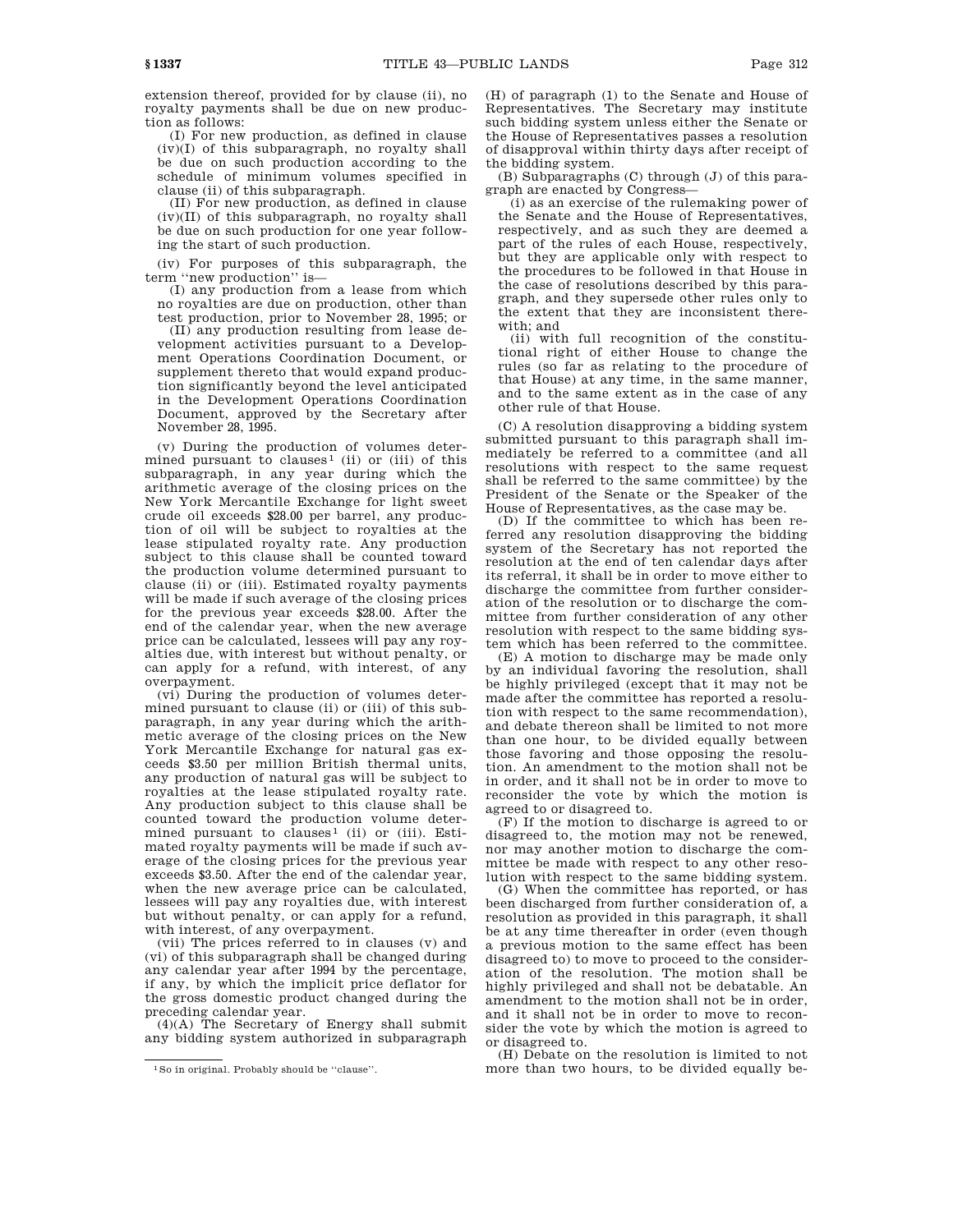extension thereof, provided for by clause (ii), no royalty payments shall be due on new production as follows:

(I) For new production, as defined in clause (iv)(I) of this subparagraph, no royalty shall be due on such production according to the schedule of minimum volumes specified in clause (ii) of this subparagraph.

(II) For new production, as defined in clause (iv)(II) of this subparagraph, no royalty shall be due on such production for one year following the start of such production.

(iv) For purposes of this subparagraph, the term "new production" is—

(I) any production from a lease from which no royalties are due on production, other than test production, prior to November 28, 1995; or

(II) any production resulting from lease development activities pursuant to a Development Operations Coordination Document, or supplement thereto that would expand production significantly beyond the level anticipated in the Development Operations Coordination Document, approved by the Secretary after November 28, 1995.

(v) During the production of volumes determined pursuant to clauses[1] (ii) or (iii) of this subparagraph, in any year during which the arithmetic average of the closing prices on the New York Mercantile Exchange for light sweet crude oil exceeds $28.00 per barrel, any production of oil will be subject to royalties at the lease stipulated royalty rate. Any production subject to this clause shall be counted toward the production volume determined pursuant to clause (ii) or (iii). Estimated royalty payments will be made if such average of the closing prices for the previous year exceeds $28.00. After the end of the calendar year, when the new average price can be calculated, lessees will pay any royalties due, with interest but without penalty, or can apply for a refund, with interest, of any overpayment.

(vi) During the production of volumes determined pursuant to clause (ii) or (iii) of this subparagraph, in any year during which the arithmetic average of the closing prices on the New York Mercantile Exchange for natural gas exceeds $3.50 per million British thermal units, any production of natural gas will be subject to royalties at the lease stipulated royalty rate. Any production subject to this clause shall be counted toward the production volume determined pursuant to clauses[1] (ii) or (iii). Estimated royalty payments will be made if such average of the closing prices for the previous year exceeds $3.50. After the end of the calendar year, when the new average price can be calculated, lessees will pay any royalties due, with interest but without penalty, or can apply for a refund, with interest, of any overpayment.

(vii) The prices referred to in clauses (v) and (vi) of this subparagraph shall be changed during any calendar year after 1994 by the percentage, if any, by which the implicit price deflator for the gross domestic product changed during the preceding calendar year.

(4)(A) The Secretary of Energy shall submit any bidding system authorized in subparagraph (H) of paragraph (1) to the Senate and House of Representatives. The Secretary may institute such bidding system unless either the Senate or the House of Representatives passes a resolution of disapproval within thirty days after receipt of the bidding system.

(B) Subparagraphs (C) through (J) of this paragraph are enacted by Congress—

(i) as an exercise of the rulemaking power of the Senate and the House of Representatives, respectively, and as such they are deemed a part of the rules of each House, respectively, but they are applicable only with respect to the procedures to be followed in that House in the case of resolutions described by this paragraph, and they supersede other rules only to the extent that they are inconsistent therewith; and

(ii) with full recognition of the constitutional right of either House to change the rules (so far as relating to the procedure of that House) at any time, in the same manner, and to the same extent as in the case of any other rule of that House.

(C) A resolution disapproving a bidding system submitted pursuant to this paragraph shall immediately be referred to a committee (and all resolutions with respect to the same request shall be referred to the same committee) by the President of the Senate or the Speaker of the House of Representatives, as the case may be.

(D) If the committee to which has been referred any resolution disapproving the bidding system of the Secretary has not reported the resolution at the end of ten calendar days after its referral, it shall be in order to move either to discharge the committee from further consideration of the resolution or to discharge the committee from further consideration of any other resolution with respect to the same bidding system which has been referred to the committee.

(E) A motion to discharge may be made only by an individual favoring the resolution, shall be highly privileged (except that it may not be made after the committee has reported a resolution with respect to the same recommendation), and debate thereon shall be limited to not more than one hour, to be divided equally between those favoring and those opposing the resolution. An amendment to the motion shall not be in order, and it shall not be in order to move to reconsider the vote by which the motion is agreed to or disagreed to.

(F) If the motion to discharge is agreed to or disagreed to, the motion may not be renewed, nor may another motion to discharge the committee be made with respect to any other resolution with respect to the same bidding system.

(G) When the committee has reported, or has been discharged from further consideration of, a resolution as provided in this paragraph, it shall be at any time thereafter in order (even though a previous motion to the same effect has been disagreed to) to move to proceed to the consideration of the resolution. The motion shall be highly privileged and shall not be debatable. An amendment to the motion shall not be in order, and it shall not be in order to move to reconsider the vote by which the motion is agreed to or disagreed to.

(H) Debate on the resolution is limited to not more than two hours, to be divided equally be-

[1] So in original. Probably should be "clause".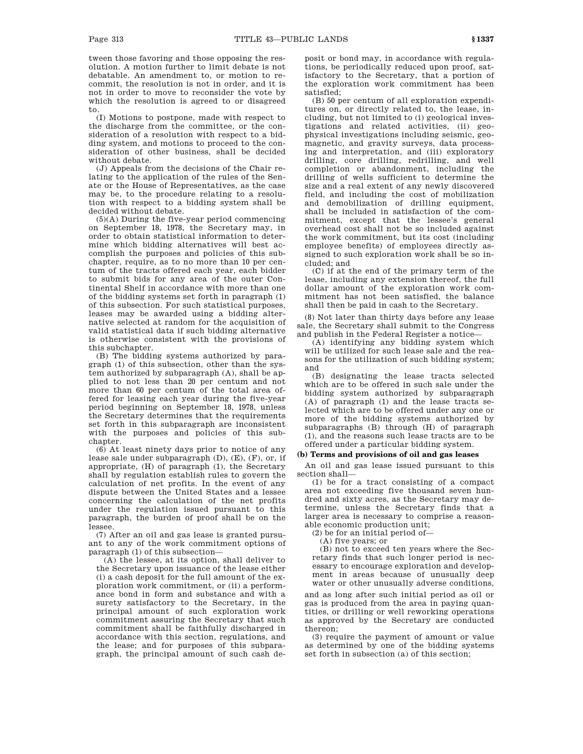tween those favoring and those opposing the resolution. A motion further to limit debate is not debatable. An amendment to, or motion to recommit, the resolution is not in order, and it is not in order to move to reconsider the vote by which the resolution is agreed to or disagreed to.

(I) Motions to postpone, made with respect to the discharge from the committee, or the consideration of a resolution with respect to a bidding system, and motions to proceed to the consideration of other business, shall be decided without debate.

(J) Appeals from the decisions of the Chair relating to the application of the rules of the Senate or the House of Representatives, as the case may be, to the procedure relating to a resolution with respect to a bidding system shall be decided without debate.

(5)(A) During the five-year period commencing on September 18, 1978, the Secretary may, in order to obtain statistical information to determine which bidding alternatives will best accomplish the purposes and policies of this subchapter, require, as to no more than 10 per centum of the tracts offered each year, each bidder to submit bids for any area of the outer Continental Shelf in accordance with more than one of the bidding systems set forth in paragraph (1) of this subsection. For such statistical purposes, leases may be awarded using a bidding alternative selected at random for the acquisition of valid statistical data if such bidding alternative is otherwise consistent with the provisions of this subchapter.

(B) The bidding systems authorized by paragraph (1) of this subsection, other than the system authorized by subparagraph (A), shall be applied to not less than 20 per centum and not more than 60 per centum of the total area offered for leasing each year during the five-year period beginning on September 18, 1978, unless the Secretary determines that the requirements set forth in this subparagraph are inconsistent with the purposes and policies of this subchapter.

(6) At least ninety days prior to notice of any lease sale under subparagraph (D), (E), (F), or, if appropriate, (H) of paragraph (1), the Secretary shall by regulation establish rules to govern the calculation of net profits. In the event of any dispute between the United States and a lessee concerning the calculation of the net profits under the regulation issued pursuant to this paragraph, the burden of proof shall be on the lessee.

(7) After an oil and gas lease is granted pursuant to any of the work commitment options of paragraph (1) of this subsection—

(A) the lessee, at its option, shall deliver to the Secretary upon issuance of the lease either (i) a cash deposit for the full amount of the exploration work commitment, or (ii) a performance bond in form and substance and with a surety satisfactory to the Secretary, in the principal amount of such exploration work commitment assuring the Secretary that such commitment shall be faithfully discharged in accordance with this section, regulations, and the lease; and for purposes of this subparagraph, the principal amount of such cash deposit or bond may, in accordance with regulations, be periodically reduced upon proof, satisfactory to the Secretary, that a portion of the exploration work commitment has been satisfied;

(B) 50 per centum of all exploration expenditures on, or directly related to, the lease, including, but not limited to (i) geological investigations and related activities, (ii) geophysical investigations including seismic, geomagnetic, and gravity surveys, data processing and interpretation, and (iii) exploratory drilling, core drilling, redrilling, and well completion or abandonment, including the drilling of wells sufficient to determine the size and a real extent of any newly discovered field, and including the cost of mobilization and demobilization of drilling equipment, shall be included in satisfaction of the commitment, except that the lessee's general overhead cost shall not be so included against the work commitment, but its cost (including employee benefits) of employees directly assigned to such exploration work shall be so included; and

(C) if at the end of the primary term of the lease, including any extension thereof, the full dollar amount of the exploration work commitment has not been satisfied, the balance shall then be paid in cash to the Secretary.

(8) Not later than thirty days before any lease sale, the Secretary shall submit to the Congress and publish in the Federal Register a notice—

(A) identifying any bidding system which will be utilized for such lease sale and the reasons for the utilization of such bidding system; and

(B) designating the lease tracts selected which are to be offered in such sale under the bidding system authorized by subparagraph (A) of paragraph (1) and the lease tracts selected which are to be offered under any one or more of the bidding systems authorized by subparagraphs (B) through (H) of paragraph (1), and the reasons such lease tracts are to be offered under a particular bidding system.

**(b) Terms and provisions of oil and gas leases**

An oil and gas lease issued pursuant to this section shall—

(1) be for a tract consisting of a compact area not exceeding five thousand seven hundred and sixty acres, as the Secretary may determine, unless the Secretary finds that a larger area is necessary to comprise a reasonable economic production unit;

(2) be for an initial period of—

(A) five years; or

(B) not to exceed ten years where the Secretary finds that such longer period is necessary to encourage exploration and development in areas because of unusually deep water or other unusually adverse conditions,

and as long after such initial period as oil or gas is produced from the area in paying quantities, or drilling or well reworking operations as approved by the Secretary are conducted thereon;

(3) require the payment of amount or value as determined by one of the bidding systems set forth in subsection (a) of this section;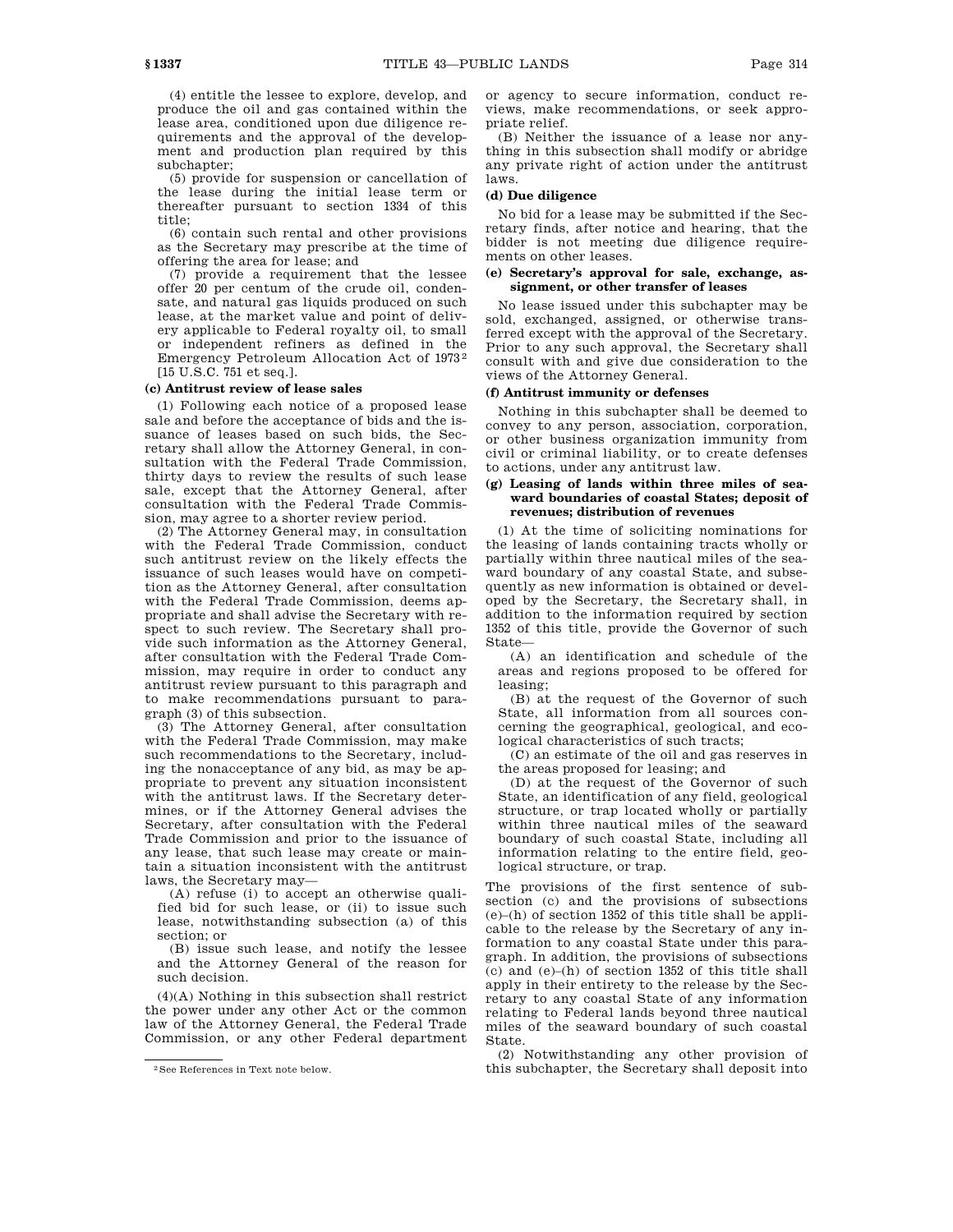(4) entitle the lessee to explore, develop, and produce the oil and gas contained within the lease area, conditioned upon due diligence requirements and the approval of the development and production plan required by this subchapter;

(5) provide for suspension or cancellation of the lease during the initial lease term or thereafter pursuant to section 1334 of this title;

(6) contain such rental and other provisions as the Secretary may prescribe at the time of offering the area for lease; and

(7) provide a requirement that the lessee offer 20 per centum of the crude oil, condensate, and natural gas liquids produced on such lease, at the market value and point of delivery applicable to Federal royalty oil, to small or independent refiners as defined in the Emergency Petroleum Allocation Act of 1973[2] [15 U.S.C. 751 et seq.].

**(c) Antitrust review of lease sales**

(1) Following each notice of a proposed lease sale and before the acceptance of bids and the issuance of leases based on such bids, the Secretary shall allow the Attorney General, in consultation with the Federal Trade Commission, thirty days to review the results of such lease sale, except that the Attorney General, after consultation with the Federal Trade Commission, may agree to a shorter review period.

(2) The Attorney General may, in consultation with the Federal Trade Commission, conduct such antitrust review on the likely effects the issuance of such leases would have on competition as the Attorney General, after consultation with the Federal Trade Commission, deems appropriate and shall advise the Secretary with respect to such review. The Secretary shall provide such information as the Attorney General, after consultation with the Federal Trade Commission, may require in order to conduct any antitrust review pursuant to this paragraph and to make recommendations pursuant to paragraph (3) of this subsection.

(3) The Attorney General, after consultation with the Federal Trade Commission, may make such recommendations to the Secretary, including the nonacceptance of any bid, as may be appropriate to prevent any situation inconsistent with the antitrust laws. If the Secretary determines, or if the Attorney General advises the Secretary, after consultation with the Federal Trade Commission and prior to the issuance of any lease, that such lease may create or maintain a situation inconsistent with the antitrust laws, the Secretary may—

(A) refuse (i) to accept an otherwise qualified bid for such lease, or (ii) to issue such lease, notwithstanding subsection (a) of this section; or

(B) issue such lease, and notify the lessee and the Attorney General of the reason for such decision.

(4)(A) Nothing in this subsection shall restrict the power under any other Act or the common law of the Attorney General, the Federal Trade Commission, or any other Federal department or agency to secure information, conduct reviews, make recommendations, or seek appropriate relief.

(B) Neither the issuance of a lease nor anything in this subsection shall modify or abridge any private right of action under the antitrust laws.

**(d) Due diligence**

No bid for a lease may be submitted if the Secretary finds, after notice and hearing, that the bidder is not meeting due diligence requirements on other leases.

**(e) Secretary's approval for sale, exchange, assignment, or other transfer of leases**

No lease issued under this subchapter may be sold, exchanged, assigned, or otherwise transferred except with the approval of the Secretary. Prior to any such approval, the Secretary shall consult with and give due consideration to the views of the Attorney General.

**(f) Antitrust immunity or defenses**

Nothing in this subchapter shall be deemed to convey to any person, association, corporation, or other business organization immunity from civil or criminal liability, or to create defenses to actions, under any antitrust law.

**(g) Leasing of lands within three miles of seaward boundaries of coastal States; deposit of revenues; distribution of revenues**

(1) At the time of soliciting nominations for the leasing of lands containing tracts wholly or partially within three nautical miles of the seaward boundary of any coastal State, and subsequently as new information is obtained or developed by the Secretary, the Secretary shall, in addition to the information required by section 1352 of this title, provide the Governor of such State—

(A) an identification and schedule of the areas and regions proposed to be offered for leasing;

(B) at the request of the Governor of such State, all information from all sources concerning the geographical, geological, and ecological characteristics of such tracts;

(C) an estimate of the oil and gas reserves in the areas proposed for leasing; and

(D) at the request of the Governor of such State, an identification of any field, geological structure, or trap located wholly or partially within three nautical miles of the seaward boundary of such coastal State, including all information relating to the entire field, geological structure, or trap.

The provisions of the first sentence of subsection (c) and the provisions of subsections (e)–(h) of section 1352 of this title shall be applicable to the release by the Secretary of any information to any coastal State under this paragraph. In addition, the provisions of subsections (c) and (e)–(h) of section 1352 of this title shall apply in their entirety to the release by the Secretary to any coastal State of any information relating to Federal lands beyond three nautical miles of the seaward boundary of such coastal State.

(2) Notwithstanding any other provision of this subchapter, the Secretary shall deposit into

[2] See References in Text note below.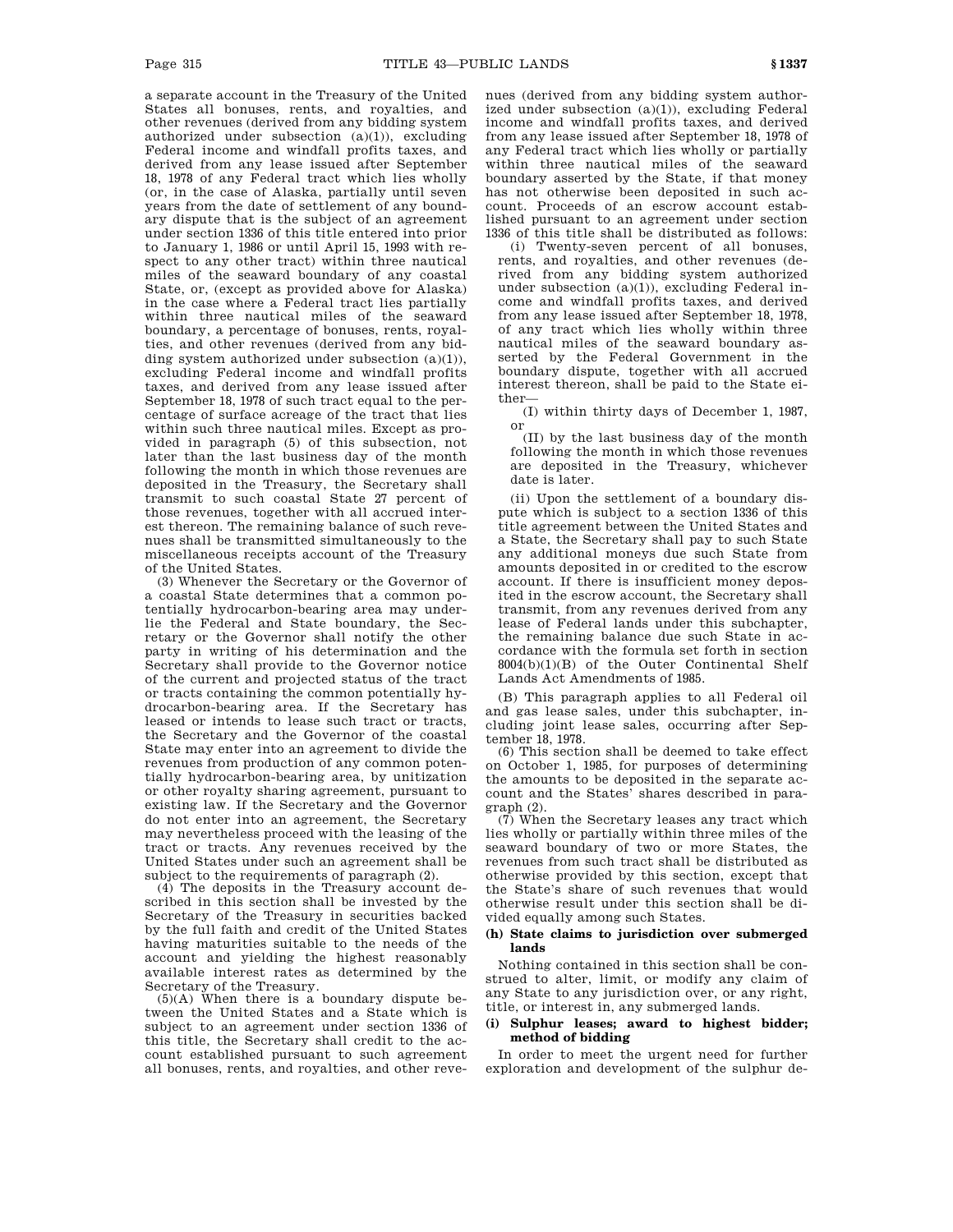a separate account in the Treasury of the United States all bonuses, rents, and royalties, and other revenues (derived from any bidding system authorized under subsection (a)(1)), excluding Federal income and windfall profits taxes, and derived from any lease issued after September 18, 1978 of any Federal tract which lies wholly (or, in the case of Alaska, partially until seven years from the date of settlement of any boundary dispute that is the subject of an agreement under section 1336 of this title entered into prior to January 1, 1986 or until April 15, 1993 with respect to any other tract) within three nautical miles of the seaward boundary of any coastal State, or, (except as provided above for Alaska) in the case where a Federal tract lies partially within three nautical miles of the seaward boundary, a percentage of bonuses, rents, royalties, and other revenues (derived from any bidding system authorized under subsection (a)(1)), excluding Federal income and windfall profits taxes, and derived from any lease issued after September 18, 1978 of such tract equal to the percentage of surface acreage of the tract that lies within such three nautical miles. Except as provided in paragraph (5) of this subsection, not later than the last business day of the month following the month in which those revenues are deposited in the Treasury, the Secretary shall transmit to such coastal State 27 percent of those revenues, together with all accrued interest thereon. The remaining balance of such revenues shall be transmitted simultaneously to the miscellaneous receipts account of the Treasury of the United States.

(3) Whenever the Secretary or the Governor of a coastal State determines that a common potentially hydrocarbon-bearing area may underlie the Federal and State boundary, the Secretary or the Governor shall notify the other party in writing of his determination and the Secretary shall provide to the Governor notice of the current and projected status of the tract or tracts containing the common potentially hydrocarbon-bearing area. If the Secretary has leased or intends to lease such tract or tracts, the Secretary and the Governor of the coastal State may enter into an agreement to divide the revenues from production of any common potentially hydrocarbon-bearing area, by unitization or other royalty sharing agreement, pursuant to existing law. If the Secretary and the Governor do not enter into an agreement, the Secretary may nevertheless proceed with the leasing of the tract or tracts. Any revenues received by the United States under such an agreement shall be subject to the requirements of paragraph (2).

(4) The deposits in the Treasury account described in this section shall be invested by the Secretary of the Treasury in securities backed by the full faith and credit of the United States having maturities suitable to the needs of the account and yielding the highest reasonably available interest rates as determined by the Secretary of the Treasury.

(5)(A) When there is a boundary dispute between the United States and a State which is subject to an agreement under section 1336 of this title, the Secretary shall credit to the account established pursuant to such agreement all bonuses, rents, and royalties, and other revenues (derived from any bidding system authorized under subsection (a)(1)), excluding Federal income and windfall profits taxes, and derived from any lease issued after September 18, 1978 of any Federal tract which lies wholly or partially within three nautical miles of the seaward boundary asserted by the State, if that money has not otherwise been deposited in such account. Proceeds of an escrow account established pursuant to an agreement under section 1336 of this title shall be distributed as follows:

(i) Twenty-seven percent of all bonuses, rents, and royalties, and other revenues (derived from any bidding system authorized under subsection (a)(1)), excluding Federal income and windfall profits taxes, and derived from any lease issued after September 18, 1978, of any tract which lies wholly within three nautical miles of the seaward boundary asserted by the Federal Government in the boundary dispute, together with all accrued interest thereon, shall be paid to the State either—

(I) within thirty days of December 1, 1987, or

(II) by the last business day of the month following the month in which those revenues are deposited in the Treasury, whichever date is later.

(ii) Upon the settlement of a boundary dispute which is subject to a section 1336 of this title agreement between the United States and a State, the Secretary shall pay to such State any additional moneys due such State from amounts deposited in or credited to the escrow account. If there is insufficient money deposited in the escrow account, the Secretary shall transmit, from any revenues derived from any lease of Federal lands under this subchapter, the remaining balance due such State in accordance with the formula set forth in section 8004(b)(1)(B) of the Outer Continental Shelf Lands Act Amendments of 1985.

(B) This paragraph applies to all Federal oil and gas lease sales, under this subchapter, including joint lease sales, occurring after September 18, 1978.

(6) This section shall be deemed to take effect on October 1, 1985, for purposes of determining the amounts to be deposited in the separate account and the States' shares described in paragraph (2).

(7) When the Secretary leases any tract which lies wholly or partially within three miles of the seaward boundary of two or more States, the revenues from such tract shall be distributed as otherwise provided by this section, except that the State's share of such revenues that would otherwise result under this section shall be divided equally among such States.

**(h) State claims to jurisdiction over submerged lands**

Nothing contained in this section shall be construed to alter, limit, or modify any claim of any State to any jurisdiction over, or any right, title, or interest in, any submerged lands.

**(i) Sulphur leases; award to highest bidder; method of bidding**

In order to meet the urgent need for further exploration and development of the sulphur de-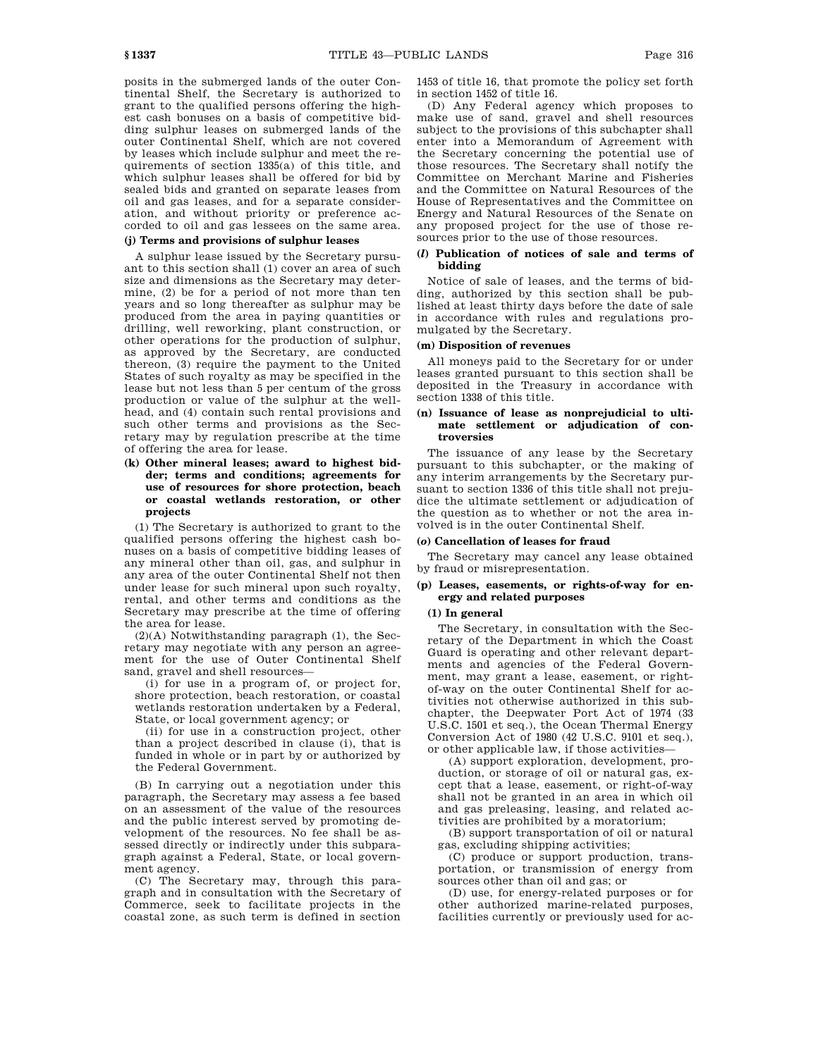posits in the submerged lands of the outer Continental Shelf, the Secretary is authorized to grant to the qualified persons offering the highest cash bonuses on a basis of competitive bidding sulphur leases on submerged lands of the outer Continental Shelf, which are not covered by leases which include sulphur and meet the requirements of section 1335(a) of this title, and which sulphur leases shall be offered for bid by sealed bids and granted on separate leases from oil and gas leases, and for a separate consideration, and without priority or preference accorded to oil and gas lessees on the same area.

#### (j) Terms and provisions of sulphur leases

A sulphur lease issued by the Secretary pursuant to this section shall (1) cover an area of such size and dimensions as the Secretary may determine, (2) be for a period of not more than ten years and so long thereafter as sulphur may be produced from the area in paying quantities or drilling, well reworking, plant construction, or other operations for the production of sulphur, as approved by the Secretary, are conducted thereon, (3) require the payment to the United States of such royalty as may be specified in the lease but not less than 5 per centum of the gross production or value of the sulphur at the wellhead, and (4) contain such rental provisions and such other terms and provisions as the Secretary may by regulation prescribe at the time of offering the area for lease.

#### (k) Other mineral leases; award to highest bidder; terms and conditions; agreements for use of resources for shore protection, beach or coastal wetlands restoration, or other projects

(1) The Secretary is authorized to grant to the qualified persons offering the highest cash bonuses on a basis of competitive bidding leases of any mineral other than oil, gas, and sulphur in any area of the outer Continental Shelf not then under lease for such mineral upon such royalty, rental, and other terms and conditions as the Secretary may prescribe at the time of offering the area for lease.

(2)(A) Notwithstanding paragraph (1), the Secretary may negotiate with any person an agreement for the use of Outer Continental Shelf sand, gravel and shell resources—

(i) for use in a program of, or project for, shore protection, beach restoration, or coastal wetlands restoration undertaken by a Federal, State, or local government agency; or

(ii) for use in a construction project, other than a project described in clause (i), that is funded in whole or in part by or authorized by the Federal Government.

(B) In carrying out a negotiation under this paragraph, the Secretary may assess a fee based on an assessment of the value of the resources and the public interest served by promoting development of the resources. No fee shall be assessed directly or indirectly under this subparagraph against a Federal, State, or local government agency.

(C) The Secretary may, through this paragraph and in consultation with the Secretary of Commerce, seek to facilitate projects in the coastal zone, as such term is defined in section 1453 of title 16, that promote the policy set forth in section 1452 of title 16.

(D) Any Federal agency which proposes to make use of sand, gravel and shell resources subject to the provisions of this subchapter shall enter into a Memorandum of Agreement with the Secretary concerning the potential use of those resources. The Secretary shall notify the Committee on Merchant Marine and Fisheries and the Committee on Natural Resources of the House of Representatives and the Committee on Energy and Natural Resources of the Senate on any proposed project for the use of those resources prior to the use of those resources.

#### (*l*) Publication of notices of sale and terms of bidding

Notice of sale of leases, and the terms of bidding, authorized by this section shall be published at least thirty days before the date of sale in accordance with rules and regulations promulgated by the Secretary.

#### (m) Disposition of revenues

All moneys paid to the Secretary for or under leases granted pursuant to this section shall be deposited in the Treasury in accordance with section 1338 of this title.

#### (n) Issuance of lease as nonprejudicial to ultimate settlement or adjudication of controversies

The issuance of any lease by the Secretary pursuant to this subchapter, or the making of any interim arrangements by the Secretary pursuant to section 1336 of this title shall not prejudice the ultimate settlement or adjudication of the question as to whether or not the area involved is in the outer Continental Shelf.

#### (*o*) Cancellation of leases for fraud

The Secretary may cancel any lease obtained by fraud or misrepresentation.

#### (p) Leases, easements, or rights-of-way for energy and related purposes

##### (1) In general

The Secretary, in consultation with the Secretary of the Department in which the Coast Guard is operating and other relevant departments and agencies of the Federal Government, may grant a lease, easement, or right-of-way on the outer Continental Shelf for activities not otherwise authorized in this subchapter, the Deepwater Port Act of 1974 (33 U.S.C. 1501 et seq.), the Ocean Thermal Energy Conversion Act of 1980 (42 U.S.C. 9101 et seq.), or other applicable law, if those activities—

(A) support exploration, development, production, or storage of oil or natural gas, except that a lease, easement, or right-of-way shall not be granted in an area in which oil and gas preleasing, leasing, and related activities are prohibited by a moratorium;

(B) support transportation of oil or natural gas, excluding shipping activities;

(C) produce or support production, transportation, or transmission of energy from sources other than oil and gas; or

(D) use, for energy-related purposes or for other authorized marine-related purposes, facilities currently or previously used for ac-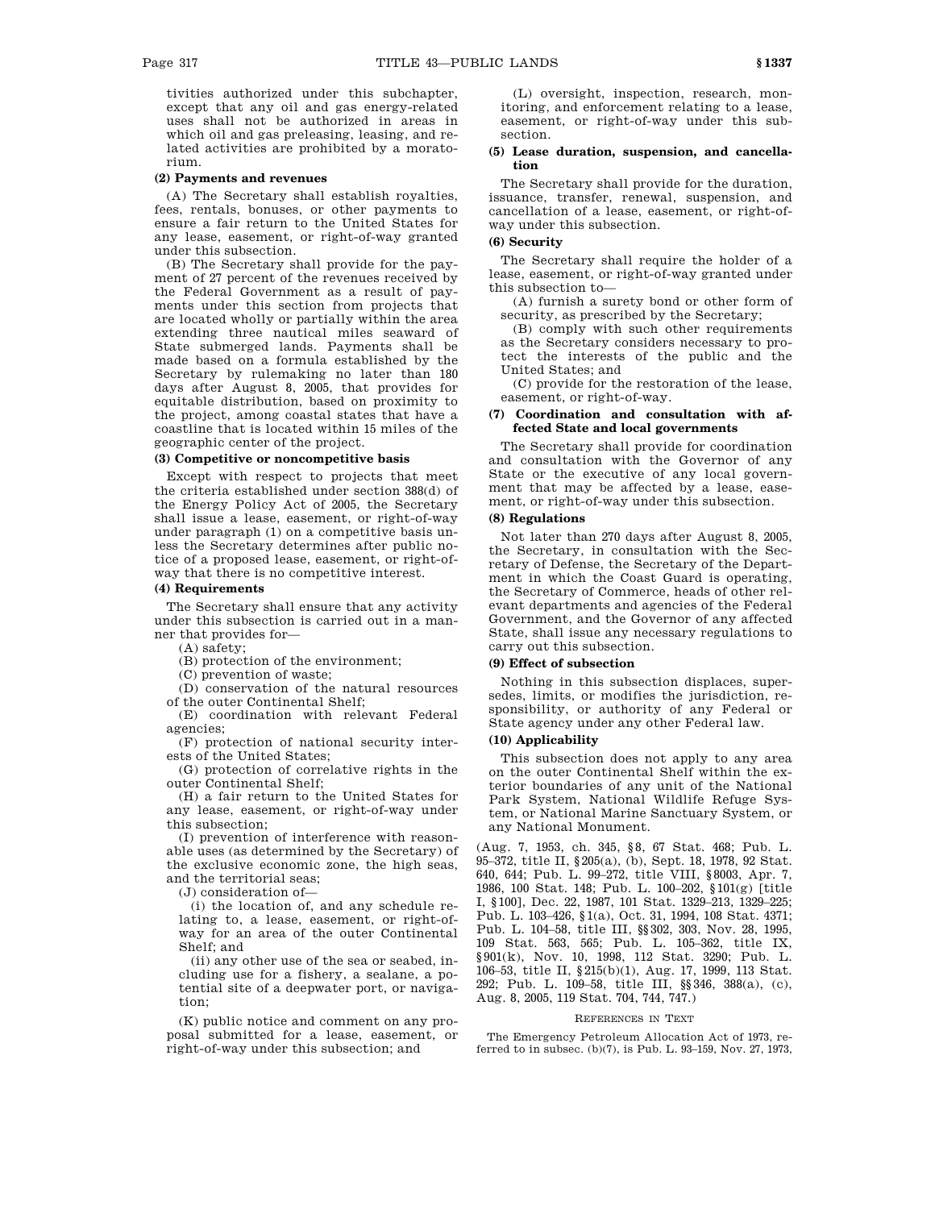tivities authorized under this subchapter, except that any oil and gas energy-related uses shall not be authorized in areas in which oil and gas preleasing, leasing, and related activities are prohibited by a moratorium.

**(2) Payments and revenues**

(A) The Secretary shall establish royalties, fees, rentals, bonuses, or other payments to ensure a fair return to the United States for any lease, easement, or right-of-way granted under this subsection.

(B) The Secretary shall provide for the payment of 27 percent of the revenues received by the Federal Government as a result of payments under this section from projects that are located wholly or partially within the area extending three nautical miles seaward of State submerged lands. Payments shall be made based on a formula established by the Secretary by rulemaking no later than 180 days after August 8, 2005, that provides for equitable distribution, based on proximity to the project, among coastal states that have a coastline that is located within 15 miles of the geographic center of the project.

**(3) Competitive or noncompetitive basis**

Except with respect to projects that meet the criteria established under section 388(d) of the Energy Policy Act of 2005, the Secretary shall issue a lease, easement, or right-of-way under paragraph (1) on a competitive basis unless the Secretary determines after public notice of a proposed lease, easement, or right-of-way that there is no competitive interest.

**(4) Requirements**

The Secretary shall ensure that any activity under this subsection is carried out in a manner that provides for—

(A) safety;

(B) protection of the environment;

(C) prevention of waste;

(D) conservation of the natural resources of the outer Continental Shelf;

(E) coordination with relevant Federal agencies;

(F) protection of national security interests of the United States;

(G) protection of correlative rights in the outer Continental Shelf;

(H) a fair return to the United States for any lease, easement, or right-of-way under this subsection;

(I) prevention of interference with reasonable uses (as determined by the Secretary) of the exclusive economic zone, the high seas, and the territorial seas;

(J) consideration of—

(i) the location of, and any schedule relating to, a lease, easement, or right-of-way for an area of the outer Continental Shelf; and

(ii) any other use of the sea or seabed, including use for a fishery, a sealane, a potential site of a deepwater port, or navigation;

(K) public notice and comment on any proposal submitted for a lease, easement, or right-of-way under this subsection; and

(L) oversight, inspection, research, monitoring, and enforcement relating to a lease, easement, or right-of-way under this subsection.

**(5) Lease duration, suspension, and cancellation**

The Secretary shall provide for the duration, issuance, transfer, renewal, suspension, and cancellation of a lease, easement, or right-of-way under this subsection.

**(6) Security**

The Secretary shall require the holder of a lease, easement, or right-of-way granted under this subsection to—

(A) furnish a surety bond or other form of security, as prescribed by the Secretary;

(B) comply with such other requirements as the Secretary considers necessary to protect the interests of the public and the United States; and

(C) provide for the restoration of the lease, easement, or right-of-way.

**(7) Coordination and consultation with affected State and local governments**

The Secretary shall provide for coordination and consultation with the Governor of any State or the executive of any local government that may be affected by a lease, easement, or right-of-way under this subsection.

**(8) Regulations**

Not later than 270 days after August 8, 2005, the Secretary, in consultation with the Secretary of Defense, the Secretary of the Department in which the Coast Guard is operating, the Secretary of Commerce, heads of other relevant departments and agencies of the Federal Government, and the Governor of any affected State, shall issue any necessary regulations to carry out this subsection.

**(9) Effect of subsection**

Nothing in this subsection displaces, supersedes, limits, or modifies the jurisdiction, responsibility, or authority of any Federal or State agency under any other Federal law.

**(10) Applicability**

This subsection does not apply to any area on the outer Continental Shelf within the exterior boundaries of any unit of the National Park System, National Wildlife Refuge System, or National Marine Sanctuary System, or any National Monument.

(Aug. 7, 1953, ch. 345, §8, 67 Stat. 468; Pub. L. 95–372, title II, §205(a), (b), Sept. 18, 1978, 92 Stat. 640, 644; Pub. L. 99–272, title VIII, §8003, Apr. 7, 1986, 100 Stat. 148; Pub. L. 100–202, §101(g) [title I, §100], Dec. 22, 1987, 101 Stat. 1329–213, 1329–225; Pub. L. 103–426, §1(a), Oct. 31, 1994, 108 Stat. 4371; Pub. L. 104–58, title III, §§302, 303, Nov. 28, 1995, 109 Stat. 563, 565; Pub. L. 105–362, title IX, §901(k), Nov. 10, 1998, 112 Stat. 3290; Pub. L. 106–53, title II, §215(b)(1), Aug. 17, 1999, 113 Stat. 292; Pub. L. 109–58, title III, §§346, 388(a), (c), Aug. 8, 2005, 119 Stat. 704, 744, 747.)

REFERENCES IN TEXT

The Emergency Petroleum Allocation Act of 1973, referred to in subsec. (b)(7), is Pub. L. 93–159, Nov. 27, 1973,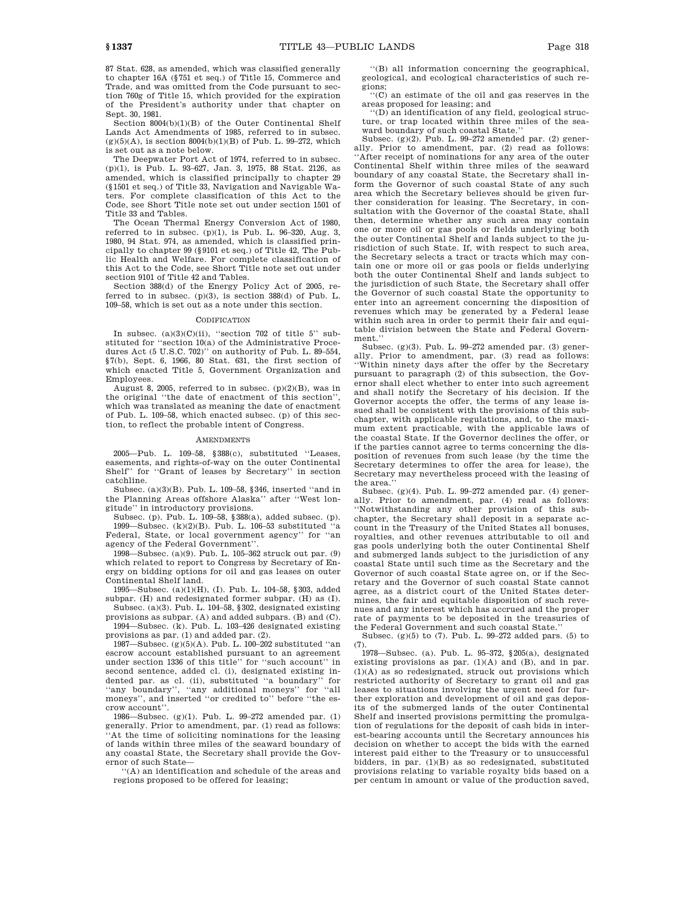87 Stat. 628, as amended, which was classified generally to chapter 16A (§751 et seq.) of Title 15, Commerce and Trade, and was omitted from the Code pursuant to section 760g of Title 15, which provided for the expiration of the President's authority under that chapter on Sept. 30, 1981.

Section 8004(b)(1)(B) of the Outer Continental Shelf Lands Act Amendments of 1985, referred to in subsec. (g)(5)(A), is section 8004(b)(1)(B) of Pub. L. 99–272, which is set out as a note below.

The Deepwater Port Act of 1974, referred to in subsec. (p)(1), is Pub. L. 93–627, Jan. 3, 1975, 88 Stat. 2126, as amended, which is classified principally to chapter 29 (§1501 et seq.) of Title 33, Navigation and Navigable Waters. For complete classification of this Act to the Code, see Short Title note set out under section 1501 of Title 33 and Tables.

The Ocean Thermal Energy Conversion Act of 1980, referred to in subsec. (p)(1), is Pub. L. 96–320, Aug. 3, 1980, 94 Stat. 974, as amended, which is classified principally to chapter 99 (§9101 et seq.) of Title 42, The Public Health and Welfare. For complete classification of this Act to the Code, see Short Title note set out under section 9101 of Title 42 and Tables.

Section 388(d) of the Energy Policy Act of 2005, referred to in subsec. (p)(3), is section 388(d) of Pub. L. 109–58, which is set out as a note under this section.

CODIFICATION

In subsec. (a)(3)(C)(ii), "section 702 of title 5" substituted for "section 10(a) of the Administrative Procedures Act (5 U.S.C. 702)" on authority of Pub. L. 89–554, §7(b), Sept. 6, 1966, 80 Stat. 631, the first section of which enacted Title 5, Government Organization and Employees.

August 8, 2005, referred to in subsec. (p)(2)(B), was in the original "the date of enactment of this section", which was translated as meaning the date of enactment of Pub. L. 109–58, which enacted subsec. (p) of this section, to reflect the probable intent of Congress.

AMENDMENTS

2005—Pub. L. 109–58, §388(c), substituted "Leases, easements, and rights-of-way on the outer Continental Shelf" for "Grant of leases by Secretary" in section catchline.

Subsec. (a)(3)(B). Pub. L. 109–58, §346, inserted "and in the Planning Areas offshore Alaska" after "West longitude" in introductory provisions.

Subsec. (p). Pub. L. 109–58, §388(a), added subsec. (p).

1999—Subsec. (k)(2)(B). Pub. L. 106–53 substituted "a Federal, State, or local government agency" for "an agency of the Federal Government".

1998—Subsec. (a)(9). Pub. L. 105–362 struck out par. (9) which related to report to Congress by Secretary of Energy on bidding options for oil and gas leases on outer Continental Shelf land.

1995—Subsec. (a)(1)(H), (I). Pub. L. 104–58, §303, added subpar. (H) and redesignated former subpar. (H) as (I).

Subsec. (a)(3). Pub. L. 104–58, §302, designated existing provisions as subpar. (A) and added subpars. (B) and (C).

1994—Subsec. (k). Pub. L. 103–426 designated existing provisions as par. (1) and added par. (2).

1987—Subsec. (g)(5)(A). Pub. L. 100–202 substituted "an escrow account established pursuant to an agreement under section 1336 of this title" for "such account" in second sentence, added cl. (i), designated existing indented par. as cl. (ii), substituted "a boundary" for "any boundary", "any additional moneys" for "all moneys", and inserted "or credited to" before "the escrow account".

1986—Subsec. (g)(1). Pub. L. 99–272 amended par. (1) generally. Prior to amendment, par. (1) read as follows: "At the time of soliciting nominations for the leasing of lands within three miles of the seaward boundary of any coastal State, the Secretary shall provide the Governor of such State—

"(A) an identification and schedule of the areas and regions proposed to be offered for leasing;

"(B) all information concerning the geographical, geological, and ecological characteristics of such regions;

"(C) an estimate of the oil and gas reserves in the areas proposed for leasing; and

"(D) an identification of any field, geological structure, or trap located within three miles of the seaward boundary of such coastal State."

Subsec. (g)(2). Pub. L. 99–272 amended par. (2) generally. Prior to amendment, par. (2) read as follows: "After receipt of nominations for any area of the outer Continental Shelf within three miles of the seaward boundary of any coastal State, the Secretary shall inform the Governor of such coastal State of any such area which the Secretary believes should be given further consideration for leasing. The Secretary, in consultation with the Governor of the coastal State, shall then, determine whether any such area may contain one or more oil or gas pools or fields underlying both the outer Continental Shelf and lands subject to the jurisdiction of such State. If, with respect to such area, the Secretary selects a tract or tracts which may contain one or more oil or gas pools or fields underlying both the outer Continental Shelf and lands subject to the jurisdiction of such State, the Secretary shall offer the Governor of such coastal State the opportunity to enter into an agreement concerning the disposition of revenues which may be generated by a Federal lease within such area in order to permit their fair and equitable division between the State and Federal Government."

Subsec. (g)(3). Pub. L. 99–272 amended par. (3) generally. Prior to amendment, par. (3) read as follows: "Within ninety days after the offer by the Secretary pursuant to paragraph (2) of this subsection, the Governor shall elect whether to enter into such agreement and shall notify the Secretary of his decision. If the Governor accepts the offer, the terms of any lease issued shall be consistent with the provisions of this subchapter, with applicable regulations, and, to the maximum extent practicable, with the applicable laws of the coastal State. If the Governor declines the offer, or if the parties cannot agree to terms concerning the disposition of revenues from such lease (by the time the Secretary determines to offer the area for lease), the Secretary may nevertheless proceed with the leasing of the area."

Subsec. (g)(4). Pub. L. 99–272 amended par. (4) generally. Prior to amendment, par. (4) read as follows: "Notwithstanding any other provision of this subchapter, the Secretary shall deposit in a separate account in the Treasury of the United States all bonuses, royalties, and other revenues attributable to oil and gas pools underlying both the outer Continental Shelf and submerged lands subject to the jurisdiction of any coastal State until such time as the Secretary and the Governor of such coastal State agree on, or if the Secretary and the Governor of such coastal State cannot agree, as a district court of the United States determines, the fair and equitable disposition of such revenues and any interest which has accrued and the proper rate of payments to be deposited in the treasuries of the Federal Government and such coastal State."

Subsec. (g)(5) to (7). Pub. L. 99–272 added pars. (5) to (7).

1978—Subsec. (a). Pub. L. 95–372, §205(a), designated existing provisions as par. (1)(A) and (B), and in par. (1)(A) as so redesignated, struck out provisions which restricted authority of Secretary to grant oil and gas leases to situations involving the urgent need for further exploration and development of oil and gas deposits of the submerged lands of the outer Continental Shelf and inserted provisions permitting the promulgation of regulations for the deposit of cash bids in interest-bearing accounts until the Secretary announces his decision on whether to accept the bids with the earned interest paid either to the Treasury or to unsuccessful bidders, in par. (1)(B) as so redesignated, substituted provisions relating to variable royalty bids based on a per centum in amount or value of the production saved,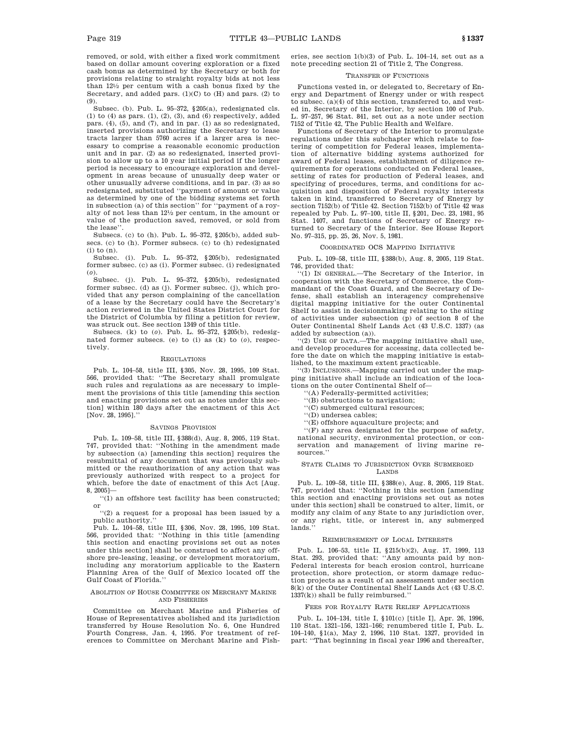removed, or sold, with either a fixed work commitment based on dollar amount covering exploration or a fixed cash bonus as determined by the Secretary or both for provisions relating to straight royalty bids at not less than 12½ per centum with a cash bonus fixed by the Secretary, and added pars. (1)(C) to (H) and pars. (2) to (9).

Subsec. (b). Pub. L. 95–372, §205(a), redesignated cls. (1) to (4) as pars. (1), (2), (3), and (6) respectively, added pars. (4), (5), and (7), and in par. (1) as so redesignated, inserted provisions authorizing the Secretary to lease tracts larger than 5760 acres if a larger area is necessary to comprise a reasonable economic production unit and in par. (2) as so redesignated, inserted provision to allow up to a 10 year initial period if the longer period is necessary to encourage exploration and development in areas because of unusually deep water or other unusually adverse conditions, and in par. (3) as so redesignated, substituted ''payment of amount or value as determined by one of the bidding systems set forth in subsection (a) of this section'' for ''payment of a royalty of not less than 12½ per centum, in the amount or value of the production saved, removed, or sold from the lease''.

Subsecs. (c) to (h). Pub. L. 95–372, §205(b), added subsecs. (c) to (h). Former subsecs. (c) to (h) redesignated (i) to (n).

Subsec. (i). Pub. L. 95–372, §205(b), redesignated former subsec. (c) as (i). Former subsec. (i) redesignated (*o*).

Subsec. (j). Pub. L. 95–372, §205(b), redesignated former subsec. (d) as (j). Former subsec. (j), which provided that any person complaining of the cancellation of a lease by the Secretary could have the Secretary's action reviewed in the United States District Court for the District of Columbia by filing a petition for review, was struck out. See section 1349 of this title.

Subsecs. (k) to (*o*). Pub. L. 95–372, §205(b), redesignated former subsecs. (e) to (i) as (k) to (*o*), respectively.

### Regulations

Pub. L. 104–58, title III, §305, Nov. 28, 1995, 109 Stat. 566, provided that: ''The Secretary shall promulgate such rules and regulations as are necessary to implement the provisions of this title [amending this section and enacting provisions set out as notes under this section] within 180 days after the enactment of this Act [Nov. 28, 1995].''

### Savings Provision

Pub. L. 109–58, title III, §388(d), Aug. 8, 2005, 119 Stat. 747, provided that: ''Nothing in the amendment made by subsection (a) [amending this section] requires the resubmittal of any document that was previously submitted or the reauthorization of any action that was previously authorized with respect to a project for which, before the date of enactment of this Act [Aug. 8, 2005]—

''(1) an offshore test facility has been constructed; or

''(2) a request for a proposal has been issued by a public authority.''

Pub. L. 104–58, title III, §306, Nov. 28, 1995, 109 Stat. 566, provided that: ''Nothing in this title [amending this section and enacting provisions set out as notes under this section] shall be construed to affect any offshore pre-leasing, leasing, or development moratorium, including any moratorium applicable to the Eastern Planning Area of the Gulf of Mexico located off the Gulf Coast of Florida.''

### Abolition of House Committee on Merchant Marine and Fisheries

Committee on Merchant Marine and Fisheries of House of Representatives abolished and its jurisdiction transferred by House Resolution No. 6, One Hundred Fourth Congress, Jan. 4, 1995. For treatment of references to Committee on Merchant Marine and Fisheries, see section 1(b)(3) of Pub. L. 104–14, set out as a note preceding section 21 of Title 2, The Congress.

### Transfer of Functions

Functions vested in, or delegated to, Secretary of Energy and Department of Energy under or with respect to subsec. (a)(4) of this section, transferred to, and vested in, Secretary of the Interior, by section 100 of Pub. L. 97–257, 96 Stat. 841, set out as a note under section 7152 of Title 42, The Public Health and Welfare.

Functions of Secretary of the Interior to promulgate regulations under this subchapter which relate to fostering of competition for Federal leases, implementation of alternative bidding systems authorized for award of Federal leases, establishment of diligence requirements for operations conducted on Federal leases, setting of rates for production of Federal leases, and specifying of procedures, terms, and conditions for acquisition and disposition of Federal royalty interests taken in kind, transferred to Secretary of Energy by section 7152(b) of Title 42. Section 7152(b) of Title 42 was repealed by Pub. L. 97–100, title II, §201, Dec. 23, 1981, 95 Stat. 1407, and functions of Secretary of Energy returned to Secretary of the Interior. See House Report No. 97–315, pp. 25, 26, Nov. 5, 1981.

### Coordinated OCS Mapping Initiative

Pub. L. 109–58, title III, §388(b), Aug. 8, 2005, 119 Stat. 746, provided that:

''(1) In general.—The Secretary of the Interior, in cooperation with the Secretary of Commerce, the Commandant of the Coast Guard, and the Secretary of Defense, shall establish an interagency comprehensive digital mapping initiative for the outer Continental Shelf to assist in decisionmaking relating to the siting of activities under subsection (p) of section 8 of the Outer Continental Shelf Lands Act (43 U.S.C. 1337) (as added by subsection (a)).

''(2) Use of data.—The mapping initiative shall use, and develop procedures for accessing, data collected before the date on which the mapping initiative is established, to the maximum extent practicable.

''(3) Inclusions.—Mapping carried out under the mapping initiative shall include an indication of the locations on the outer Continental Shelf of—

''(A) Federally-permitted activities;

''(B) obstructions to navigation;

''(C) submerged cultural resources;

''(D) undersea cables;

''(E) offshore aquaculture projects; and

''(F) any area designated for the purpose of safety, national security, environmental protection, or conservation and management of living marine resources.''

### State Claims to Jurisdiction Over Submerged Lands

Pub. L. 109–58, title III, §388(e), Aug. 8, 2005, 119 Stat. 747, provided that: ''Nothing in this section [amending this section and enacting provisions set out as notes under this section] shall be construed to alter, limit, or modify any claim of any State to any jurisdiction over, or any right, title, or interest in, any submerged lands.''

### Reimbursement of Local Interests

Pub. L. 106–53, title II, §215(b)(2), Aug. 17, 1999, 113 Stat. 293, provided that: ''Any amounts paid by non-Federal interests for beach erosion control, hurricane protection, shore protection, or storm damage reduction projects as a result of an assessment under section 8(k) of the Outer Continental Shelf Lands Act (43 U.S.C. 1337(k)) shall be fully reimbursed.''

### Fees for Royalty Rate Relief Applications

Pub. L. 104–134, title I, §101(c) [title I], Apr. 26, 1996, 110 Stat. 1321–156, 1321–166; renumbered title I, Pub. L. 104–140, §1(a), May 2, 1996, 110 Stat. 1327, provided in part: ''That beginning in fiscal year 1996 and thereafter,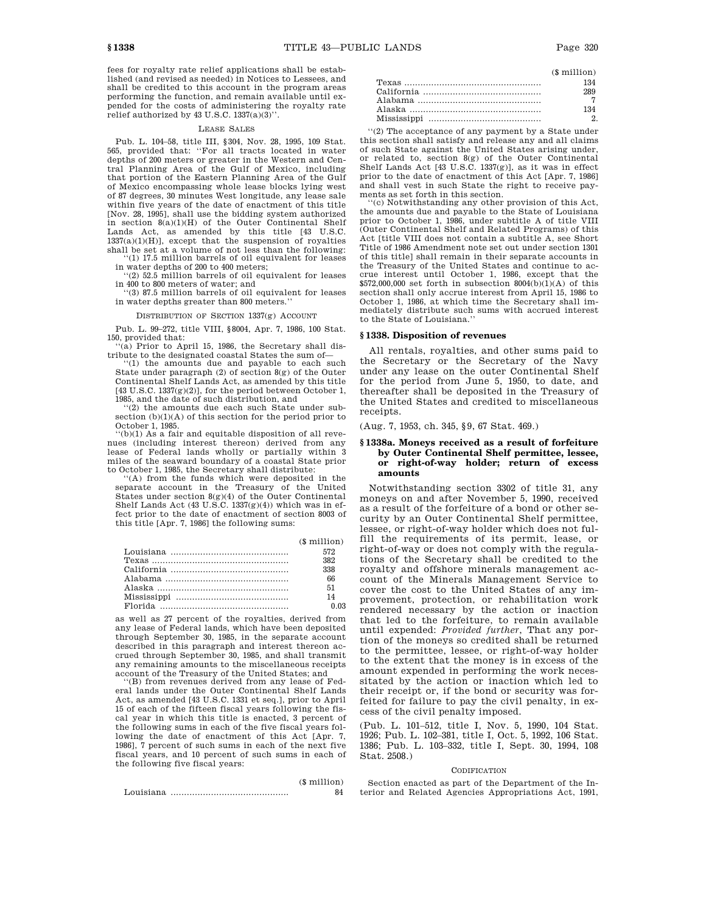fees for royalty rate relief applications shall be established (and revised as needed) in Notices to Lessees, and shall be credited to this account in the program areas performing the function, and remain available until expended for the costs of administering the royalty rate relief authorized by 43 U.S.C. 1337(a)(3)''.

LEASE SALES

Pub. L. 104–58, title III, §304, Nov. 28, 1995, 109 Stat. 565, provided that: ''For all tracts located in water depths of 200 meters or greater in the Western and Central Planning Area of the Gulf of Mexico, including that portion of the Eastern Planning Area of the Gulf of Mexico encompassing whole lease blocks lying west of 87 degrees, 30 minutes West longitude, any lease sale within five years of the date of enactment of this title [Nov. 28, 1995], shall use the bidding system authorized in section 8(a)(1)(H) of the Outer Continental Shelf Lands Act, as amended by this title [43 U.S.C. 1337(a)(1)(H)], except that the suspension of royalties shall be set at a volume of not less than the following:

''(1) 17.5 million barrels of oil equivalent for leases in water depths of 200 to 400 meters;

''(2) 52.5 million barrels of oil equivalent for leases in 400 to 800 meters of water; and

''(3) 87.5 million barrels of oil equivalent for leases in water depths greater than 800 meters.''

DISTRIBUTION OF SECTION 1337(g) ACCOUNT

Pub. L. 99–272, title VIII, §8004, Apr. 7, 1986, 100 Stat. 150, provided that:

''(a) Prior to April 15, 1986, the Secretary shall distribute to the designated coastal States the sum of—

''(1) the amounts due and payable to each such State under paragraph (2) of section 8(g) of the Outer Continental Shelf Lands Act, as amended by this title [43 U.S.C. 1337(g)(2)], for the period between October 1, 1985, and the date of such distribution, and

''(2) the amounts due each such State under subsection (b)(1)(A) of this section for the period prior to October 1, 1985.

''(b)(1) As a fair and equitable disposition of all revenues (including interest thereon) derived from any lease of Federal lands wholly or partially within 3 miles of the seaward boundary of a coastal State prior to October 1, 1985, the Secretary shall distribute:

''(A) from the funds which were deposited in the separate account in the Treasury of the United States under section 8(g)(4) of the Outer Continental Shelf Lands Act (43 U.S.C. 1337(g)(4)) which was in effect prior to the date of enactment of section 8003 of this title [Apr. 7, 1986] the following sums:

| | ($ million) |
|---|---|
| Louisiana | 572 |
| Texas | 382 |
| California | 338 |
| Alabama | 66 |
| Alaska | 51 |
| Mississippi | 14 |
| Florida | 0.03 |

as well as 27 percent of the royalties, derived from any lease of Federal lands, which have been deposited through September 30, 1985, in the separate account described in this paragraph and interest thereon accrued through September 30, 1985, and shall transmit any remaining amounts to the miscellaneous receipts account of the Treasury of the United States; and

''(B) from revenues derived from any lease of Federal lands under the Outer Continental Shelf Lands Act, as amended [43 U.S.C. 1331 et seq.], prior to April 15 of each of the fifteen fiscal years following the fiscal year in which this title is enacted, 3 percent of the following sums in each of the five fiscal years following the date of enactment of this Act [Apr. 7, 1986], 7 percent of such sums in each of the next five fiscal years, and 10 percent of such sums in each of the following five fiscal years:

| | ($ million) |
|---|---|
| Louisiana | 84 |
| Texas | 134 |
| California | 289 |
| Alabama | 7 |
| Alaska | 134 |
| Mississippi | 2. |

''(2) The acceptance of any payment by a State under this section shall satisfy and release any and all claims of such State against the United States arising under, or related to, section 8(g) of the Outer Continental Shelf Lands Act [43 U.S.C. 1337(g)], as it was in effect prior to the date of enactment of this Act [Apr. 7, 1986] and shall vest in such State the right to receive payments as set forth in this section.

''(c) Notwithstanding any other provision of this Act, the amounts due and payable to the State of Louisiana prior to October 1, 1986, under subtitle A of title VIII (Outer Continental Shelf and Related Programs) of this Act [title VIII does not contain a subtitle A, see Short Title of 1986 Amendment note set out under section 1301 of this title] shall remain in their separate accounts in the Treasury of the United States and continue to accrue interest until October 1, 1986, except that the $572,000,000 set forth in subsection 8004(b)(1)(A) of this section shall only accrue interest from April 15, 1986 to October 1, 1986, at which time the Secretary shall immediately distribute such sums with accrued interest to the State of Louisiana.''

## §1338. Disposition of revenues

All rentals, royalties, and other sums paid to the Secretary or the Secretary of the Navy under any lease on the outer Continental Shelf for the period from June 5, 1950, to date, and thereafter shall be deposited in the Treasury of the United States and credited to miscellaneous receipts.

(Aug. 7, 1953, ch. 345, §9, 67 Stat. 469.)

## §1338a. Moneys received as a result of forfeiture by Outer Continental Shelf permittee, lessee, or right-of-way holder; return of excess amounts

Notwithstanding section 3302 of title 31, any moneys on and after November 5, 1990, received as a result of the forfeiture of a bond or other security by an Outer Continental Shelf permittee, lessee, or right-of-way holder which does not fulfill the requirements of its permit, lease, or right-of-way or does not comply with the regulations of the Secretary shall be credited to the royalty and offshore minerals management account of the Minerals Management Service to cover the cost to the United States of any improvement, protection, or rehabilitation work rendered necessary by the action or inaction that led to the forfeiture, to remain available until expended: *Provided further*, That any portion of the moneys so credited shall be returned to the permittee, lessee, or right-of-way holder to the extent that the money is in excess of the amount expended in performing the work necessitated by the action or inaction which led to their receipt or, if the bond or security was forfeited for failure to pay the civil penalty, in excess of the civil penalty imposed.

(Pub. L. 101–512, title I, Nov. 5, 1990, 104 Stat. 1926; Pub. L. 102–381, title I, Oct. 5, 1992, 106 Stat. 1386; Pub. L. 103–332, title I, Sept. 30, 1994, 108 Stat. 2508.)

CODIFICATION

Section enacted as part of the Department of the Interior and Related Agencies Appropriations Act, 1991,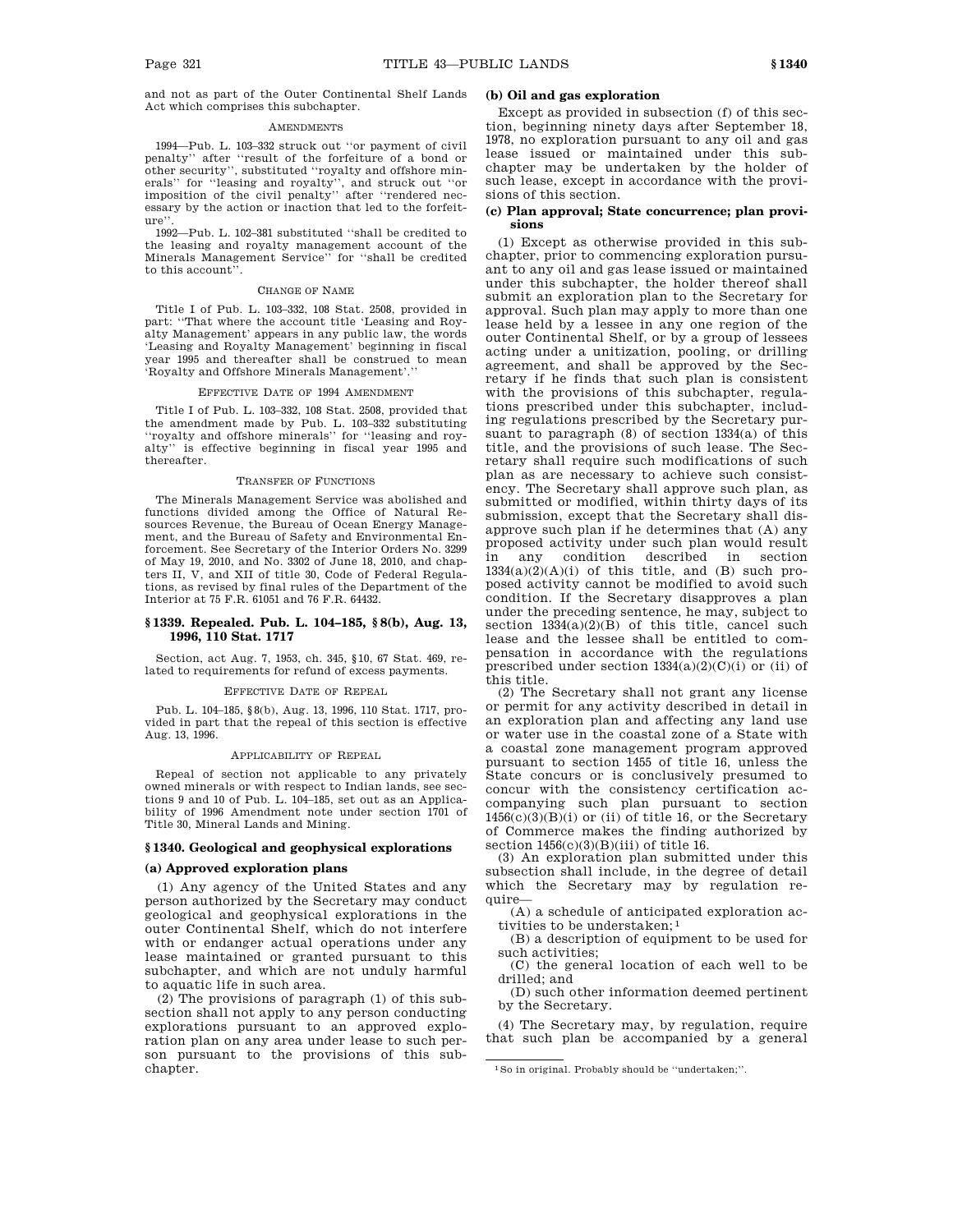and not as part of the Outer Continental Shelf Lands Act which comprises this subchapter.

AMENDMENTS

1994—Pub. L. 103–332 struck out "or payment of civil penalty" after "result of the forfeiture of a bond or other security", substituted "royalty and offshore minerals" for "leasing and royalty", and struck out "or imposition of the civil penalty" after "rendered necessary by the action or inaction that led to the forfeiture".

1992—Pub. L. 102–381 substituted "shall be credited to the leasing and royalty management account of the Minerals Management Service" for "shall be credited to this account".

CHANGE OF NAME

Title I of Pub. L. 103–332, 108 Stat. 2508, provided in part: "That where the account title 'Leasing and Royalty Management' appears in any public law, the words 'Leasing and Royalty Management' beginning in fiscal year 1995 and thereafter shall be construed to mean 'Royalty and Offshore Minerals Management'."

EFFECTIVE DATE OF 1994 AMENDMENT

Title I of Pub. L. 103–332, 108 Stat. 2508, provided that the amendment made by Pub. L. 103–332 substituting "royalty and offshore minerals" for "leasing and royalty" is effective beginning in fiscal year 1995 and thereafter.

TRANSFER OF FUNCTIONS

The Minerals Management Service was abolished and functions divided among the Office of Natural Resources Revenue, the Bureau of Ocean Energy Management, and the Bureau of Safety and Environmental Enforcement. See Secretary of the Interior Orders No. 3299 of May 19, 2010, and No. 3302 of June 18, 2010, and chapters II, V, and XII of title 30, Code of Federal Regulations, as revised by final rules of the Department of the Interior at 75 F.R. 61051 and 76 F.R. 64432.

## § 1339. Repealed. Pub. L. 104–185, § 8(b), Aug. 13, 1996, 110 Stat. 1717

Section, act Aug. 7, 1953, ch. 345, §10, 67 Stat. 469, related to requirements for refund of excess payments.

EFFECTIVE DATE OF REPEAL

Pub. L. 104–185, §8(b), Aug. 13, 1996, 110 Stat. 1717, provided in part that the repeal of this section is effective Aug. 13, 1996.

APPLICABILITY OF REPEAL

Repeal of section not applicable to any privately owned minerals or with respect to Indian lands, see sections 9 and 10 of Pub. L. 104–185, set out as an Applicability of 1996 Amendment note under section 1701 of Title 30, Mineral Lands and Mining.

## § 1340. Geological and geophysical explorations

### (a) Approved exploration plans

(1) Any agency of the United States and any person authorized by the Secretary may conduct geological and geophysical explorations in the outer Continental Shelf, which do not interfere with or endanger actual operations under any lease maintained or granted pursuant to this subchapter, and which are not unduly harmful to aquatic life in such area.

(2) The provisions of paragraph (1) of this subsection shall not apply to any person conducting explorations pursuant to an approved exploration plan on any area under lease to such person pursuant to the provisions of this subchapter.

### (b) Oil and gas exploration

Except as provided in subsection (f) of this section, beginning ninety days after September 18, 1978, no exploration pursuant to any oil and gas lease issued or maintained under this subchapter may be undertaken by the holder of such lease, except in accordance with the provisions of this section.

### (c) Plan approval; State concurrence; plan provisions

(1) Except as otherwise provided in this subchapter, prior to commencing exploration pursuant to any oil and gas lease issued or maintained under this subchapter, the holder thereof shall submit an exploration plan to the Secretary for approval. Such plan may apply to more than one lease held by a lessee in any one region of the outer Continental Shelf, or by a group of lessees acting under a unitization, pooling, or drilling agreement, and shall be approved by the Secretary if he finds that such plan is consistent with the provisions of this subchapter, regulations prescribed under this subchapter, including regulations prescribed by the Secretary pursuant to paragraph (8) of section 1334(a) of this title, and the provisions of such lease. The Secretary shall require such modifications of such plan as are necessary to achieve such consistency. The Secretary shall approve such plan, as submitted or modified, within thirty days of its submission, except that the Secretary shall disapprove such plan if he determines that (A) any proposed activity under such plan would result in any condition described in section 1334(a)(2)(A)(i) of this title, and (B) such proposed activity cannot be modified to avoid such condition. If the Secretary disapproves a plan under the preceding sentence, he may, subject to section 1334(a)(2)(B) of this title, cancel such lease and the lessee shall be entitled to compensation in accordance with the regulations prescribed under section 1334(a)(2)(C)(i) or (ii) of this title.

(2) The Secretary shall not grant any license or permit for any activity described in detail in an exploration plan and affecting any land use or water use in the coastal zone of a State with a coastal zone management program approved pursuant to section 1455 of title 16, unless the State concurs or is conclusively presumed to concur with the consistency certification accompanying such plan pursuant to section 1456(c)(3)(B)(i) or (ii) of title 16, or the Secretary of Commerce makes the finding authorized by section 1456(c)(3)(B)(iii) of title 16.

(3) An exploration plan submitted under this subsection shall include, in the degree of detail which the Secretary may by regulation require—

(A) a schedule of anticipated exploration activities to be undertaken; [1]

(B) a description of equipment to be used for such activities;

(C) the general location of each well to be drilled; and

(D) such other information deemed pertinent by the Secretary.

(4) The Secretary may, by regulation, require that such plan be accompanied by a general

[1] So in original. Probably should be "undertaken;".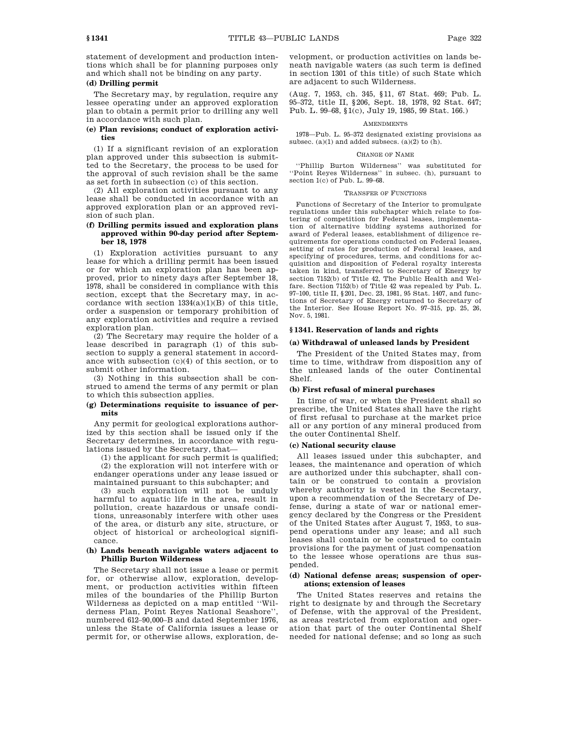statement of development and production intentions which shall be for planning purposes only and which shall not be binding on any party.

**(d) Drilling permit**

The Secretary may, by regulation, require any lessee operating under an approved exploration plan to obtain a permit prior to drilling any well in accordance with such plan.

**(e) Plan revisions; conduct of exploration activities**

(1) If a significant revision of an exploration plan approved under this subsection is submitted to the Secretary, the process to be used for the approval of such revision shall be the same as set forth in subsection (c) of this section.

(2) All exploration activities pursuant to any lease shall be conducted in accordance with an approved exploration plan or an approved revision of such plan.

**(f) Drilling permits issued and exploration plans approved within 90-day period after September 18, 1978**

(1) Exploration activities pursuant to any lease for which a drilling permit has been issued or for which an exploration plan has been approved, prior to ninety days after September 18, 1978, shall be considered in compliance with this section, except that the Secretary may, in accordance with section 1334(a)(1)(B) of this title, order a suspension or temporary prohibition of any exploration activities and require a revised exploration plan.

(2) The Secretary may require the holder of a lease described in paragraph (1) of this subsection to supply a general statement in accordance with subsection (c)(4) of this section, or to submit other information.

(3) Nothing in this subsection shall be construed to amend the terms of any permit or plan to which this subsection applies.

**(g) Determinations requisite to issuance of permits**

Any permit for geological explorations authorized by this section shall be issued only if the Secretary determines, in accordance with regulations issued by the Secretary, that—

(1) the applicant for such permit is qualified;

(2) the exploration will not interfere with or endanger operations under any lease issued or maintained pursuant to this subchapter; and

(3) such exploration will not be unduly harmful to aquatic life in the area, result in pollution, create hazardous or unsafe conditions, unreasonably interfere with other uses of the area, or disturb any site, structure, or object of historical or archeological significance.

**(h) Lands beneath navigable waters adjacent to Phillip Burton Wilderness**

The Secretary shall not issue a lease or permit for, or otherwise allow, exploration, development, or production activities within fifteen miles of the boundaries of the Phillip Burton Wilderness as depicted on a map entitled ''Wilderness Plan, Point Reyes National Seashore'', numbered 612–90,000–B and dated September 1976, unless the State of California issues a lease or permit for, or otherwise allows, exploration, development, or production activities on lands beneath navigable waters (as such term is defined in section 1301 of this title) of such State which are adjacent to such Wilderness.

(Aug. 7, 1953, ch. 345, §11, 67 Stat. 469; Pub. L. 95–372, title II, §206, Sept. 18, 1978, 92 Stat. 647; Pub. L. 99–68, §1(c), July 19, 1985, 99 Stat. 166.)

AMENDMENTS

1978—Pub. L. 95–372 designated existing provisions as subsec. (a)(1) and added subsecs. (a)(2) to (h).

CHANGE OF NAME

''Phillip Burton Wilderness'' was substituted for ''Point Reyes Wilderness'' in subsec. (h), pursuant to section 1(c) of Pub. L. 99–68.

TRANSFER OF FUNCTIONS

Functions of Secretary of the Interior to promulgate regulations under this subchapter which relate to fostering of competition for Federal leases, implementation of alternative bidding systems authorized for award of Federal leases, establishment of diligence requirements for operations conducted on Federal leases, setting of rates for production of Federal leases, and specifying of procedures, terms, and conditions for acquisition and disposition of Federal royalty interests taken in kind, transferred to Secretary of Energy by section 7152(b) of Title 42, The Public Health and Welfare. Section 7152(b) of Title 42 was repealed by Pub. L. 97–100, title II, §201, Dec. 23, 1981, 95 Stat. 1407, and functions of Secretary of Energy returned to Secretary of the Interior. See House Report No. 97–315, pp. 25, 26, Nov. 5, 1981.

## §1341. Reservation of lands and rights

**(a) Withdrawal of unleased lands by President**

The President of the United States may, from time to time, withdraw from disposition any of the unleased lands of the outer Continental Shelf.

**(b) First refusal of mineral purchases**

In time of war, or when the President shall so prescribe, the United States shall have the right of first refusal to purchase at the market price all or any portion of any mineral produced from the outer Continental Shelf.

**(c) National security clause**

All leases issued under this subchapter, and leases, the maintenance and operation of which are authorized under this subchapter, shall contain or be construed to contain a provision whereby authority is vested in the Secretary, upon a recommendation of the Secretary of Defense, during a state of war or national emergency declared by the Congress or the President of the United States after August 7, 1953, to suspend operations under any lease; and all such leases shall contain or be construed to contain provisions for the payment of just compensation to the lessee whose operations are thus suspended.

**(d) National defense areas; suspension of operations; extension of leases**

The United States reserves and retains the right to designate by and through the Secretary of Defense, with the approval of the President, as areas restricted from exploration and operation that part of the outer Continental Shelf needed for national defense; and so long as such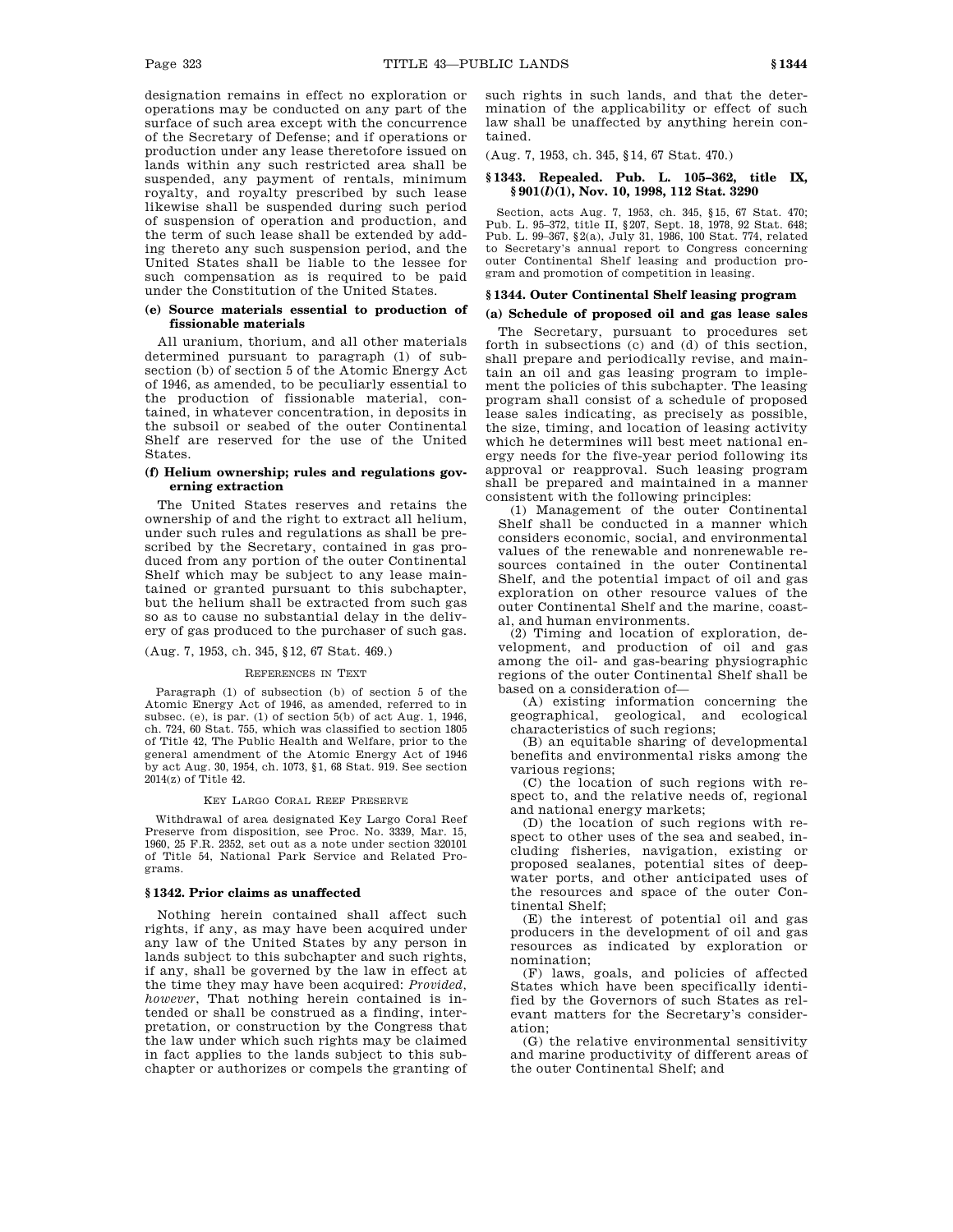designation remains in effect no exploration or operations may be conducted on any part of the surface of such area except with the concurrence of the Secretary of Defense; and if operations or production under any lease theretofore issued on lands within any such restricted area shall be suspended, any payment of rentals, minimum royalty, and royalty prescribed by such lease likewise shall be suspended during such period of suspension of operation and production, and the term of such lease shall be extended by adding thereto any such suspension period, and the United States shall be liable to the lessee for such compensation as is required to be paid under the Constitution of the United States.

#### (e) Source materials essential to production of fissionable materials

All uranium, thorium, and all other materials determined pursuant to paragraph (1) of subsection (b) of section 5 of the Atomic Energy Act of 1946, as amended, to be peculiarly essential to the production of fissionable material, contained, in whatever concentration, in deposits in the subsoil or seabed of the outer Continental Shelf are reserved for the use of the United States.

#### (f) Helium ownership; rules and regulations governing extraction

The United States reserves and retains the ownership of and the right to extract all helium, under such rules and regulations as shall be prescribed by the Secretary, contained in gas produced from any portion of the outer Continental Shelf which may be subject to any lease maintained or granted pursuant to this subchapter, but the helium shall be extracted from such gas so as to cause no substantial delay in the delivery of gas produced to the purchaser of such gas.

(Aug. 7, 1953, ch. 345, §12, 67 Stat. 469.)

REFERENCES IN TEXT

Paragraph (1) of subsection (b) of section 5 of the Atomic Energy Act of 1946, as amended, referred to in subsec. (e), is par. (1) of section 5(b) of act Aug. 1, 1946, ch. 724, 60 Stat. 755, which was classified to section 1805 of Title 42, The Public Health and Welfare, prior to the general amendment of the Atomic Energy Act of 1946 by act Aug. 30, 1954, ch. 1073, §1, 68 Stat. 919. See section 2014(z) of Title 42.

KEY LARGO CORAL REEF PRESERVE

Withdrawal of area designated Key Largo Coral Reef Preserve from disposition, see Proc. No. 3339, Mar. 15, 1960, 25 F.R. 2352, set out as a note under section 320101 of Title 54, National Park Service and Related Programs.

### §1342. Prior claims as unaffected

Nothing herein contained shall affect such rights, if any, as may have been acquired under any law of the United States by any person in lands subject to this subchapter and such rights, if any, shall be governed by the law in effect at the time they may have been acquired: *Provided, however*, That nothing herein contained is intended or shall be construed as a finding, interpretation, or construction by the Congress that the law under which such rights may be claimed in fact applies to the lands subject to this subchapter or authorizes or compels the granting of such rights in such lands, and that the determination of the applicability or effect of such law shall be unaffected by anything herein contained.

(Aug. 7, 1953, ch. 345, §14, 67 Stat. 470.)

### §1343. Repealed. Pub. L. 105–362, title IX, §901(*l*)(1), Nov. 10, 1998, 112 Stat. 3290

Section, acts Aug. 7, 1953, ch. 345, §15, 67 Stat. 470; Pub. L. 95–372, title II, §207, Sept. 18, 1978, 92 Stat. 648; Pub. L. 99–367, §2(a), July 31, 1986, 100 Stat. 774, related to Secretary's annual report to Congress concerning outer Continental Shelf leasing and production program and promotion of competition in leasing.

### §1344. Outer Continental Shelf leasing program

#### (a) Schedule of proposed oil and gas lease sales

The Secretary, pursuant to procedures set forth in subsections (c) and (d) of this section, shall prepare and periodically revise, and maintain an oil and gas leasing program to implement the policies of this subchapter. The leasing program shall consist of a schedule of proposed lease sales indicating, as precisely as possible, the size, timing, and location of leasing activity which he determines will best meet national energy needs for the five-year period following its approval or reapproval. Such leasing program shall be prepared and maintained in a manner consistent with the following principles:

(1) Management of the outer Continental Shelf shall be conducted in a manner which considers economic, social, and environmental values of the renewable and nonrenewable resources contained in the outer Continental Shelf, and the potential impact of oil and gas exploration on other resource values of the outer Continental Shelf and the marine, coastal, and human environments.

(2) Timing and location of exploration, development, and production of oil and gas among the oil- and gas-bearing physiographic regions of the outer Continental Shelf shall be based on a consideration of—

(A) existing information concerning the geographical, geological, and ecological characteristics of such regions;

(B) an equitable sharing of developmental benefits and environmental risks among the various regions;

(C) the location of such regions with respect to, and the relative needs of, regional and national energy markets;

(D) the location of such regions with respect to other uses of the sea and seabed, including fisheries, navigation, existing or proposed sealanes, potential sites of deepwater ports, and other anticipated uses of the resources and space of the outer Continental Shelf;

(E) the interest of potential oil and gas producers in the development of oil and gas resources as indicated by exploration or nomination;

(F) laws, goals, and policies of affected States which have been specifically identified by the Governors of such States as relevant matters for the Secretary's consideration;

(G) the relative environmental sensitivity and marine productivity of different areas of the outer Continental Shelf; and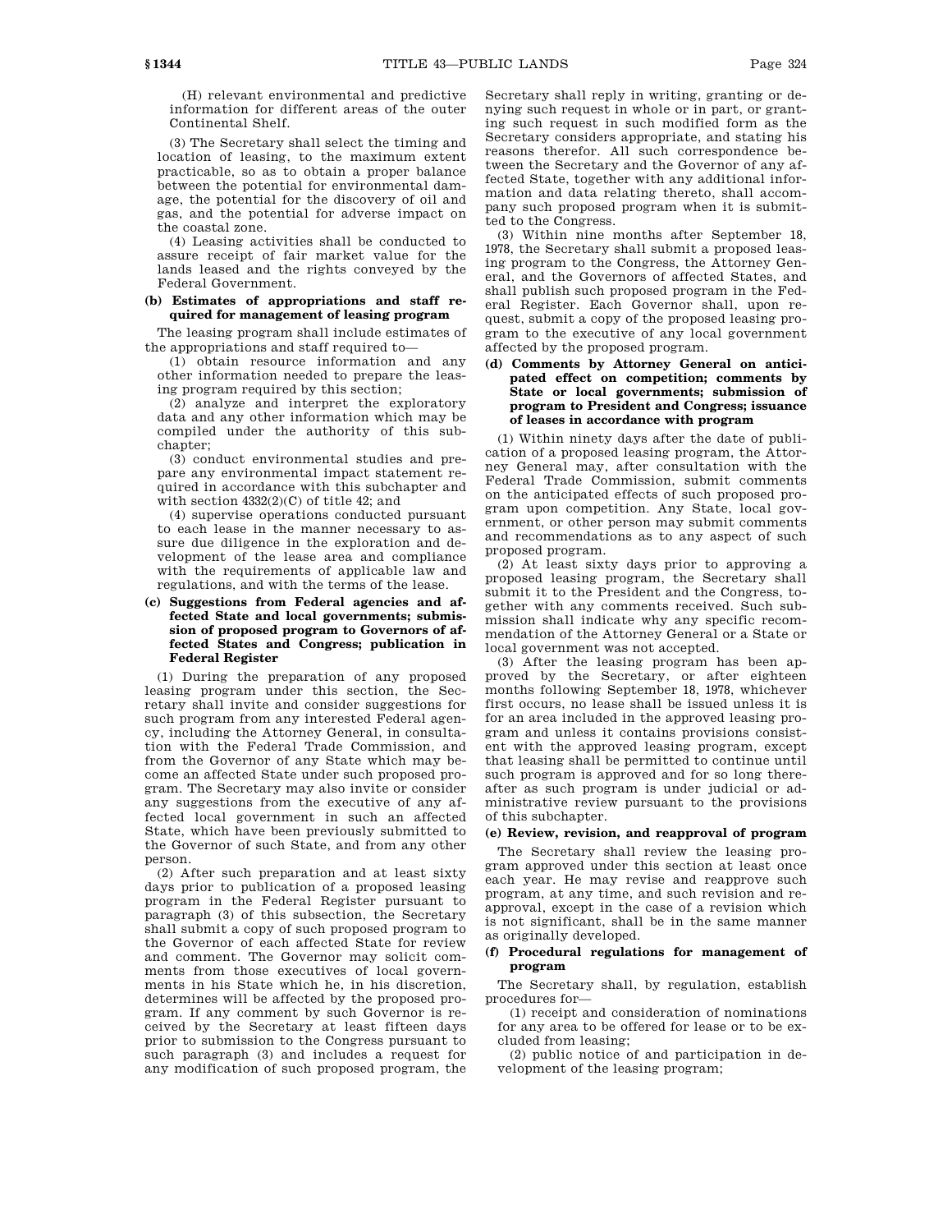(H) relevant environmental and predictive information for different areas of the outer Continental Shelf.

(3) The Secretary shall select the timing and location of leasing, to the maximum extent practicable, so as to obtain a proper balance between the potential for environmental damage, the potential for the discovery of oil and gas, and the potential for adverse impact on the coastal zone.

(4) Leasing activities shall be conducted to assure receipt of fair market value for the lands leased and the rights conveyed by the Federal Government.

**(b) Estimates of appropriations and staff required for management of leasing program**

The leasing program shall include estimates of the appropriations and staff required to—

(1) obtain resource information and any other information needed to prepare the leasing program required by this section;

(2) analyze and interpret the exploratory data and any other information which may be compiled under the authority of this subchapter;

(3) conduct environmental studies and prepare any environmental impact statement required in accordance with this subchapter and with section 4332(2)(C) of title 42; and

(4) supervise operations conducted pursuant to each lease in the manner necessary to assure due diligence in the exploration and development of the lease area and compliance with the requirements of applicable law and regulations, and with the terms of the lease.

**(c) Suggestions from Federal agencies and affected State and local governments; submission of proposed program to Governors of affected States and Congress; publication in Federal Register**

(1) During the preparation of any proposed leasing program under this section, the Secretary shall invite and consider suggestions for such program from any interested Federal agency, including the Attorney General, in consultation with the Federal Trade Commission, and from the Governor of any State which may become an affected State under such proposed program. The Secretary may also invite or consider any suggestions from the executive of any affected local government in such an affected State, which have been previously submitted to the Governor of such State, and from any other person.

(2) After such preparation and at least sixty days prior to publication of a proposed leasing program in the Federal Register pursuant to paragraph (3) of this subsection, the Secretary shall submit a copy of such proposed program to the Governor of each affected State for review and comment. The Governor may solicit comments from those executives of local governments in his State which he, in his discretion, determines will be affected by the proposed program. If any comment by such Governor is received by the Secretary at least fifteen days prior to submission to the Congress pursuant to such paragraph (3) and includes a request for any modification of such proposed program, the Secretary shall reply in writing, granting or denying such request in whole or in part, or granting such request in such modified form as the Secretary considers appropriate, and stating his reasons therefor. All such correspondence between the Secretary and the Governor of any affected State, together with any additional information and data relating thereto, shall accompany such proposed program when it is submitted to the Congress.

(3) Within nine months after September 18, 1978, the Secretary shall submit a proposed leasing program to the Congress, the Attorney General, and the Governors of affected States, and shall publish such proposed program in the Federal Register. Each Governor shall, upon request, submit a copy of the proposed leasing program to the executive of any local government affected by the proposed program.

**(d) Comments by Attorney General on anticipated effect on competition; comments by State or local governments; submission of program to President and Congress; issuance of leases in accordance with program**

(1) Within ninety days after the date of publication of a proposed leasing program, the Attorney General may, after consultation with the Federal Trade Commission, submit comments on the anticipated effects of such proposed program upon competition. Any State, local government, or other person may submit comments and recommendations as to any aspect of such proposed program.

(2) At least sixty days prior to approving a proposed leasing program, the Secretary shall submit it to the President and the Congress, together with any comments received. Such submission shall indicate why any specific recommendation of the Attorney General or a State or local government was not accepted.

(3) After the leasing program has been approved by the Secretary, or after eighteen months following September 18, 1978, whichever first occurs, no lease shall be issued unless it is for an area included in the approved leasing program and unless it contains provisions consistent with the approved leasing program, except that leasing shall be permitted to continue until such program is approved and for so long thereafter as such program is under judicial or administrative review pursuant to the provisions of this subchapter.

**(e) Review, revision, and reapproval of program**

The Secretary shall review the leasing program approved under this section at least once each year. He may revise and reapprove such program, at any time, and such revision and reapproval, except in the case of a revision which is not significant, shall be in the same manner as originally developed.

**(f) Procedural regulations for management of program**

The Secretary shall, by regulation, establish procedures for—

(1) receipt and consideration of nominations for any area to be offered for lease or to be excluded from leasing;

(2) public notice of and participation in development of the leasing program;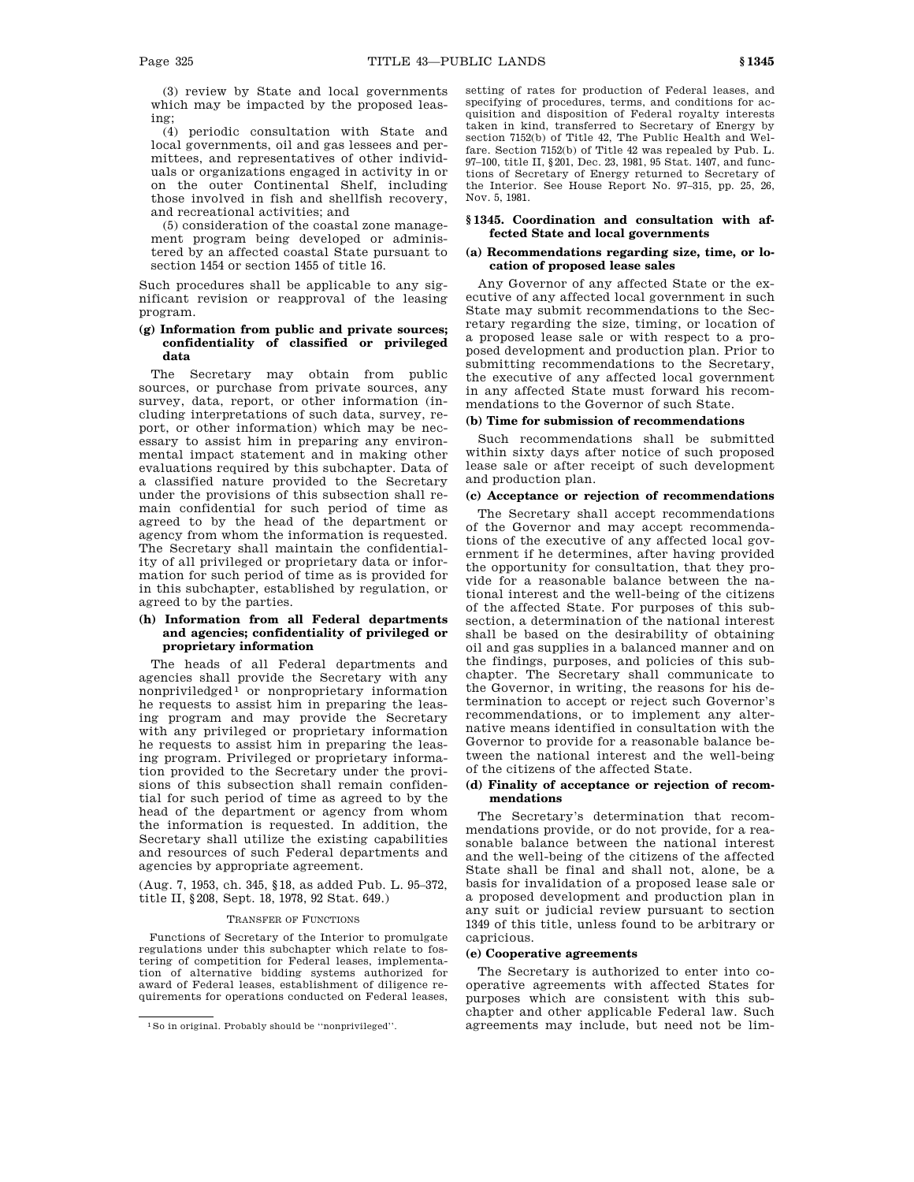(3) review by State and local governments which may be impacted by the proposed leasing;

(4) periodic consultation with State and local governments, oil and gas lessees and permittees, and representatives of other individuals or organizations engaged in activity in or on the outer Continental Shelf, including those involved in fish and shellfish recovery, and recreational activities; and

(5) consideration of the coastal zone management program being developed or administered by an affected coastal State pursuant to section 1454 or section 1455 of title 16.

Such procedures shall be applicable to any significant revision or reapproval of the leasing program.

**(g) Information from public and private sources; confidentiality of classified or privileged data**

The Secretary may obtain from public sources, or purchase from private sources, any survey, data, report, or other information (including interpretations of such data, survey, report, or other information) which may be necessary to assist him in preparing any environmental impact statement and in making other evaluations required by this subchapter. Data of a classified nature provided to the Secretary under the provisions of this subsection shall remain confidential for such period of time as agreed to by the head of the department or agency from whom the information is requested. The Secretary shall maintain the confidentiality of all privileged or proprietary data or information for such period of time as is provided for in this subchapter, established by regulation, or agreed to by the parties.

**(h) Information from all Federal departments and agencies; confidentiality of privileged or proprietary information**

The heads of all Federal departments and agencies shall provide the Secretary with any nonpriviledged[1] or nonproprietary information he requests to assist him in preparing the leasing program and may provide the Secretary with any privileged or proprietary information he requests to assist him in preparing the leasing program. Privileged or proprietary information provided to the Secretary under the provisions of this subsection shall remain confidential for such period of time as agreed to by the head of the department or agency from whom the information is requested. In addition, the Secretary shall utilize the existing capabilities and resources of such Federal departments and agencies by appropriate agreement.

(Aug. 7, 1953, ch. 345, §18, as added Pub. L. 95–372, title II, §208, Sept. 18, 1978, 92 Stat. 649.)

TRANSFER OF FUNCTIONS

Functions of Secretary of the Interior to promulgate regulations under this subchapter which relate to fostering of competition for Federal leases, implementation of alternative bidding systems authorized for award of Federal leases, establishment of diligence requirements for operations conducted on Federal leases, setting of rates for production of Federal leases, and specifying of procedures, terms, and conditions for acquisition and disposition of Federal royalty interests taken in kind, transferred to Secretary of Energy by section 7152(b) of Title 42, The Public Health and Welfare. Section 7152(b) of Title 42 was repealed by Pub. L. 97–100, title II, §201, Dec. 23, 1981, 95 Stat. 1407, and functions of Secretary of Energy returned to Secretary of the Interior. See House Report No. 97–315, pp. 25, 26, Nov. 5, 1981.

[1] So in original. Probably should be "nonprivileged".

## §1345. Coordination and consultation with affected State and local governments

**(a) Recommendations regarding size, time, or location of proposed lease sales**

Any Governor of any affected State or the executive of any affected local government in such State may submit recommendations to the Secretary regarding the size, timing, or location of a proposed lease sale or with respect to a proposed development and production plan. Prior to submitting recommendations to the Secretary, the executive of any affected local government in any affected State must forward his recommendations to the Governor of such State.

**(b) Time for submission of recommendations**

Such recommendations shall be submitted within sixty days after notice of such proposed lease sale or after receipt of such development and production plan.

**(c) Acceptance or rejection of recommendations**

The Secretary shall accept recommendations of the Governor and may accept recommendations of the executive of any affected local government if he determines, after having provided the opportunity for consultation, that they provide for a reasonable balance between the national interest and the well-being of the citizens of the affected State. For purposes of this subsection, a determination of the national interest shall be based on the desirability of obtaining oil and gas supplies in a balanced manner and on the findings, purposes, and policies of this subchapter. The Secretary shall communicate to the Governor, in writing, the reasons for his determination to accept or reject such Governor's recommendations, or to implement any alternative means identified in consultation with the Governor to provide for a reasonable balance between the national interest and the well-being of the citizens of the affected State.

**(d) Finality of acceptance or rejection of recommendations**

The Secretary's determination that recommendations provide, or do not provide, for a reasonable balance between the national interest and the well-being of the citizens of the affected State shall be final and shall not, alone, be a basis for invalidation of a proposed lease sale or a proposed development and production plan in any suit or judicial review pursuant to section 1349 of this title, unless found to be arbitrary or capricious.

**(e) Cooperative agreements**

The Secretary is authorized to enter into cooperative agreements with affected States for purposes which are consistent with this subchapter and other applicable Federal law. Such agreements may include, but need not be lim-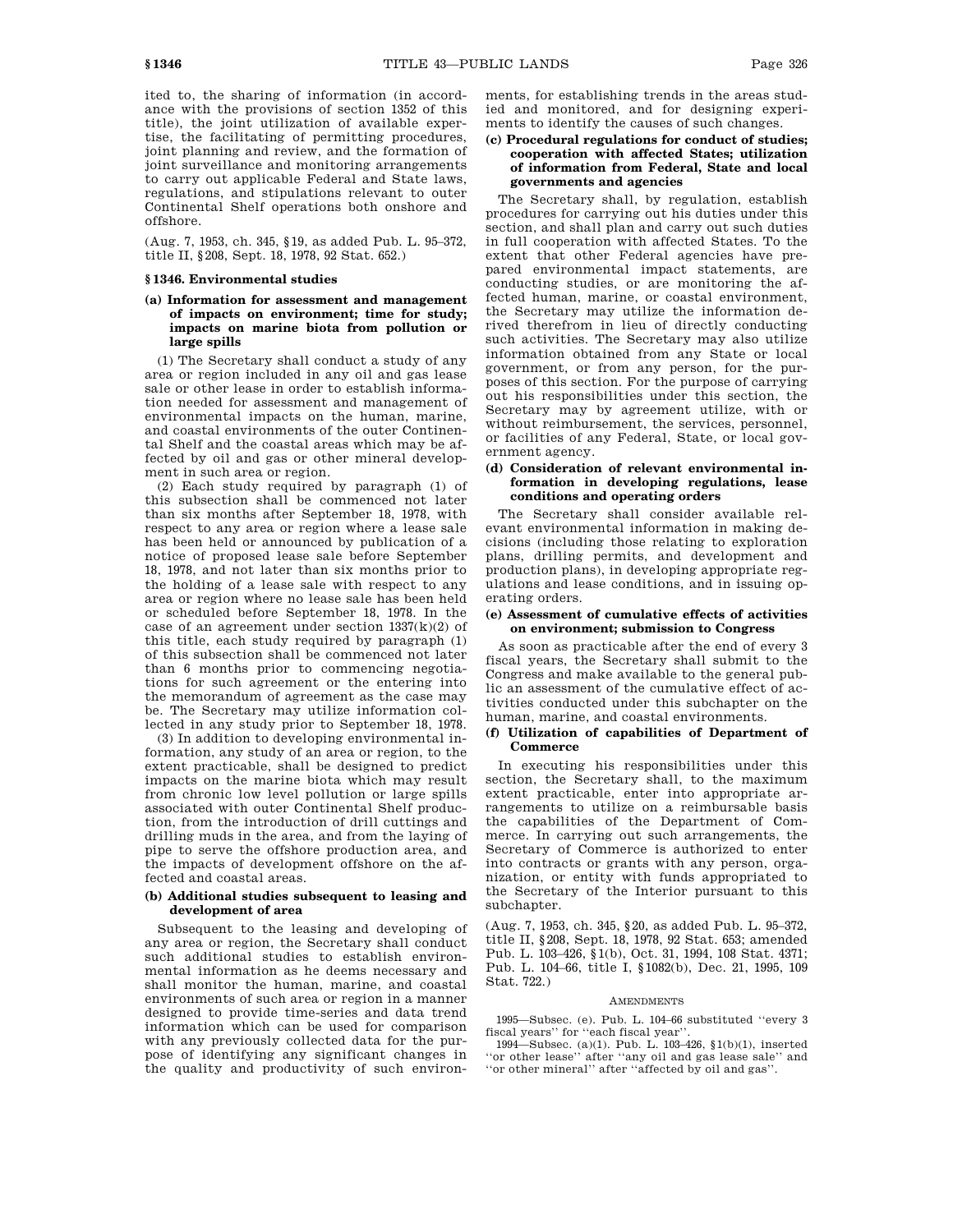ited to, the sharing of information (in accordance with the provisions of section 1352 of this title), the joint utilization of available expertise, the facilitating of permitting procedures, joint planning and review, and the formation of joint surveillance and monitoring arrangements to carry out applicable Federal and State laws, regulations, and stipulations relevant to outer Continental Shelf operations both onshore and offshore.

(Aug. 7, 1953, ch. 345, §19, as added Pub. L. 95–372, title II, §208, Sept. 18, 1978, 92 Stat. 652.)

## §1346. Environmental studies

### (a) Information for assessment and management of impacts on environment; time for study; impacts on marine biota from pollution or large spills

(1) The Secretary shall conduct a study of any area or region included in any oil and gas lease sale or other lease in order to establish information needed for assessment and management of environmental impacts on the human, marine, and coastal environments of the outer Continental Shelf and the coastal areas which may be affected by oil and gas or other mineral development in such area or region.

(2) Each study required by paragraph (1) of this subsection shall be commenced not later than six months after September 18, 1978, with respect to any area or region where a lease sale has been held or announced by publication of a notice of proposed lease sale before September 18, 1978, and not later than six months prior to the holding of a lease sale with respect to any area or region where no lease sale has been held or scheduled before September 18, 1978. In the case of an agreement under section 1337(k)(2) of this title, each study required by paragraph (1) of this subsection shall be commenced not later than 6 months prior to commencing negotiations for such agreement or the entering into the memorandum of agreement as the case may be. The Secretary may utilize information collected in any study prior to September 18, 1978.

(3) In addition to developing environmental information, any study of an area or region, to the extent practicable, shall be designed to predict impacts on the marine biota which may result from chronic low level pollution or large spills associated with outer Continental Shelf production, from the introduction of drill cuttings and drilling muds in the area, and from the laying of pipe to serve the offshore production area, and the impacts of development offshore on the affected and coastal areas.

### (b) Additional studies subsequent to leasing and development of area

Subsequent to the leasing and developing of any area or region, the Secretary shall conduct such additional studies to establish environmental information as he deems necessary and shall monitor the human, marine, and coastal environments of such area or region in a manner designed to provide time-series and data trend information which can be used for comparison with any previously collected data for the purpose of identifying any significant changes in the quality and productivity of such environments, for establishing trends in the areas studied and monitored, and for designing experiments to identify the causes of such changes.

### (c) Procedural regulations for conduct of studies; cooperation with affected States; utilization of information from Federal, State and local governments and agencies

The Secretary shall, by regulation, establish procedures for carrying out his duties under this section, and shall plan and carry out such duties in full cooperation with affected States. To the extent that other Federal agencies have prepared environmental impact statements, are conducting studies, or are monitoring the affected human, marine, or coastal environment, the Secretary may utilize the information derived therefrom in lieu of directly conducting such activities. The Secretary may also utilize information obtained from any State or local government, or from any person, for the purposes of this section. For the purpose of carrying out his responsibilities under this section, the Secretary may by agreement utilize, with or without reimbursement, the services, personnel, or facilities of any Federal, State, or local government agency.

### (d) Consideration of relevant environmental information in developing regulations, lease conditions and operating orders

The Secretary shall consider available relevant environmental information in making decisions (including those relating to exploration plans, drilling permits, and development and production plans), in developing appropriate regulations and lease conditions, and in issuing operating orders.

### (e) Assessment of cumulative effects of activities on environment; submission to Congress

As soon as practicable after the end of every 3 fiscal years, the Secretary shall submit to the Congress and make available to the general public an assessment of the cumulative effect of activities conducted under this subchapter on the human, marine, and coastal environments.

### (f) Utilization of capabilities of Department of Commerce

In executing his responsibilities under this section, the Secretary shall, to the maximum extent practicable, enter into appropriate arrangements to utilize on a reimbursable basis the capabilities of the Department of Commerce. In carrying out such arrangements, the Secretary of Commerce is authorized to enter into contracts or grants with any person, organization, or entity with funds appropriated to the Secretary of the Interior pursuant to this subchapter.

(Aug. 7, 1953, ch. 345, §20, as added Pub. L. 95–372, title II, §208, Sept. 18, 1978, 92 Stat. 653; amended Pub. L. 103–426, §1(b), Oct. 31, 1994, 108 Stat. 4371; Pub. L. 104–66, title I, §1082(b), Dec. 21, 1995, 109 Stat. 722.)

AMENDMENTS

1995—Subsec. (e). Pub. L. 104–66 substituted ''every 3 fiscal years'' for ''each fiscal year''.

1994—Subsec. (a)(1). Pub. L. 103–426, §1(b)(1), inserted ''or other lease'' after ''any oil and gas lease sale'' and ''or other mineral'' after ''affected by oil and gas''.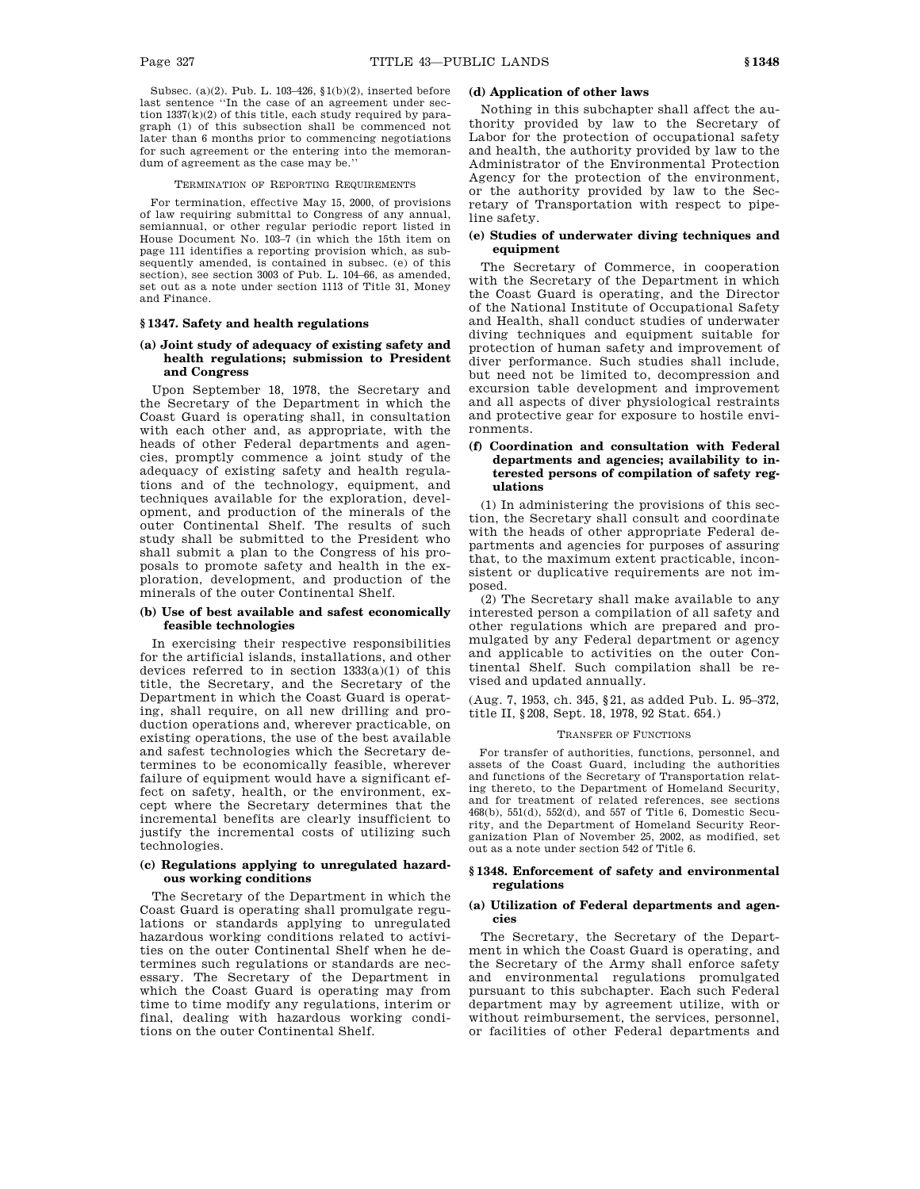Subsec. (a)(2). Pub. L. 103–426, §1(b)(2), inserted before last sentence "In the case of an agreement under section 1337(k)(2) of this title, each study required by paragraph (1) of this subsection shall be commenced not later than 6 months prior to commencing negotiations for such agreement or the entering into the memorandum of agreement as the case may be."

TERMINATION OF REPORTING REQUIREMENTS

For termination, effective May 15, 2000, of provisions of law requiring submittal to Congress of any annual, semiannual, or other regular periodic report listed in House Document No. 103–7 (in which the 15th item on page 111 identifies a reporting provision which, as subsequently amended, is contained in subsec. (e) of this section), see section 3003 of Pub. L. 104–66, as amended, set out as a note under section 1113 of Title 31, Money and Finance.

## § 1347. Safety and health regulations

### (a) Joint study of adequacy of existing safety and health regulations; submission to President and Congress

Upon September 18, 1978, the Secretary and the Secretary of the Department in which the Coast Guard is operating shall, in consultation with each other and, as appropriate, with the heads of other Federal departments and agencies, promptly commence a joint study of the adequacy of existing safety and health regulations and of the technology, equipment, and techniques available for the exploration, development, and production of the minerals of the outer Continental Shelf. The results of such study shall be submitted to the President who shall submit a plan to the Congress of his proposals to promote safety and health in the exploration, development, and production of the minerals of the outer Continental Shelf.

### (b) Use of best available and safest economically feasible technologies

In exercising their respective responsibilities for the artificial islands, installations, and other devices referred to in section 1333(a)(1) of this title, the Secretary, and the Secretary of the Department in which the Coast Guard is operating, shall require, on all new drilling and production operations and, wherever practicable, on existing operations, the use of the best available and safest technologies which the Secretary determines to be economically feasible, wherever failure of equipment would have a significant effect on safety, health, or the environment, except where the Secretary determines that the incremental benefits are clearly insufficient to justify the incremental costs of utilizing such technologies.

### (c) Regulations applying to unregulated hazardous working conditions

The Secretary of the Department in which the Coast Guard is operating shall promulgate regulations or standards applying to unregulated hazardous working conditions related to activities on the outer Continental Shelf when he determines such regulations or standards are necessary. The Secretary of the Department in which the Coast Guard is operating may from time to time modify any regulations, interim or final, dealing with hazardous working conditions on the outer Continental Shelf.

### (d) Application of other laws

Nothing in this subchapter shall affect the authority provided by law to the Secretary of Labor for the protection of occupational safety and health, the authority provided by law to the Administrator of the Environmental Protection Agency for the protection of the environment, or the authority provided by law to the Secretary of Transportation with respect to pipeline safety.

### (e) Studies of underwater diving techniques and equipment

The Secretary of Commerce, in cooperation with the Secretary of the Department in which the Coast Guard is operating, and the Director of the National Institute of Occupational Safety and Health, shall conduct studies of underwater diving techniques and equipment suitable for protection of human safety and improvement of diver performance. Such studies shall include, but need not be limited to, decompression and excursion table development and improvement and all aspects of diver physiological restraints and protective gear for exposure to hostile environments.

### (f) Coordination and consultation with Federal departments and agencies; availability to interested persons of compilation of safety regulations

(1) In administering the provisions of this section, the Secretary shall consult and coordinate with the heads of other appropriate Federal departments and agencies for purposes of assuring that, to the maximum extent practicable, inconsistent or duplicative requirements are not imposed.

(2) The Secretary shall make available to any interested person a compilation of all safety and other regulations which are prepared and promulgated by any Federal department or agency and applicable to activities on the outer Continental Shelf. Such compilation shall be revised and updated annually.

(Aug. 7, 1953, ch. 345, §21, as added Pub. L. 95–372, title II, §208, Sept. 18, 1978, 92 Stat. 654.)

TRANSFER OF FUNCTIONS

For transfer of authorities, functions, personnel, and assets of the Coast Guard, including the authorities and functions of the Secretary of Transportation relating thereto, to the Department of Homeland Security, and for treatment of related references, see sections 468(b), 551(d), 552(d), and 557 of Title 6, Domestic Security, and the Department of Homeland Security Reorganization Plan of November 25, 2002, as modified, set out as a note under section 542 of Title 6.

## § 1348. Enforcement of safety and environmental regulations

### (a) Utilization of Federal departments and agencies

The Secretary, the Secretary of the Department in which the Coast Guard is operating, and the Secretary of the Army shall enforce safety and environmental regulations promulgated pursuant to this subchapter. Each such Federal department may by agreement utilize, with or without reimbursement, the services, personnel, or facilities of other Federal departments and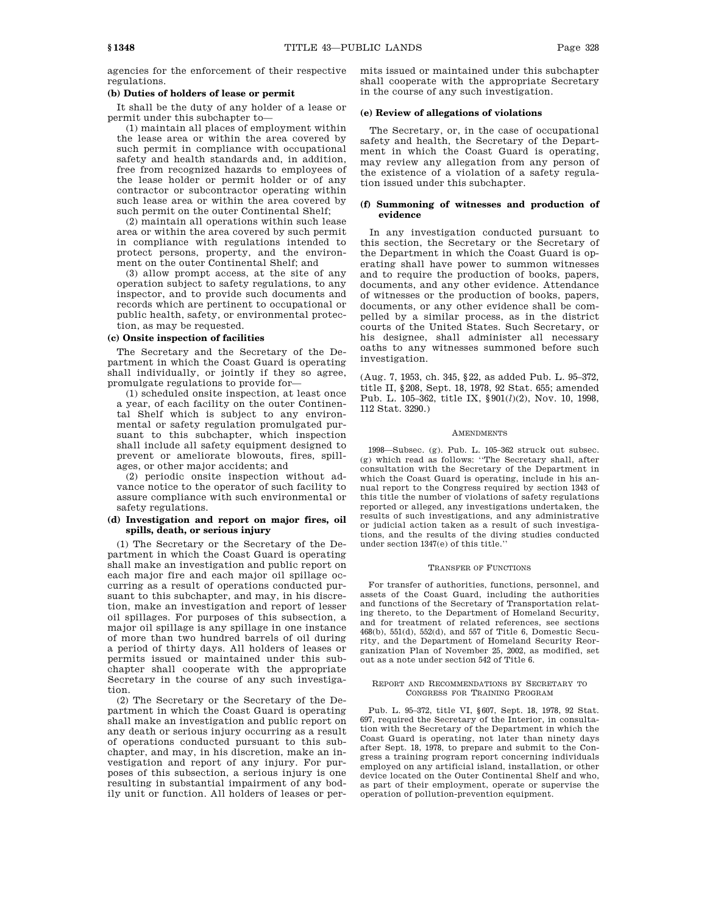agencies for the enforcement of their respective regulations.

**(b) Duties of holders of lease or permit**

It shall be the duty of any holder of a lease or permit under this subchapter to—

(1) maintain all places of employment within the lease area or within the area covered by such permit in compliance with occupational safety and health standards and, in addition, free from recognized hazards to employees of the lease holder or permit holder or of any contractor or subcontractor operating within such lease area or within the area covered by such permit on the outer Continental Shelf;

(2) maintain all operations within such lease area or within the area covered by such permit in compliance with regulations intended to protect persons, property, and the environment on the outer Continental Shelf; and

(3) allow prompt access, at the site of any operation subject to safety regulations, to any inspector, and to provide such documents and records which are pertinent to occupational or public health, safety, or environmental protection, as may be requested.

**(c) Onsite inspection of facilities**

The Secretary and the Secretary of the Department in which the Coast Guard is operating shall individually, or jointly if they so agree, promulgate regulations to provide for—

(1) scheduled onsite inspection, at least once a year, of each facility on the outer Continental Shelf which is subject to any environmental or safety regulation promulgated pursuant to this subchapter, which inspection shall include all safety equipment designed to prevent or ameliorate blowouts, fires, spillages, or other major accidents; and

(2) periodic onsite inspection without advance notice to the operator of such facility to assure compliance with such environmental or safety regulations.

**(d) Investigation and report on major fires, oil spills, death, or serious injury**

(1) The Secretary or the Secretary of the Department in which the Coast Guard is operating shall make an investigation and public report on each major fire and each major oil spillage occurring as a result of operations conducted pursuant to this subchapter, and may, in his discretion, make an investigation and report of lesser oil spillages. For purposes of this subsection, a major oil spillage is any spillage in one instance of more than two hundred barrels of oil during a period of thirty days. All holders of leases or permits issued or maintained under this subchapter shall cooperate with the appropriate Secretary in the course of any such investigation.

(2) The Secretary or the Secretary of the Department in which the Coast Guard is operating shall make an investigation and public report on any death or serious injury occurring as a result of operations conducted pursuant to this subchapter, and may, in his discretion, make an investigation and report of any injury. For purposes of this subsection, a serious injury is one resulting in substantial impairment of any bodily unit or function. All holders of leases or permits issued or maintained under this subchapter shall cooperate with the appropriate Secretary in the course of any such investigation.

**(e) Review of allegations of violations**

The Secretary, or, in the case of occupational safety and health, the Secretary of the Department in which the Coast Guard is operating, may review any allegation from any person of the existence of a violation of a safety regulation issued under this subchapter.

**(f) Summoning of witnesses and production of evidence**

In any investigation conducted pursuant to this section, the Secretary or the Secretary of the Department in which the Coast Guard is operating shall have power to summon witnesses and to require the production of books, papers, documents, and any other evidence. Attendance of witnesses or the production of books, papers, documents, or any other evidence shall be compelled by a similar process, as in the district courts of the United States. Such Secretary, or his designee, shall administer all necessary oaths to any witnesses summoned before such investigation.

(Aug. 7, 1953, ch. 345, §22, as added Pub. L. 95–372, title II, §208, Sept. 18, 1978, 92 Stat. 655; amended Pub. L. 105–362, title IX, §901(*l*)(2), Nov. 10, 1998, 112 Stat. 3290.)

AMENDMENTS

1998—Subsec. (g). Pub. L. 105–362 struck out subsec. (g) which read as follows: "The Secretary shall, after consultation with the Secretary of the Department in which the Coast Guard is operating, include in his annual report to the Congress required by section 1343 of this title the number of violations of safety regulations reported or alleged, any investigations undertaken, the results of such investigations, and any administrative or judicial action taken as a result of such investigations, and the results of the diving studies conducted under section 1347(e) of this title."

TRANSFER OF FUNCTIONS

For transfer of authorities, functions, personnel, and assets of the Coast Guard, including the authorities and functions of the Secretary of Transportation relating thereto, to the Department of Homeland Security, and for treatment of related references, see sections 468(b), 551(d), 552(d), and 557 of Title 6, Domestic Security, and the Department of Homeland Security Reorganization Plan of November 25, 2002, as modified, set out as a note under section 542 of Title 6.

REPORT AND RECOMMENDATIONS BY SECRETARY TO CONGRESS FOR TRAINING PROGRAM

Pub. L. 95–372, title VI, §607, Sept. 18, 1978, 92 Stat. 697, required the Secretary of the Interior, in consultation with the Secretary of the Department in which the Coast Guard is operating, not later than ninety days after Sept. 18, 1978, to prepare and submit to the Congress a training program report concerning individuals employed on any artificial island, installation, or other device located on the Outer Continental Shelf and who, as part of their employment, operate or supervise the operation of pollution-prevention equipment.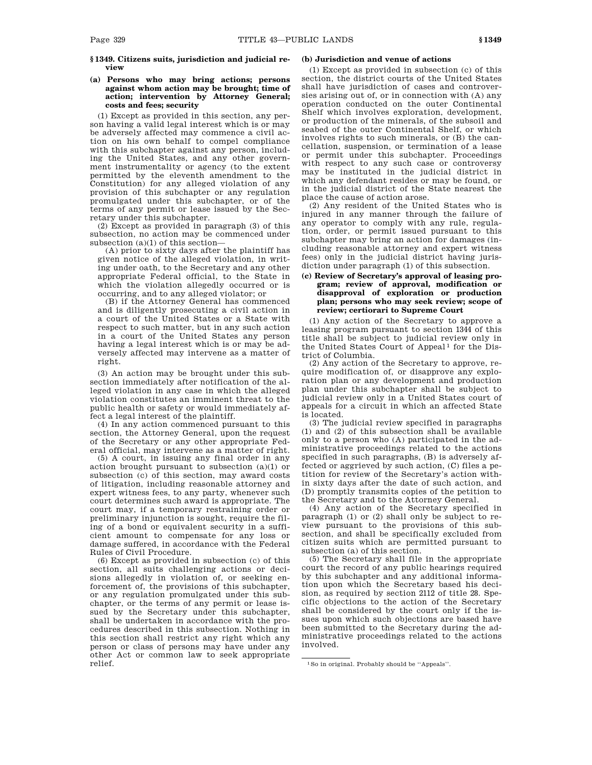### § 1349. Citizens suits, jurisdiction and judicial review

#### (a) Persons who may bring actions; persons against whom action may be brought; time of action; intervention by Attorney General; costs and fees; security

(1) Except as provided in this section, any person having a valid legal interest which is or may be adversely affected may commence a civil action on his own behalf to compel compliance with this subchapter against any person, including the United States, and any other government instrumentality or agency (to the extent permitted by the eleventh amendment to the Constitution) for any alleged violation of any provision of this subchapter or any regulation promulgated under this subchapter, or of the terms of any permit or lease issued by the Secretary under this subchapter.

(2) Except as provided in paragraph (3) of this subsection, no action may be commenced under subsection (a)(1) of this section—

(A) prior to sixty days after the plaintiff has given notice of the alleged violation, in writing under oath, to the Secretary and any other appropriate Federal official, to the State in which the violation allegedly occurred or is occurring, and to any alleged violator; or

(B) if the Attorney General has commenced and is diligently prosecuting a civil action in a court of the United States or a State with respect to such matter, but in any such action in a court of the United States any person having a legal interest which is or may be adversely affected may intervene as a matter of right.

(3) An action may be brought under this subsection immediately after notification of the alleged violation in any case in which the alleged violation constitutes an imminent threat to the public health or safety or would immediately affect a legal interest of the plaintiff.

(4) In any action commenced pursuant to this section, the Attorney General, upon the request of the Secretary or any other appropriate Federal official, may intervene as a matter of right.

(5) A court, in issuing any final order in any action brought pursuant to subsection (a)(1) or subsection (c) of this section, may award costs of litigation, including reasonable attorney and expert witness fees, to any party, whenever such court determines such award is appropriate. The court may, if a temporary restraining order or preliminary injunction is sought, require the filing of a bond or equivalent security in a sufficient amount to compensate for any loss or damage suffered, in accordance with the Federal Rules of Civil Procedure.

(6) Except as provided in subsection (c) of this section, all suits challenging actions or decisions allegedly in violation of, or seeking enforcement of, the provisions of this subchapter, or any regulation promulgated under this subchapter, or the terms of any permit or lease issued by the Secretary under this subchapter, shall be undertaken in accordance with the procedures described in this subsection. Nothing in this section shall restrict any right which any person or class of persons may have under any other Act or common law to seek appropriate relief.

#### (b) Jurisdiction and venue of actions

(1) Except as provided in subsection (c) of this section, the district courts of the United States shall have jurisdiction of cases and controversies arising out of, or in connection with (A) any operation conducted on the outer Continental Shelf which involves exploration, development, or production of the minerals, of the subsoil and seabed of the outer Continental Shelf, or which involves rights to such minerals, or (B) the cancellation, suspension, or termination of a lease or permit under this subchapter. Proceedings with respect to any such case or controversy may be instituted in the judicial district in which any defendant resides or may be found, or in the judicial district of the State nearest the place the cause of action arose.

(2) Any resident of the United States who is injured in any manner through the failure of any operator to comply with any rule, regulation, order, or permit issued pursuant to this subchapter may bring an action for damages (including reasonable attorney and expert witness fees) only in the judicial district having jurisdiction under paragraph (1) of this subsection.

#### (c) Review of Secretary's approval of leasing program; review of approval, modification or disapproval of exploration or production plan; persons who may seek review; scope of review; certiorari to Supreme Court

(1) Any action of the Secretary to approve a leasing program pursuant to section 1344 of this title shall be subject to judicial review only in the United States Court of Appeal[1] for the District of Columbia.

(2) Any action of the Secretary to approve, require modification of, or disapprove any exploration plan or any development and production plan under this subchapter shall be subject to judicial review only in a United States court of appeals for a circuit in which an affected State is located.

(3) The judicial review specified in paragraphs (1) and (2) of this subsection shall be available only to a person who (A) participated in the administrative proceedings related to the actions specified in such paragraphs, (B) is adversely affected or aggrieved by such action, (C) files a petition for review of the Secretary's action within sixty days after the date of such action, and (D) promptly transmits copies of the petition to the Secretary and to the Attorney General.

(4) Any action of the Secretary specified in paragraph (1) or (2) shall only be subject to review pursuant to the provisions of this subsection, and shall be specifically excluded from citizen suits which are permitted pursuant to subsection (a) of this section.

(5) The Secretary shall file in the appropriate court the record of any public hearings required by this subchapter and any additional information upon which the Secretary based his decision, as required by section 2112 of title 28. Specific objections to the action of the Secretary shall be considered by the court only if the issues upon which such objections are based have been submitted to the Secretary during the administrative proceedings related to the actions involved.

[1] So in original. Probably should be "Appeals".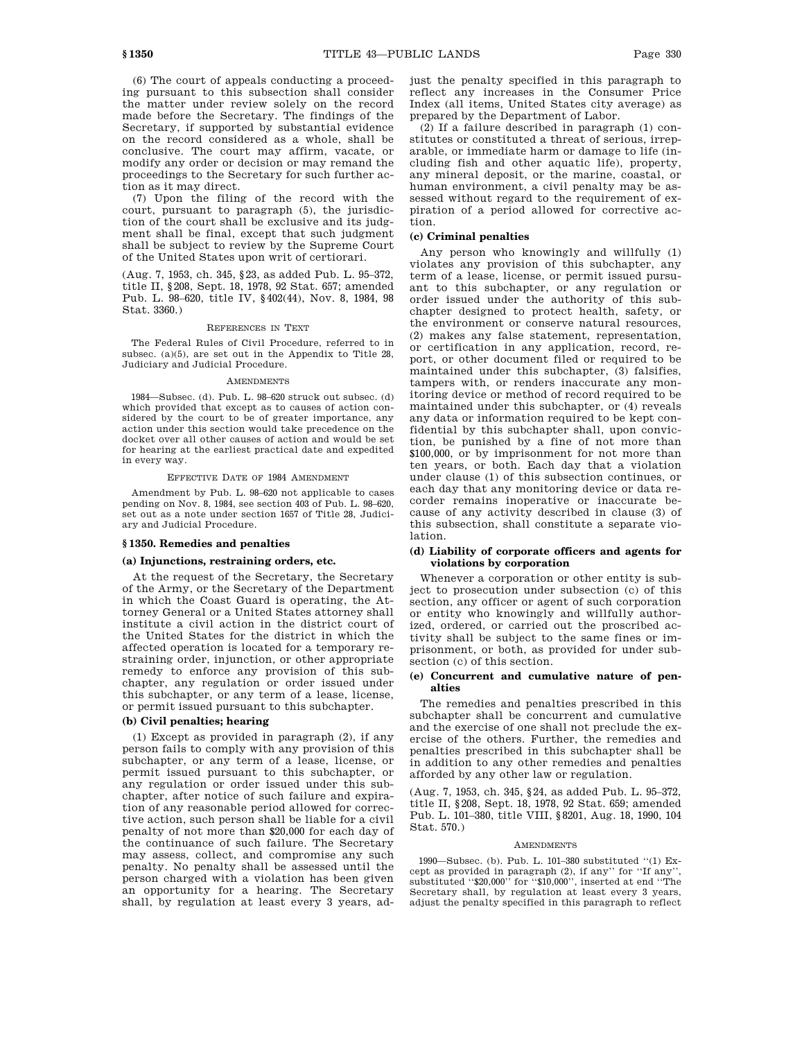(6) The court of appeals conducting a proceeding pursuant to this subsection shall consider the matter under review solely on the record made before the Secretary. The findings of the Secretary, if supported by substantial evidence on the record considered as a whole, shall be conclusive. The court may affirm, vacate, or modify any order or decision or may remand the proceedings to the Secretary for such further action as it may direct.

(7) Upon the filing of the record with the court, pursuant to paragraph (5), the jurisdiction of the court shall be exclusive and its judgment shall be final, except that such judgment shall be subject to review by the Supreme Court of the United States upon writ of certiorari.

(Aug. 7, 1953, ch. 345, §23, as added Pub. L. 95–372, title II, §208, Sept. 18, 1978, 92 Stat. 657; amended Pub. L. 98–620, title IV, §402(44), Nov. 8, 1984, 98 Stat. 3360.)

REFERENCES IN TEXT

The Federal Rules of Civil Procedure, referred to in subsec. (a)(5), are set out in the Appendix to Title 28, Judiciary and Judicial Procedure.

AMENDMENTS

1984—Subsec. (d). Pub. L. 98–620 struck out subsec. (d) which provided that except as to causes of action considered by the court to be of greater importance, any action under this section would take precedence on the docket over all other causes of action and would be set for hearing at the earliest practical date and expedited in every way.

EFFECTIVE DATE OF 1984 AMENDMENT

Amendment by Pub. L. 98–620 not applicable to cases pending on Nov. 8, 1984, see section 403 of Pub. L. 98–620, set out as a note under section 1657 of Title 28, Judiciary and Judicial Procedure.

### §1350. Remedies and penalties

#### (a) Injunctions, restraining orders, etc.

At the request of the Secretary, the Secretary of the Army, or the Secretary of the Department in which the Coast Guard is operating, the Attorney General or a United States attorney shall institute a civil action in the district court of the United States for the district in which the affected operation is located for a temporary restraining order, injunction, or other appropriate remedy to enforce any provision of this subchapter, any regulation or order issued under this subchapter, or any term of a lease, license, or permit issued pursuant to this subchapter.

#### (b) Civil penalties; hearing

(1) Except as provided in paragraph (2), if any person fails to comply with any provision of this subchapter, or any term of a lease, license, or permit issued pursuant to this subchapter, or any regulation or order issued under this subchapter, after notice of such failure and expiration of any reasonable period allowed for corrective action, such person shall be liable for a civil penalty of not more than $20,000 for each day of the continuance of such failure. The Secretary may assess, collect, and compromise any such penalty. No penalty shall be assessed until the person charged with a violation has been given an opportunity for a hearing. The Secretary shall, by regulation at least every 3 years, adjust the penalty specified in this paragraph to reflect any increases in the Consumer Price Index (all items, United States city average) as prepared by the Department of Labor.

(2) If a failure described in paragraph (1) constitutes or constituted a threat of serious, irreparable, or immediate harm or damage to life (including fish and other aquatic life), property, any mineral deposit, or the marine, coastal, or human environment, a civil penalty may be assessed without regard to the requirement of expiration of a period allowed for corrective action.

#### (c) Criminal penalties

Any person who knowingly and willfully (1) violates any provision of this subchapter, any term of a lease, license, or permit issued pursuant to this subchapter, or any regulation or order issued under the authority of this subchapter designed to protect health, safety, or the environment or conserve natural resources, (2) makes any false statement, representation, or certification in any application, record, report, or other document filed or required to be maintained under this subchapter, (3) falsifies, tampers with, or renders inaccurate any monitoring device or method of record required to be maintained under this subchapter, or (4) reveals any data or information required to be kept confidential by this subchapter shall, upon conviction, be punished by a fine of not more than $100,000, or by imprisonment for not more than ten years, or both. Each day that a violation under clause (1) of this subsection continues, or each day that any monitoring device or data recorder remains inoperative or inaccurate because of any activity described in clause (3) of this subsection, shall constitute a separate violation.

#### (d) Liability of corporate officers and agents for violations by corporation

Whenever a corporation or other entity is subject to prosecution under subsection (c) of this section, any officer or agent of such corporation or entity who knowingly and willfully authorized, ordered, or carried out the proscribed activity shall be subject to the same fines or imprisonment, or both, as provided for under subsection (c) of this section.

#### (e) Concurrent and cumulative nature of penalties

The remedies and penalties prescribed in this subchapter shall be concurrent and cumulative and the exercise of one shall not preclude the exercise of the others. Further, the remedies and penalties prescribed in this subchapter shall be in addition to any other remedies and penalties afforded by any other law or regulation.

(Aug. 7, 1953, ch. 345, §24, as added Pub. L. 95–372, title II, §208, Sept. 18, 1978, 92 Stat. 659; amended Pub. L. 101–380, title VIII, §8201, Aug. 18, 1990, 104 Stat. 570.)

AMENDMENTS

1990—Subsec. (b). Pub. L. 101–380 substituted "(1) Except as provided in paragraph (2), if any" for "If any", substituted "$20,000" for "$10,000", inserted at end "The Secretary shall, by regulation at least every 3 years, adjust the penalty specified in this paragraph to reflect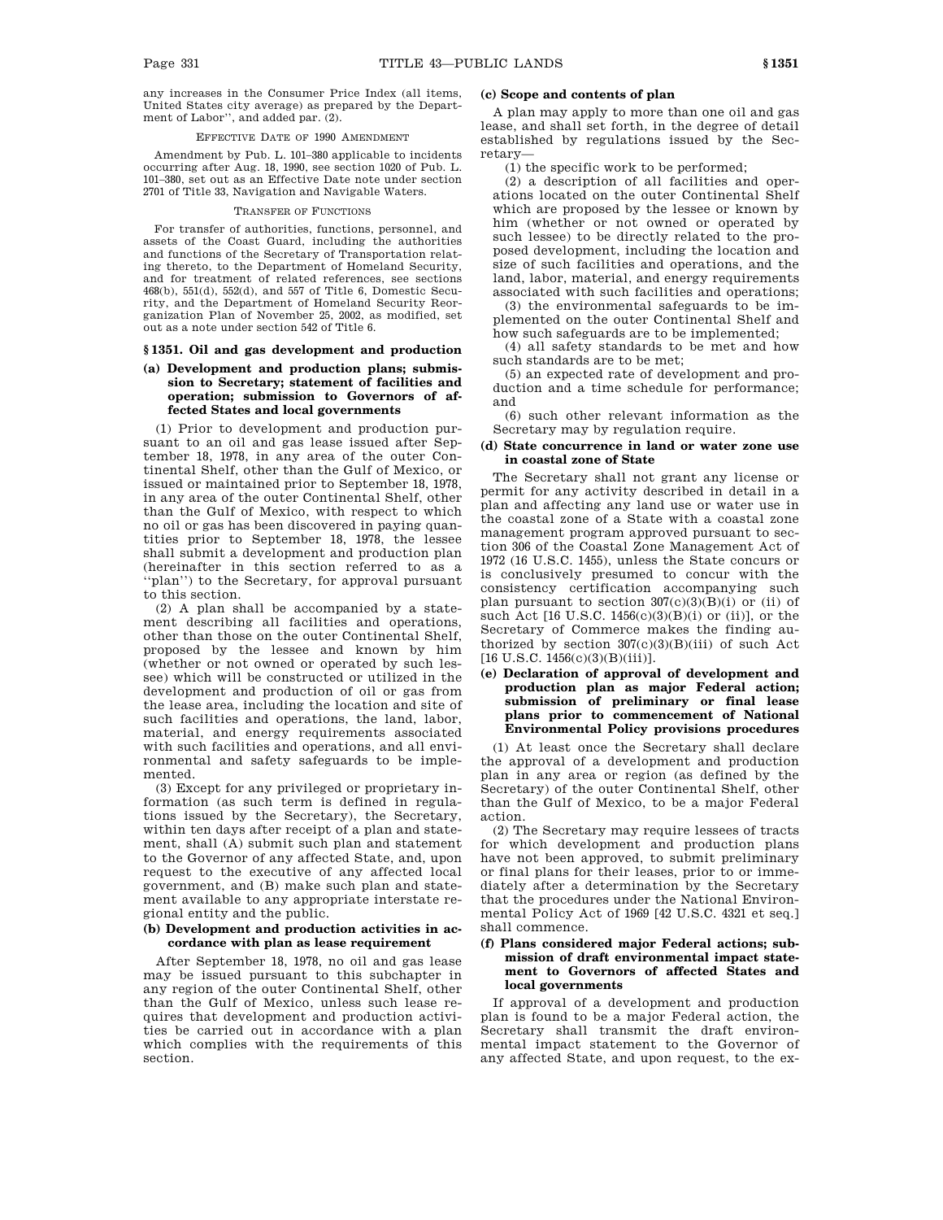any increases in the Consumer Price Index (all items, United States city average) as prepared by the Department of Labor'', and added par. (2).

EFFECTIVE DATE OF 1990 AMENDMENT

Amendment by Pub. L. 101–380 applicable to incidents occurring after Aug. 18, 1990, see section 1020 of Pub. L. 101–380, set out as an Effective Date note under section 2701 of Title 33, Navigation and Navigable Waters.

TRANSFER OF FUNCTIONS

For transfer of authorities, functions, personnel, and assets of the Coast Guard, including the authorities and functions of the Secretary of Transportation relating thereto, to the Department of Homeland Security, and for treatment of related references, see sections 468(b), 551(d), 552(d), and 557 of Title 6, Domestic Security, and the Department of Homeland Security Reorganization Plan of November 25, 2002, as modified, set out as a note under section 542 of Title 6.

## § 1351. Oil and gas development and production

### (a) Development and production plans; submission to Secretary; statement of facilities and operation; submission to Governors of affected States and local governments

(1) Prior to development and production pursuant to an oil and gas lease issued after September 18, 1978, in any area of the outer Continental Shelf, other than the Gulf of Mexico, or issued or maintained prior to September 18, 1978, in any area of the outer Continental Shelf, other than the Gulf of Mexico, with respect to which no oil or gas has been discovered in paying quantities prior to September 18, 1978, the lessee shall submit a development and production plan (hereinafter in this section referred to as a ''plan'') to the Secretary, for approval pursuant to this section.

(2) A plan shall be accompanied by a statement describing all facilities and operations, other than those on the outer Continental Shelf, proposed by the lessee and known by him (whether or not owned or operated by such lessee) which will be constructed or utilized in the development and production of oil or gas from the lease area, including the location and site of such facilities and operations, the land, labor, material, and energy requirements associated with such facilities and operations, and all environmental and safety safeguards to be implemented.

(3) Except for any privileged or proprietary information (as such term is defined in regulations issued by the Secretary), the Secretary, within ten days after receipt of a plan and statement, shall (A) submit such plan and statement to the Governor of any affected State, and, upon request to the executive of any affected local government, and (B) make such plan and statement available to any appropriate interstate regional entity and the public.

### (b) Development and production activities in accordance with plan as lease requirement

After September 18, 1978, no oil and gas lease may be issued pursuant to this subchapter in any region of the outer Continental Shelf, other than the Gulf of Mexico, unless such lease requires that development and production activities be carried out in accordance with a plan which complies with the requirements of this section.

### (c) Scope and contents of plan

A plan may apply to more than one oil and gas lease, and shall set forth, in the degree of detail established by regulations issued by the Secretary—

(1) the specific work to be performed;

(2) a description of all facilities and operations located on the outer Continental Shelf which are proposed by the lessee or known by him (whether or not owned or operated by such lessee) to be directly related to the proposed development, including the location and size of such facilities and operations, and the land, labor, material, and energy requirements associated with such facilities and operations;

(3) the environmental safeguards to be implemented on the outer Continental Shelf and how such safeguards are to be implemented;

(4) all safety standards to be met and how such standards are to be met;

(5) an expected rate of development and production and a time schedule for performance; and

(6) such other relevant information as the Secretary may by regulation require.

### (d) State concurrence in land or water zone use in coastal zone of State

The Secretary shall not grant any license or permit for any activity described in detail in a plan and affecting any land use or water use in the coastal zone of a State with a coastal zone management program approved pursuant to section 306 of the Coastal Zone Management Act of 1972 (16 U.S.C. 1455), unless the State concurs or is conclusively presumed to concur with the consistency certification accompanying such plan pursuant to section 307(c)(3)(B)(i) or (ii) of such Act [16 U.S.C. 1456(c)(3)(B)(i) or (ii)], or the Secretary of Commerce makes the finding authorized by section 307(c)(3)(B)(iii) of such Act [16 U.S.C. 1456(c)(3)(B)(iii)].

### (e) Declaration of approval of development and production plan as major Federal action; submission of preliminary or final lease plans prior to commencement of National Environmental Policy provisions procedures

(1) At least once the Secretary shall declare the approval of a development and production plan in any area or region (as defined by the Secretary) of the outer Continental Shelf, other than the Gulf of Mexico, to be a major Federal action.

(2) The Secretary may require lessees of tracts for which development and production plans have not been approved, to submit preliminary or final plans for their leases, prior to or immediately after a determination by the Secretary that the procedures under the National Environmental Policy Act of 1969 [42 U.S.C. 4321 et seq.] shall commence.

### (f) Plans considered major Federal actions; submission of draft environmental impact statement to Governors of affected States and local governments

If approval of a development and production plan is found to be a major Federal action, the Secretary shall transmit the draft environmental impact statement to the Governor of any affected State, and upon request, to the ex-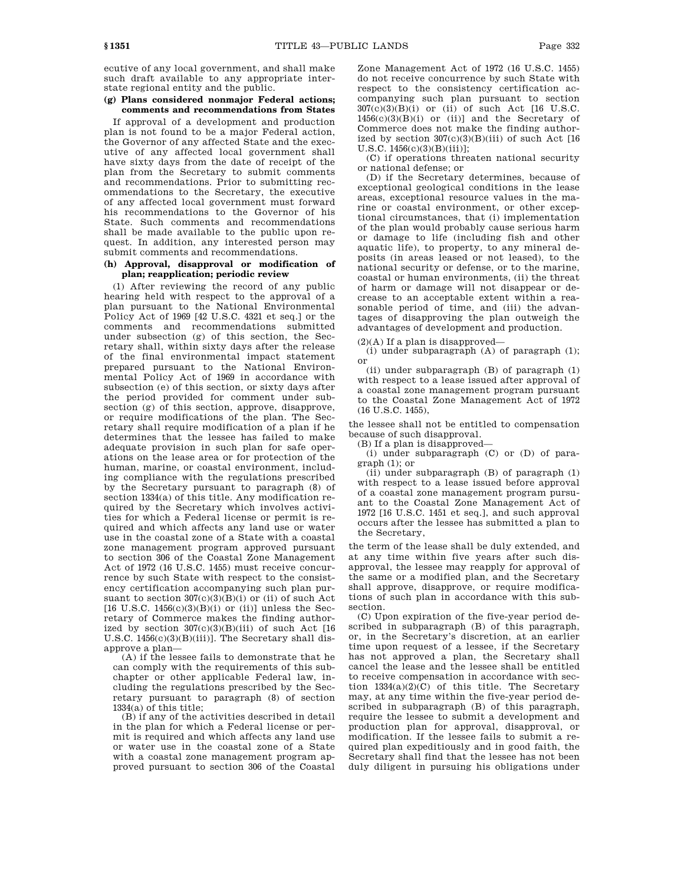ecutive of any local government, and shall make such draft available to any appropriate interstate regional entity and the public.

**(g) Plans considered nonmajor Federal actions; comments and recommendations from States**

If approval of a development and production plan is not found to be a major Federal action, the Governor of any affected State and the executive of any affected local government shall have sixty days from the date of receipt of the plan from the Secretary to submit comments and recommendations. Prior to submitting recommendations to the Secretary, the executive of any affected local government must forward his recommendations to the Governor of his State. Such comments and recommendations shall be made available to the public upon request. In addition, any interested person may submit comments and recommendations.

**(h) Approval, disapproval or modification of plan; reapplication; periodic review**

(1) After reviewing the record of any public hearing held with respect to the approval of a plan pursuant to the National Environmental Policy Act of 1969 [42 U.S.C. 4321 et seq.] or the comments and recommendations submitted under subsection (g) of this section, the Secretary shall, within sixty days after the release of the final environmental impact statement prepared pursuant to the National Environmental Policy Act of 1969 in accordance with subsection (e) of this section, or sixty days after the period provided for comment under subsection (g) of this section, approve, disapprove, or require modifications of the plan. The Secretary shall require modification of a plan if he determines that the lessee has failed to make adequate provision in such plan for safe operations on the lease area or for protection of the human, marine, or coastal environment, including compliance with the regulations prescribed by the Secretary pursuant to paragraph (8) of section 1334(a) of this title. Any modification required by the Secretary which involves activities for which a Federal license or permit is required and which affects any land use or water use in the coastal zone of a State with a coastal zone management program approved pursuant to section 306 of the Coastal Zone Management Act of 1972 (16 U.S.C. 1455) must receive concurrence by such State with respect to the consistency certification accompanying such plan pursuant to section 307(c)(3)(B)(i) or (ii) of such Act [16 U.S.C. 1456(c)(3)(B)(i) or (ii)] unless the Secretary of Commerce makes the finding authorized by section 307(c)(3)(B)(iii) of such Act [16 U.S.C. 1456(c)(3)(B)(iii)]. The Secretary shall disapprove a plan—

(A) if the lessee fails to demonstrate that he can comply with the requirements of this subchapter or other applicable Federal law, including the regulations prescribed by the Secretary pursuant to paragraph (8) of section 1334(a) of this title;

(B) if any of the activities described in detail in the plan for which a Federal license or permit is required and which affects any land use or water use in the coastal zone of a State with a coastal zone management program approved pursuant to section 306 of the Coastal Zone Management Act of 1972 (16 U.S.C. 1455) do not receive concurrence by such State with respect to the consistency certification accompanying such plan pursuant to section 307(c)(3)(B)(i) or (ii) of such Act [16 U.S.C. 1456(c)(3)(B)(i) or (ii)] and the Secretary of Commerce does not make the finding authorized by section 307(c)(3)(B)(iii) of such Act [16 U.S.C. 1456(c)(3)(B)(iii)];

(C) if operations threaten national security or national defense; or

(D) if the Secretary determines, because of exceptional geological conditions in the lease areas, exceptional resource values in the marine or coastal environment, or other exceptional circumstances, that (i) implementation of the plan would probably cause serious harm or damage to life (including fish and other aquatic life), to property, to any mineral deposits (in areas leased or not leased), to the national security or defense, or to the marine, coastal or human environments, (ii) the threat of harm or damage will not disappear or decrease to an acceptable extent within a reasonable period of time, and (iii) the advantages of disapproving the plan outweigh the advantages of development and production.

(2)(A) If a plan is disapproved—

(i) under subparagraph (A) of paragraph (1); or

(ii) under subparagraph (B) of paragraph (1) with respect to a lease issued after approval of a coastal zone management program pursuant to the Coastal Zone Management Act of 1972 (16 U.S.C. 1455),

the lessee shall not be entitled to compensation because of such disapproval.

(B) If a plan is disapproved—

(i) under subparagraph (C) or (D) of paragraph (1); or

(ii) under subparagraph (B) of paragraph (1) with respect to a lease issued before approval of a coastal zone management program pursuant to the Coastal Zone Management Act of 1972 [16 U.S.C. 1451 et seq.], and such approval occurs after the lessee has submitted a plan to the Secretary,

the term of the lease shall be duly extended, and at any time within five years after such disapproval, the lessee may reapply for approval of the same or a modified plan, and the Secretary shall approve, disapprove, or require modifications of such plan in accordance with this subsection.

(C) Upon expiration of the five-year period described in subparagraph (B) of this paragraph, or, in the Secretary's discretion, at an earlier time upon request of a lessee, if the Secretary has not approved a plan, the Secretary shall cancel the lease and the lessee shall be entitled to receive compensation in accordance with section 1334(a)(2)(C) of this title. The Secretary may, at any time within the five-year period described in subparagraph (B) of this paragraph, require the lessee to submit a development and production plan for approval, disapproval, or modification. If the lessee fails to submit a required plan expeditiously and in good faith, the Secretary shall find that the lessee has not been duly diligent in pursuing his obligations under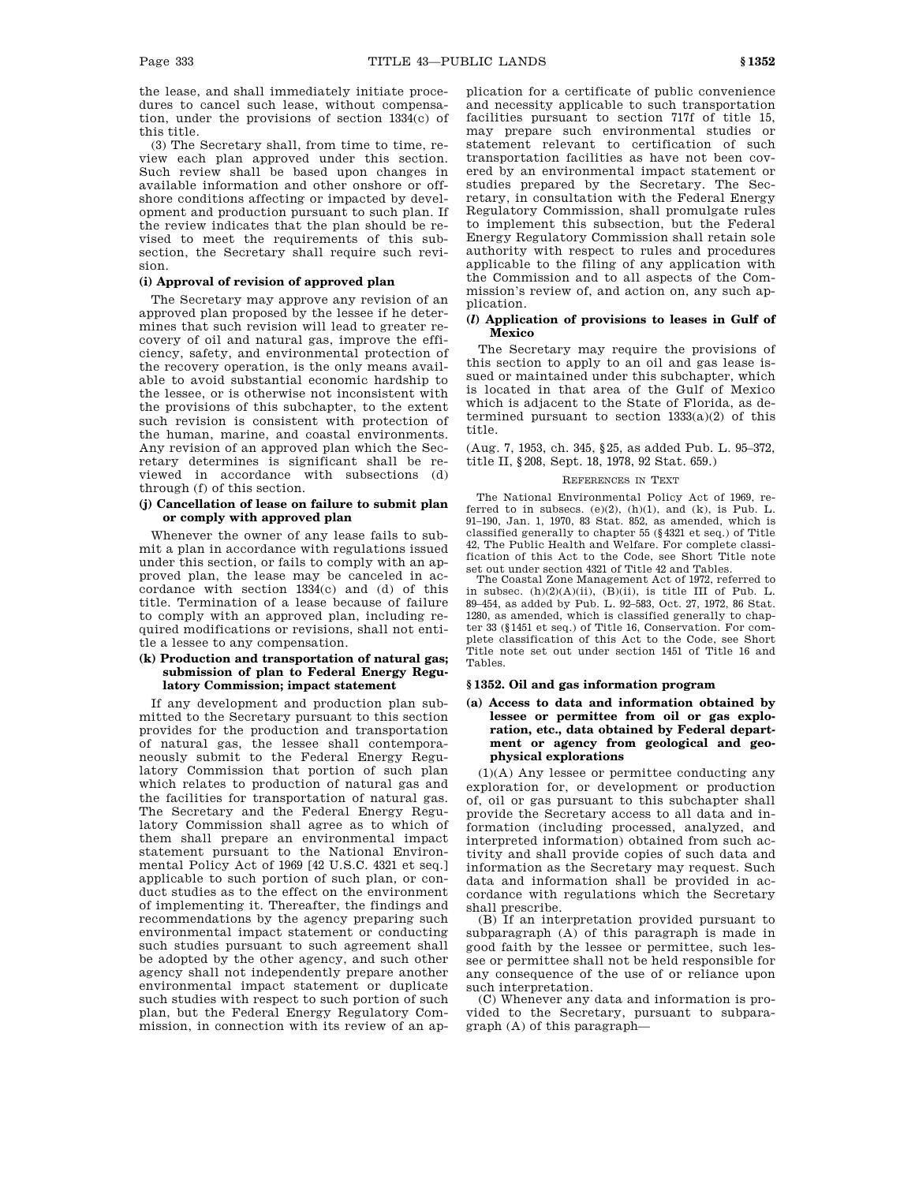the lease, and shall immediately initiate procedures to cancel such lease, without compensation, under the provisions of section 1334(c) of this title.

(3) The Secretary shall, from time to time, review each plan approved under this section. Such review shall be based upon changes in available information and other onshore or offshore conditions affecting or impacted by development and production pursuant to such plan. If the review indicates that the plan should be revised to meet the requirements of this subsection, the Secretary shall require such revision.

#### (i) Approval of revision of approved plan

The Secretary may approve any revision of an approved plan proposed by the lessee if he determines that such revision will lead to greater recovery of oil and natural gas, improve the efficiency, safety, and environmental protection of the recovery operation, is the only means available to avoid substantial economic hardship to the lessee, or is otherwise not inconsistent with the provisions of this subchapter, to the extent such revision is consistent with protection of the human, marine, and coastal environments. Any revision of an approved plan which the Secretary determines is significant shall be reviewed in accordance with subsections (d) through (f) of this section.

#### (j) Cancellation of lease on failure to submit plan or comply with approved plan

Whenever the owner of any lease fails to submit a plan in accordance with regulations issued under this section, or fails to comply with an approved plan, the lease may be canceled in accordance with section 1334(c) and (d) of this title. Termination of a lease because of failure to comply with an approved plan, including required modifications or revisions, shall not entitle a lessee to any compensation.

#### (k) Production and transportation of natural gas; submission of plan to Federal Energy Regulatory Commission; impact statement

If any development and production plan submitted to the Secretary pursuant to this section provides for the production and transportation of natural gas, the lessee shall contemporaneously submit to the Federal Energy Regulatory Commission that portion of such plan which relates to production of natural gas and the facilities for transportation of natural gas. The Secretary and the Federal Energy Regulatory Commission shall agree as to which of them shall prepare an environmental impact statement pursuant to the National Environmental Policy Act of 1969 [42 U.S.C. 4321 et seq.] applicable to such portion of such plan, or conduct studies as to the effect on the environment of implementing it. Thereafter, the findings and recommendations by the agency preparing such environmental impact statement or conducting such studies pursuant to such agreement shall be adopted by the other agency, and such other agency shall not independently prepare another environmental impact statement or duplicate such studies with respect to such portion of such plan, but the Federal Energy Regulatory Commission, in connection with its review of an application for a certificate of public convenience and necessity applicable to such transportation facilities pursuant to section 717f of title 15, may prepare such environmental studies or statement relevant to certification of such transportation facilities as have not been covered by an environmental impact statement or studies prepared by the Secretary. The Secretary, in consultation with the Federal Energy Regulatory Commission, shall promulgate rules to implement this subsection, but the Federal Energy Regulatory Commission shall retain sole authority with respect to rules and procedures applicable to the filing of any application with the Commission and to all aspects of the Commission's review of, and action on, any such application.

#### (*l*) Application of provisions to leases in Gulf of Mexico

The Secretary may require the provisions of this section to apply to an oil and gas lease issued or maintained under this subchapter, which is located in that area of the Gulf of Mexico which is adjacent to the State of Florida, as determined pursuant to section 1333(a)(2) of this title.

(Aug. 7, 1953, ch. 345, §25, as added Pub. L. 95–372, title II, §208, Sept. 18, 1978, 92 Stat. 659.)

REFERENCES IN TEXT

The National Environmental Policy Act of 1969, referred to in subsecs. (e)(2), (h)(1), and (k), is Pub. L. 91–190, Jan. 1, 1970, 83 Stat. 852, as amended, which is classified generally to chapter 55 (§4321 et seq.) of Title 42, The Public Health and Welfare. For complete classification of this Act to the Code, see Short Title note set out under section 4321 of Title 42 and Tables.

The Coastal Zone Management Act of 1972, referred to in subsec. (h)(2)(A)(ii), (B)(ii), is title III of Pub. L. 89–454, as added by Pub. L. 92–583, Oct. 27, 1972, 86 Stat. 1280, as amended, which is classified generally to chapter 33 (§1451 et seq.) of Title 16, Conservation. For complete classification of this Act to the Code, see Short Title note set out under section 1451 of Title 16 and Tables.

### §1352. Oil and gas information program

#### (a) Access to data and information obtained by lessee or permittee from oil or gas exploration, etc., data obtained by Federal department or agency from geological and geophysical explorations

(1)(A) Any lessee or permittee conducting any exploration for, or development or production of, oil or gas pursuant to this subchapter shall provide the Secretary access to all data and information (including processed, analyzed, and interpreted information) obtained from such activity and shall provide copies of such data and information as the Secretary may request. Such data and information shall be provided in accordance with regulations which the Secretary shall prescribe.

(B) If an interpretation provided pursuant to subparagraph (A) of this paragraph is made in good faith by the lessee or permittee, such lessee or permittee shall not be held responsible for any consequence of the use of or reliance upon such interpretation.

(C) Whenever any data and information is provided to the Secretary, pursuant to subparagraph (A) of this paragraph—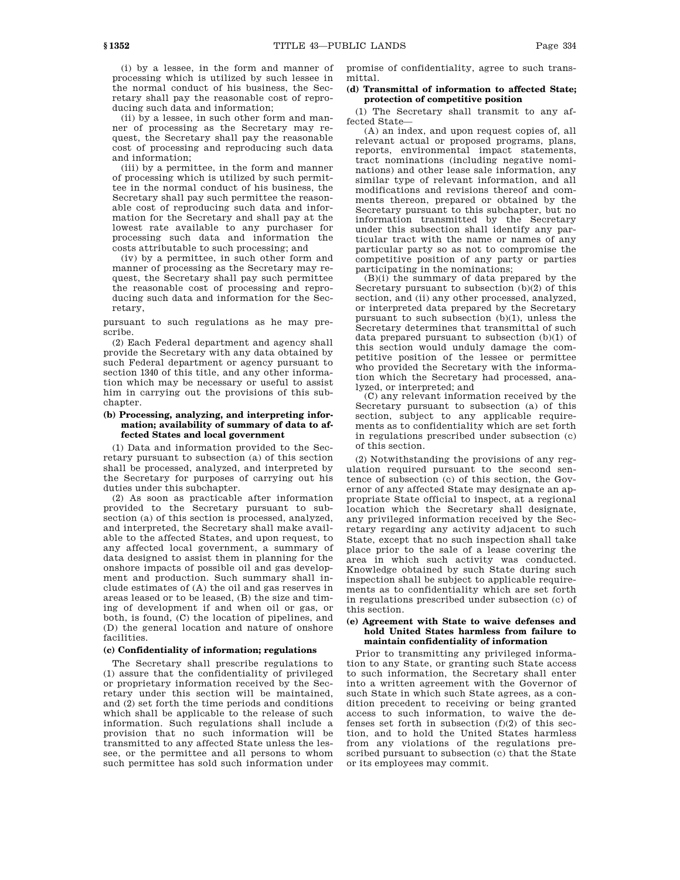(i) by a lessee, in the form and manner of processing which is utilized by such lessee in the normal conduct of his business, the Secretary shall pay the reasonable cost of reproducing such data and information;

(ii) by a lessee, in such other form and manner of processing as the Secretary may request, the Secretary shall pay the reasonable cost of processing and reproducing such data and information;

(iii) by a permittee, in the form and manner of processing which is utilized by such permittee in the normal conduct of his business, the Secretary shall pay such permittee the reasonable cost of reproducing such data and information for the Secretary and shall pay at the lowest rate available to any purchaser for processing such data and information the costs attributable to such processing; and

(iv) by a permittee, in such other form and manner of processing as the Secretary may request, the Secretary shall pay such permittee the reasonable cost of processing and reproducing such data and information for the Secretary,

pursuant to such regulations as he may prescribe.

(2) Each Federal department and agency shall provide the Secretary with any data obtained by such Federal department or agency pursuant to section 1340 of this title, and any other information which may be necessary or useful to assist him in carrying out the provisions of this subchapter.

**(b) Processing, analyzing, and interpreting information; availability of summary of data to affected States and local government**

(1) Data and information provided to the Secretary pursuant to subsection (a) of this section shall be processed, analyzed, and interpreted by the Secretary for purposes of carrying out his duties under this subchapter.

(2) As soon as practicable after information provided to the Secretary pursuant to subsection (a) of this section is processed, analyzed, and interpreted, the Secretary shall make available to the affected States, and upon request, to any affected local government, a summary of data designed to assist them in planning for the onshore impacts of possible oil and gas development and production. Such summary shall include estimates of (A) the oil and gas reserves in areas leased or to be leased, (B) the size and timing of development if and when oil or gas, or both, is found, (C) the location of pipelines, and (D) the general location and nature of onshore facilities.

**(c) Confidentiality of information; regulations**

The Secretary shall prescribe regulations to (1) assure that the confidentiality of privileged or proprietary information received by the Secretary under this section will be maintained, and (2) set forth the time periods and conditions which shall be applicable to the release of such information. Such regulations shall include a provision that no such information will be transmitted to any affected State unless the lessee, or the permittee and all persons to whom such permittee has sold such information under promise of confidentiality, agree to such transmittal.

**(d) Transmittal of information to affected State; protection of competitive position**

(1) The Secretary shall transmit to any affected State—

(A) an index, and upon request copies of, all relevant actual or proposed programs, plans, reports, environmental impact statements, tract nominations (including negative nominations) and other lease sale information, any similar type of relevant information, and all modifications and revisions thereof and comments thereon, prepared or obtained by the Secretary pursuant to this subchapter, but no information transmitted by the Secretary under this subsection shall identify any particular tract with the name or names of any particular party so as not to compromise the competitive position of any party or parties participating in the nominations;

(B)(i) the summary of data prepared by the Secretary pursuant to subsection (b)(2) of this section, and (ii) any other processed, analyzed, or interpreted data prepared by the Secretary pursuant to such subsection (b)(1), unless the Secretary determines that transmittal of such data prepared pursuant to subsection (b)(1) of this section would unduly damage the competitive position of the lessee or permittee who provided the Secretary with the information which the Secretary had processed, analyzed, or interpreted; and

(C) any relevant information received by the Secretary pursuant to subsection (a) of this section, subject to any applicable requirements as to confidentiality which are set forth in regulations prescribed under subsection (c) of this section.

(2) Notwithstanding the provisions of any regulation required pursuant to the second sentence of subsection (c) of this section, the Governor of any affected State may designate an appropriate State official to inspect, at a regional location which the Secretary shall designate, any privileged information received by the Secretary regarding any activity adjacent to such State, except that no such inspection shall take place prior to the sale of a lease covering the area in which such activity was conducted. Knowledge obtained by such State during such inspection shall be subject to applicable requirements as to confidentiality which are set forth in regulations prescribed under subsection (c) of this section.

**(e) Agreement with State to waive defenses and hold United States harmless from failure to maintain confidentiality of information**

Prior to transmitting any privileged information to any State, or granting such State access to such information, the Secretary shall enter into a written agreement with the Governor of such State in which such State agrees, as a condition precedent to receiving or being granted access to such information, to waive the defenses set forth in subsection (f)(2) of this section, and to hold the United States harmless from any violations of the regulations prescribed pursuant to subsection (c) that the State or its employees may commit.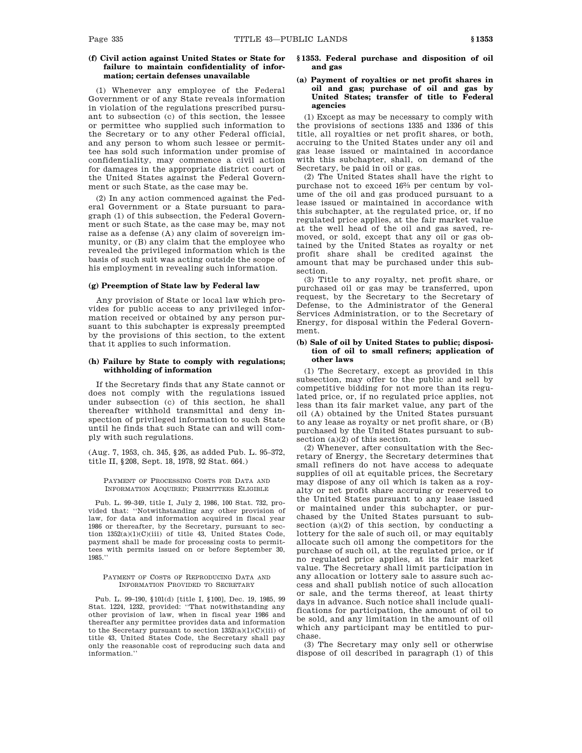#### (f) Civil action against United States or State for failure to maintain confidentiality of information; certain defenses unavailable

(1) Whenever any employee of the Federal Government or of any State reveals information in violation of the regulations prescribed pursuant to subsection (c) of this section, the lessee or permittee who supplied such information to the Secretary or to any other Federal official, and any person to whom such lessee or permittee has sold such information under promise of confidentiality, may commence a civil action for damages in the appropriate district court of the United States against the Federal Government or such State, as the case may be.

(2) In any action commenced against the Federal Government or a State pursuant to paragraph (1) of this subsection, the Federal Government or such State, as the case may be, may not raise as a defense (A) any claim of sovereign immunity, or (B) any claim that the employee who revealed the privileged information which is the basis of such suit was acting outside the scope of his employment in revealing such information.

#### (g) Preemption of State law by Federal law

Any provision of State or local law which provides for public access to any privileged information received or obtained by any person pursuant to this subchapter is expressly preempted by the provisions of this section, to the extent that it applies to such information.

#### (h) Failure by State to comply with regulations; withholding of information

If the Secretary finds that any State cannot or does not comply with the regulations issued under subsection (c) of this section, he shall thereafter withhold transmittal and deny inspection of privileged information to such State until he finds that such State can and will comply with such regulations.

(Aug. 7, 1953, ch. 345, §26, as added Pub. L. 95–372, title II, §208, Sept. 18, 1978, 92 Stat. 664.)

PAYMENT OF PROCESSING COSTS FOR DATA AND INFORMATION ACQUIRED; PERMITTEES ELIGIBLE

Pub. L. 99–349, title I, July 2, 1986, 100 Stat. 732, provided that: "Notwithstanding any other provision of law, for data and information acquired in fiscal year 1986 or thereafter, by the Secretary, pursuant to section 1352(a)(1)(C)(iii) of title 43, United States Code, payment shall be made for processing costs to permittees with permits issued on or before September 30, 1985."

PAYMENT OF COSTS OF REPRODUCING DATA AND INFORMATION PROVIDED TO SECRETARY

Pub. L. 99–190, §101(d) [title I, §100], Dec. 19, 1985, 99 Stat. 1224, 1232, provided: "That notwithstanding any other provision of law, when in fiscal year 1986 and thereafter any permittee provides data and information to the Secretary pursuant to section 1352(a)(1)(C)(iii) of title 43, United States Code, the Secretary shall pay only the reasonable cost of reproducing such data and information."

### §1353. Federal purchase and disposition of oil and gas

#### (a) Payment of royalties or net profit shares in oil and gas; purchase of oil and gas by United States; transfer of title to Federal agencies

(1) Except as may be necessary to comply with the provisions of sections 1335 and 1336 of this title, all royalties or net profit shares, or both, accruing to the United States under any oil and gas lease issued or maintained in accordance with this subchapter, shall, on demand of the Secretary, be paid in oil or gas.

(2) The United States shall have the right to purchase not to exceed $16\frac{2}{3}$ per centum by volume of the oil and gas produced pursuant to a lease issued or maintained in accordance with this subchapter, at the regulated price, or, if no regulated price applies, at the fair market value at the well head of the oil and gas saved, removed, or sold, except that any oil or gas obtained by the United States as royalty or net profit share shall be credited against the amount that may be purchased under this subsection.

(3) Title to any royalty, net profit share, or purchased oil or gas may be transferred, upon request, by the Secretary to the Secretary of Defense, to the Administrator of the General Services Administration, or to the Secretary of Energy, for disposal within the Federal Government.

#### (b) Sale of oil by United States to public; disposition of oil to small refiners; application of other laws

(1) The Secretary, except as provided in this subsection, may offer to the public and sell by competitive bidding for not more than its regulated price, or, if no regulated price applies, not less than its fair market value, any part of the oil (A) obtained by the United States pursuant to any lease as royalty or net profit share, or (B) purchased by the United States pursuant to subsection (a)(2) of this section.

(2) Whenever, after consultation with the Secretary of Energy, the Secretary determines that small refiners do not have access to adequate supplies of oil at equitable prices, the Secretary may dispose of any oil which is taken as a royalty or net profit share accruing or reserved to the United States pursuant to any lease issued or maintained under this subchapter, or purchased by the United States pursuant to subsection (a)(2) of this section, by conducting a lottery for the sale of such oil, or may equitably allocate such oil among the competitors for the purchase of such oil, at the regulated price, or if no regulated price applies, at its fair market value. The Secretary shall limit participation in any allocation or lottery sale to assure such access and shall publish notice of such allocation or sale, and the terms thereof, at least thirty days in advance. Such notice shall include qualifications for participation, the amount of oil to be sold, and any limitation in the amount of oil which any participant may be entitled to purchase.

(3) The Secretary may only sell or otherwise dispose of oil described in paragraph (1) of this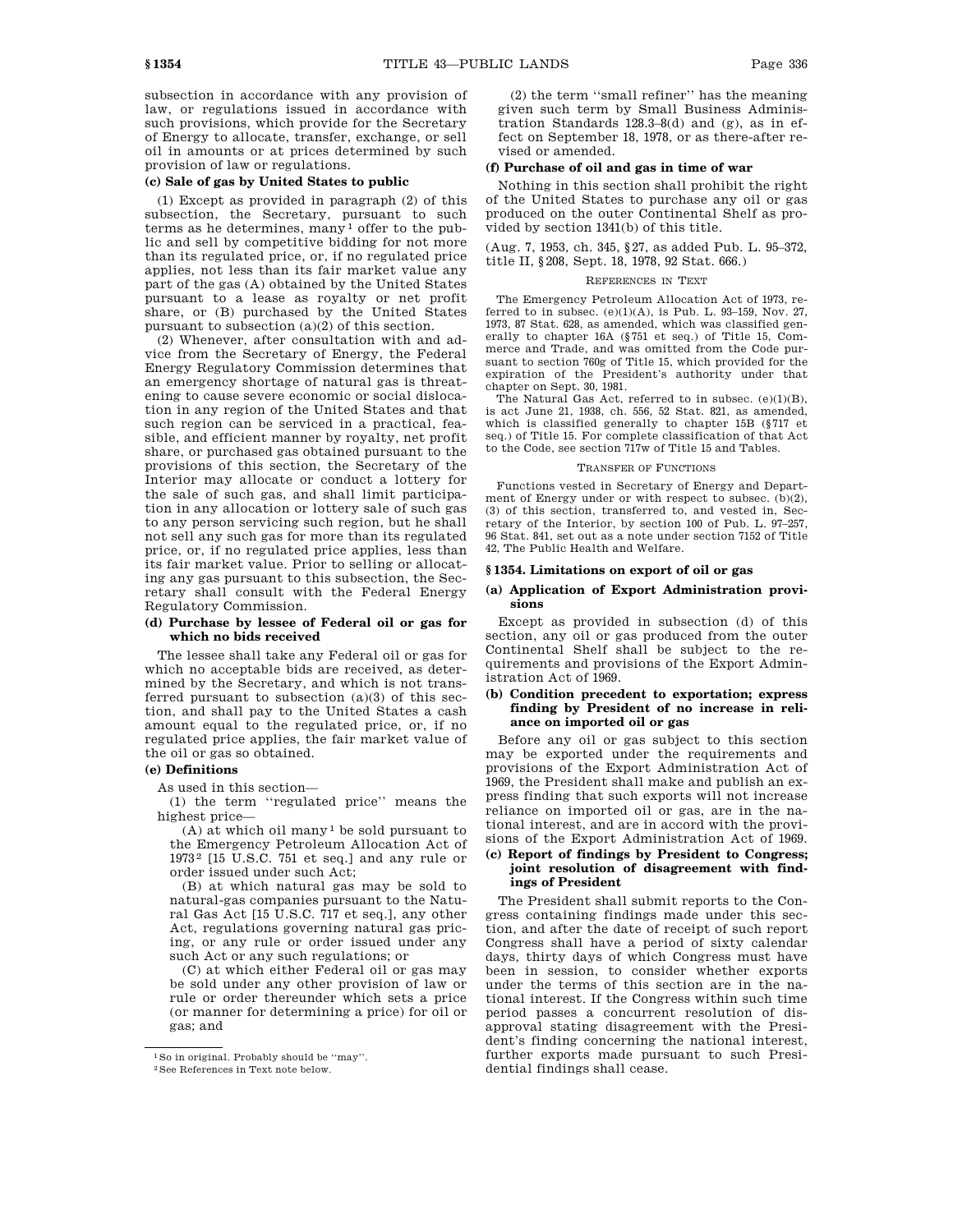subsection in accordance with any provision of law, or regulations issued in accordance with such provisions, which provide for the Secretary of Energy to allocate, transfer, exchange, or sell oil in amounts or at prices determined by such provision of law or regulations.

#### (c) Sale of gas by United States to public

(1) Except as provided in paragraph (2) of this subsection, the Secretary, pursuant to such terms as he determines, many[1] offer to the public and sell by competitive bidding for not more than its regulated price, or, if no regulated price applies, not less than its fair market value any part of the gas (A) obtained by the United States pursuant to a lease as royalty or net profit share, or (B) purchased by the United States pursuant to subsection (a)(2) of this section.

(2) Whenever, after consultation with and advice from the Secretary of Energy, the Federal Energy Regulatory Commission determines that an emergency shortage of natural gas is threatening to cause severe economic or social dislocation in any region of the United States and that such region can be serviced in a practical, feasible, and efficient manner by royalty, net profit share, or purchased gas obtained pursuant to the provisions of this section, the Secretary of the Interior may allocate or conduct a lottery for the sale of such gas, and shall limit participation in any allocation or lottery sale of such gas to any person servicing such region, but he shall not sell any such gas for more than its regulated price, or, if no regulated price applies, less than its fair market value. Prior to selling or allocating any gas pursuant to this subsection, the Secretary shall consult with the Federal Energy Regulatory Commission.

#### (d) Purchase by lessee of Federal oil or gas for which no bids received

The lessee shall take any Federal oil or gas for which no acceptable bids are received, as determined by the Secretary, and which is not transferred pursuant to subsection (a)(3) of this section, and shall pay to the United States a cash amount equal to the regulated price, or, if no regulated price applies, the fair market value of the oil or gas so obtained.

#### (e) Definitions

As used in this section—

(1) the term "regulated price" means the highest price—

(A) at which oil many[1] be sold pursuant to the Emergency Petroleum Allocation Act of 1973[2] [15 U.S.C. 751 et seq.] and any rule or order issued under such Act;

(B) at which natural gas may be sold to natural-gas companies pursuant to the Natural Gas Act [15 U.S.C. 717 et seq.], any other Act, regulations governing natural gas pricing, or any rule or order issued under any such Act or any such regulations; or

(C) at which either Federal oil or gas may be sold under any other provision of law or rule or order thereunder which sets a price (or manner for determining a price) for oil or gas; and

(2) the term "small refiner" has the meaning given such term by Small Business Administration Standards 128.3–8(d) and (g), as in effect on September 18, 1978, or as there-after revised or amended.

#### (f) Purchase of oil and gas in time of war

Nothing in this section shall prohibit the right of the United States to purchase any oil or gas produced on the outer Continental Shelf as provided by section 1341(b) of this title.

(Aug. 7, 1953, ch. 345, §27, as added Pub. L. 95–372, title II, §208, Sept. 18, 1978, 92 Stat. 666.)

REFERENCES IN TEXT

The Emergency Petroleum Allocation Act of 1973, referred to in subsec. (e)(1)(A), is Pub. L. 93–159, Nov. 27, 1973, 87 Stat. 628, as amended, which was classified generally to chapter 16A (§751 et seq.) of Title 15, Commerce and Trade, and was omitted from the Code pursuant to section 760g of Title 15, which provided for the expiration of the President's authority under that chapter on Sept. 30, 1981.

The Natural Gas Act, referred to in subsec. (e)(1)(B), is act June 21, 1938, ch. 556, 52 Stat. 821, as amended, which is classified generally to chapter 15B (§717 et seq.) of Title 15. For complete classification of that Act to the Code, see section 717w of Title 15 and Tables.

TRANSFER OF FUNCTIONS

Functions vested in Secretary of Energy and Department of Energy under or with respect to subsec. (b)(2), (3) of this section, transferred to, and vested in, Secretary of the Interior, by section 100 of Pub. L. 97–257, 96 Stat. 841, set out as a note under section 7152 of Title 42, The Public Health and Welfare.

### §1354. Limitations on export of oil or gas

#### (a) Application of Export Administration provisions

Except as provided in subsection (d) of this section, any oil or gas produced from the outer Continental Shelf shall be subject to the requirements and provisions of the Export Administration Act of 1969.

#### (b) Condition precedent to exportation; express finding by President of no increase in reliance on imported oil or gas

Before any oil or gas subject to this section may be exported under the requirements and provisions of the Export Administration Act of 1969, the President shall make and publish an express finding that such exports will not increase reliance on imported oil or gas, are in the national interest, and are in accord with the provisions of the Export Administration Act of 1969.

#### (c) Report of findings by President to Congress; joint resolution of disagreement with findings of President

The President shall submit reports to the Congress containing findings made under this section, and after the date of receipt of such report Congress shall have a period of sixty calendar days, thirty days of which Congress must have been in session, to consider whether exports under the terms of this section are in the national interest. If the Congress within such time period passes a concurrent resolution of disapproval stating disagreement with the President's finding concerning the national interest, further exports made pursuant to such Presidential findings shall cease.

[1] So in original. Probably should be "may".

[2] See References in Text note below.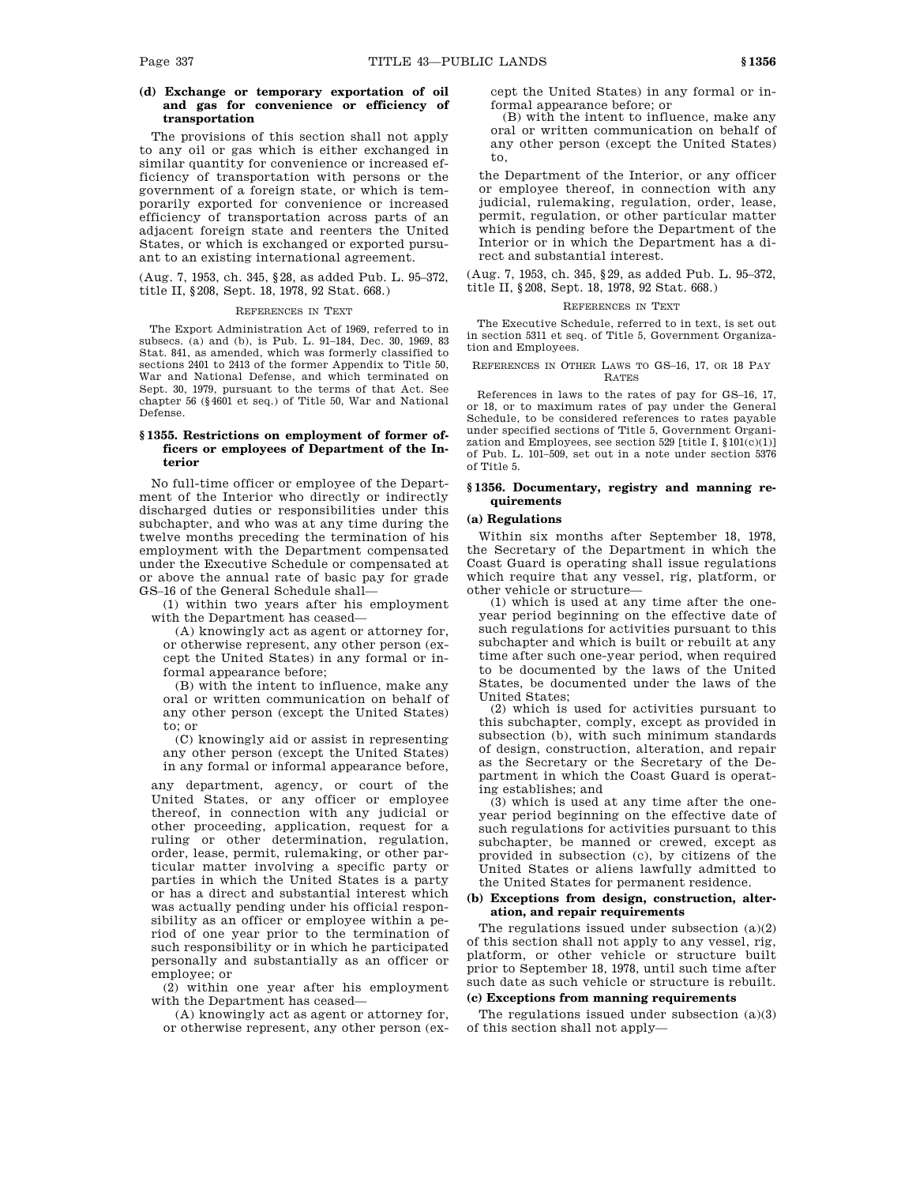#### (d) Exchange or temporary exportation of oil and gas for convenience or efficiency of transportation

The provisions of this section shall not apply to any oil or gas which is either exchanged in similar quantity for convenience or increased efficiency of transportation with persons or the government of a foreign state, or which is temporarily exported for convenience or increased efficiency of transportation across parts of an adjacent foreign state and reenters the United States, or which is exchanged or exported pursuant to an existing international agreement.

(Aug. 7, 1953, ch. 345, §28, as added Pub. L. 95–372, title II, §208, Sept. 18, 1978, 92 Stat. 668.)

REFERENCES IN TEXT

The Export Administration Act of 1969, referred to in subsecs. (a) and (b), is Pub. L. 91–184, Dec. 30, 1969, 83 Stat. 841, as amended, which was formerly classified to sections 2401 to 2413 of the former Appendix to Title 50, War and National Defense, and which terminated on Sept. 30, 1979, pursuant to the terms of that Act. See chapter 56 (§4601 et seq.) of Title 50, War and National Defense.

### §1355. Restrictions on employment of former officers or employees of Department of the Interior

No full-time officer or employee of the Department of the Interior who directly or indirectly discharged duties or responsibilities under this subchapter, and who was at any time during the twelve months preceding the termination of his employment with the Department compensated under the Executive Schedule or compensated at or above the annual rate of basic pay for grade GS–16 of the General Schedule shall—

(1) within two years after his employment with the Department has ceased—

(A) knowingly act as agent or attorney for, or otherwise represent, any other person (except the United States) in any formal or informal appearance before;

(B) with the intent to influence, make any oral or written communication on behalf of any other person (except the United States) to; or

(C) knowingly aid or assist in representing any other person (except the United States) in any formal or informal appearance before,

any department, agency, or court of the United States, or any officer or employee thereof, in connection with any judicial or other proceeding, application, request for a ruling or other determination, regulation, order, lease, permit, rulemaking, or other particular matter involving a specific party or parties in which the United States is a party or has a direct and substantial interest which was actually pending under his official responsibility as an officer or employee within a period of one year prior to the termination of such responsibility or in which he participated personally and substantially as an officer or employee; or

(2) within one year after his employment with the Department has ceased—

(A) knowingly act as agent or attorney for, or otherwise represent, any other person (except the United States) in any formal or informal appearance before; or

(B) with the intent to influence, make any oral or written communication on behalf of any other person (except the United States) to,

the Department of the Interior, or any officer or employee thereof, in connection with any judicial, rulemaking, regulation, order, lease, permit, regulation, or other particular matter which is pending before the Department of the Interior or in which the Department has a direct and substantial interest.

(Aug. 7, 1953, ch. 345, §29, as added Pub. L. 95–372, title II, §208, Sept. 18, 1978, 92 Stat. 668.)

REFERENCES IN TEXT

The Executive Schedule, referred to in text, is set out in section 5311 et seq. of Title 5, Government Organization and Employees.

REFERENCES IN OTHER LAWS TO GS–16, 17, OR 18 PAY RATES

References in laws to the rates of pay for GS–16, 17, or 18, or to maximum rates of pay under the General Schedule, to be considered references to rates payable under specified sections of Title 5, Government Organization and Employees, see section 529 [title I, §101(c)(1)] of Pub. L. 101–509, set out in a note under section 5376 of Title 5.

### §1356. Documentary, registry and manning requirements

#### (a) Regulations

Within six months after September 18, 1978, the Secretary of the Department in which the Coast Guard is operating shall issue regulations which require that any vessel, rig, platform, or other vehicle or structure—

(1) which is used at any time after the one-year period beginning on the effective date of such regulations for activities pursuant to this subchapter and which is built or rebuilt at any time after such one-year period, when required to be documented by the laws of the United States, be documented under the laws of the United States;

(2) which is used for activities pursuant to this subchapter, comply, except as provided in subsection (b), with such minimum standards of design, construction, alteration, and repair as the Secretary or the Secretary of the Department in which the Coast Guard is operating establishes; and

(3) which is used at any time after the one-year period beginning on the effective date of such regulations for activities pursuant to this subchapter, be manned or crewed, except as provided in subsection (c), by citizens of the United States or aliens lawfully admitted to the United States for permanent residence.

#### (b) Exceptions from design, construction, alteration, and repair requirements

The regulations issued under subsection (a)(2) of this section shall not apply to any vessel, rig, platform, or other vehicle or structure built prior to September 18, 1978, until such time after such date as such vehicle or structure is rebuilt.

#### (c) Exceptions from manning requirements

The regulations issued under subsection (a)(3) of this section shall not apply—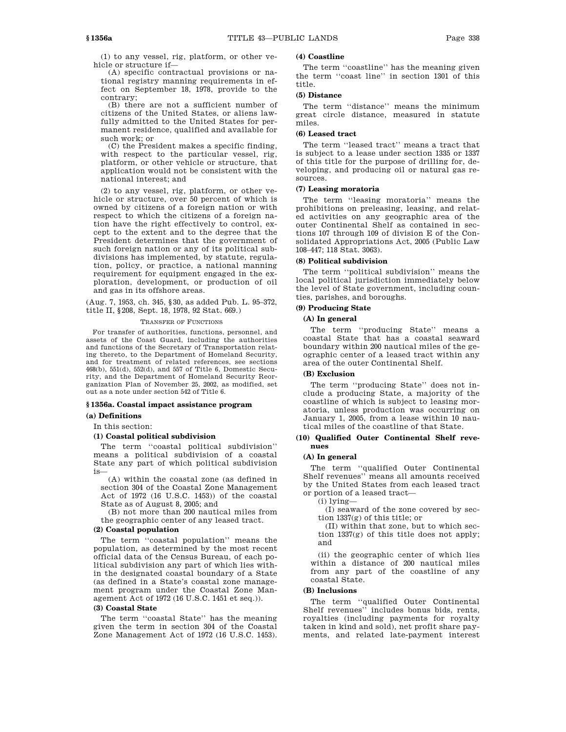(1) to any vessel, rig, platform, or other vehicle or structure if—

(A) specific contractual provisions or national registry manning requirements in effect on September 18, 1978, provide to the contrary;

(B) there are not a sufficient number of citizens of the United States, or aliens lawfully admitted to the United States for permanent residence, qualified and available for such work; or

(C) the President makes a specific finding, with respect to the particular vessel, rig, platform, or other vehicle or structure, that application would not be consistent with the national interest; and

(2) to any vessel, rig, platform, or other vehicle or structure, over 50 percent of which is owned by citizens of a foreign nation or with respect to which the citizens of a foreign nation have the right effectively to control, except to the extent and to the degree that the President determines that the government of such foreign nation or any of its political subdivisions has implemented, by statute, regulation, policy, or practice, a national manning requirement for equipment engaged in the exploration, development, or production of oil and gas in its offshore areas.

(Aug. 7, 1953, ch. 345, §30, as added Pub. L. 95–372, title II, §208, Sept. 18, 1978, 92 Stat. 669.)

TRANSFER OF FUNCTIONS

For transfer of authorities, functions, personnel, and assets of the Coast Guard, including the authorities and functions of the Secretary of Transportation relating thereto, to the Department of Homeland Security, and for treatment of related references, see sections 468(b), 551(d), 552(d), and 557 of Title 6, Domestic Security, and the Department of Homeland Security Reorganization Plan of November 25, 2002, as modified, set out as a note under section 542 of Title 6.

## §1356a. Coastal impact assistance program

### (a) Definitions

In this section:

#### (1) Coastal political subdivision

The term "coastal political subdivision" means a political subdivision of a coastal State any part of which political subdivision is—

(A) within the coastal zone (as defined in section 304 of the Coastal Zone Management Act of 1972 (16 U.S.C. 1453)) of the coastal State as of August 8, 2005; and

(B) not more than 200 nautical miles from the geographic center of any leased tract.

#### (2) Coastal population

The term "coastal population" means the population, as determined by the most recent official data of the Census Bureau, of each political subdivision any part of which lies within the designated coastal boundary of a State (as defined in a State's coastal zone management program under the Coastal Zone Management Act of 1972 (16 U.S.C. 1451 et seq.)).

#### (3) Coastal State

The term "coastal State" has the meaning given the term in section 304 of the Coastal Zone Management Act of 1972 (16 U.S.C. 1453).

#### (4) Coastline

The term "coastline" has the meaning given the term "coast line" in section 1301 of this title.

#### (5) Distance

The term "distance" means the minimum great circle distance, measured in statute miles.

#### (6) Leased tract

The term "leased tract" means a tract that is subject to a lease under section 1335 or 1337 of this title for the purpose of drilling for, developing, and producing oil or natural gas resources.

#### (7) Leasing moratoria

The term "leasing moratoria" means the prohibitions on preleasing, leasing, and related activities on any geographic area of the outer Continental Shelf as contained in sections 107 through 109 of division E of the Consolidated Appropriations Act, 2005 (Public Law 108–447; 118 Stat. 3063).

#### (8) Political subdivision

The term "political subdivision" means the local political jurisdiction immediately below the level of State government, including counties, parishes, and boroughs.

#### (9) Producing State

##### (A) In general

The term "producing State" means a coastal State that has a coastal seaward boundary within 200 nautical miles of the geographic center of a leased tract within any area of the outer Continental Shelf.

##### (B) Exclusion

The term "producing State" does not include a producing State, a majority of the coastline of which is subject to leasing moratoria, unless production was occurring on January 1, 2005, from a lease within 10 nautical miles of the coastline of that State.

#### (10) Qualified Outer Continental Shelf revenues

##### (A) In general

The term "qualified Outer Continental Shelf revenues" means all amounts received by the United States from each leased tract or portion of a leased tract—

(i) lying—

(I) seaward of the zone covered by section 1337(g) of this title; or

(II) within that zone, but to which section 1337(g) of this title does not apply; and

(ii) the geographic center of which lies within a distance of 200 nautical miles from any part of the coastline of any coastal State.

##### (B) Inclusions

The term "qualified Outer Continental Shelf revenues" includes bonus bids, rents, royalties (including payments for royalty taken in kind and sold), net profit share payments, and related late-payment interest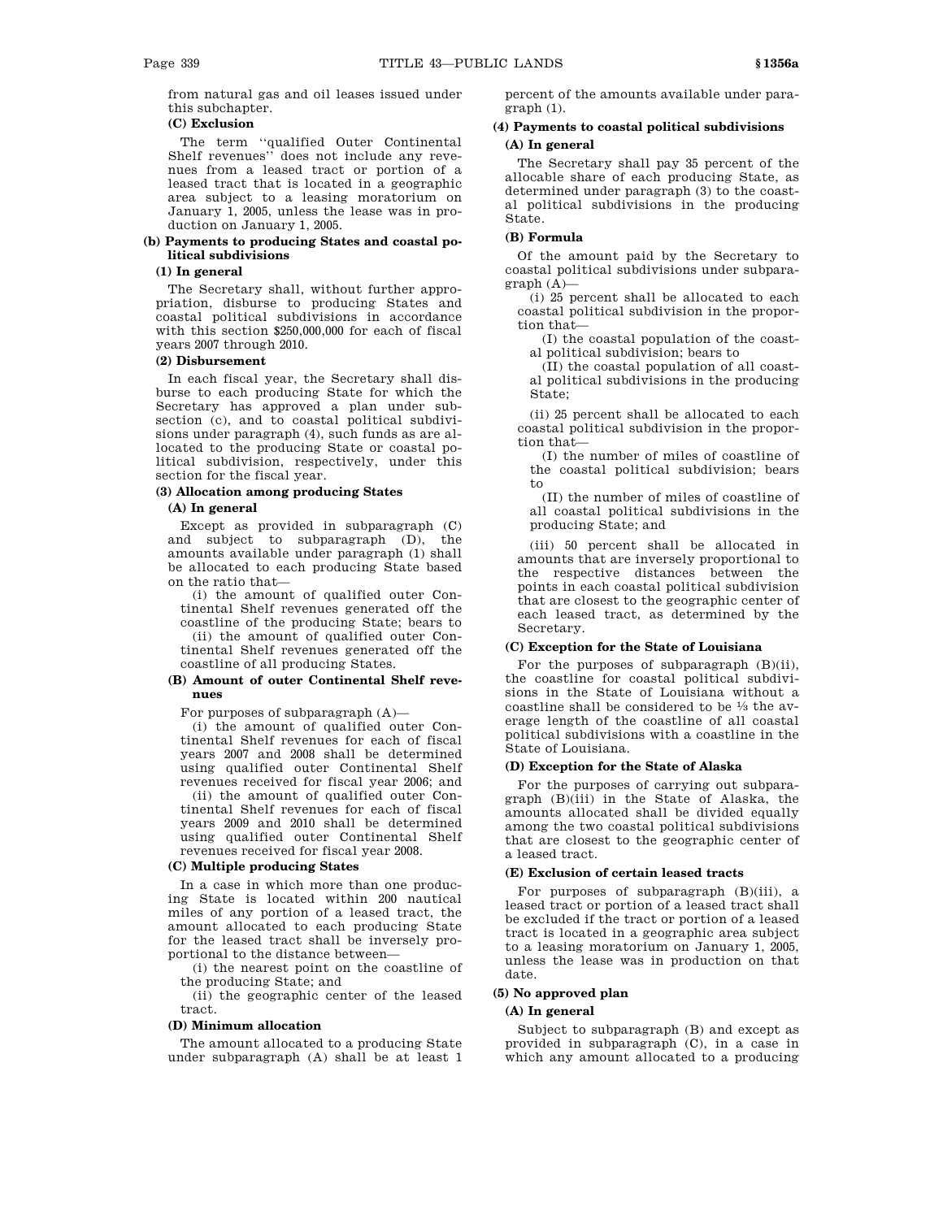from natural gas and oil leases issued under this subchapter.

**(C) Exclusion**

The term "qualified Outer Continental Shelf revenues" does not include any revenues from a leased tract or portion of a leased tract that is located in a geographic area subject to a leasing moratorium on January 1, 2005, unless the lease was in production on January 1, 2005.

**(b) Payments to producing States and coastal political subdivisions**

**(1) In general**

The Secretary shall, without further appropriation, disburse to producing States and coastal political subdivisions in accordance with this section $250,000,000 for each of fiscal years 2007 through 2010.

**(2) Disbursement**

In each fiscal year, the Secretary shall disburse to each producing State for which the Secretary has approved a plan under subsection (c), and to coastal political subdivisions under paragraph (4), such funds as are allocated to the producing State or coastal political subdivision, respectively, under this section for the fiscal year.

**(3) Allocation among producing States**

**(A) In general**

Except as provided in subparagraph (C) and subject to subparagraph (D), the amounts available under paragraph (1) shall be allocated to each producing State based on the ratio that—

(i) the amount of qualified outer Continental Shelf revenues generated off the coastline of the producing State; bears to

(ii) the amount of qualified outer Continental Shelf revenues generated off the coastline of all producing States.

**(B) Amount of outer Continental Shelf revenues**

For purposes of subparagraph (A)—

(i) the amount of qualified outer Continental Shelf revenues for each of fiscal years 2007 and 2008 shall be determined using qualified outer Continental Shelf revenues received for fiscal year 2006; and

(ii) the amount of qualified outer Continental Shelf revenues for each of fiscal years 2009 and 2010 shall be determined using qualified outer Continental Shelf revenues received for fiscal year 2008.

**(C) Multiple producing States**

In a case in which more than one producing State is located within 200 nautical miles of any portion of a leased tract, the amount allocated to each producing State for the leased tract shall be inversely proportional to the distance between—

(i) the nearest point on the coastline of the producing State; and

(ii) the geographic center of the leased tract.

**(D) Minimum allocation**

The amount allocated to a producing State under subparagraph (A) shall be at least 1 percent of the amounts available under paragraph (1).

**(4) Payments to coastal political subdivisions**

**(A) In general**

The Secretary shall pay 35 percent of the allocable share of each producing State, as determined under paragraph (3) to the coastal political subdivisions in the producing State.

**(B) Formula**

Of the amount paid by the Secretary to coastal political subdivisions under subparagraph (A)—

(i) 25 percent shall be allocated to each coastal political subdivision in the proportion that—

(I) the coastal population of the coastal political subdivision; bears to

(II) the coastal population of all coastal political subdivisions in the producing State;

(ii) 25 percent shall be allocated to each coastal political subdivision in the proportion that—

(I) the number of miles of coastline of the coastal political subdivision; bears to

(II) the number of miles of coastline of all coastal political subdivisions in the producing State; and

(iii) 50 percent shall be allocated in amounts that are inversely proportional to the respective distances between the points in each coastal political subdivision that are closest to the geographic center of each leased tract, as determined by the Secretary.

**(C) Exception for the State of Louisiana**

For the purposes of subparagraph (B)(ii), the coastline for coastal political subdivisions in the State of Louisiana without a coastline shall be considered to be ⅓ the average length of the coastline of all coastal political subdivisions with a coastline in the State of Louisiana.

**(D) Exception for the State of Alaska**

For the purposes of carrying out subparagraph (B)(iii) in the State of Alaska, the amounts allocated shall be divided equally among the two coastal political subdivisions that are closest to the geographic center of a leased tract.

**(E) Exclusion of certain leased tracts**

For purposes of subparagraph (B)(iii), a leased tract or portion of a leased tract shall be excluded if the tract or portion of a leased tract is located in a geographic area subject to a leasing moratorium on January 1, 2005, unless the lease was in production on that date.

**(5) No approved plan**

**(A) In general**

Subject to subparagraph (B) and except as provided in subparagraph (C), in a case in which any amount allocated to a producing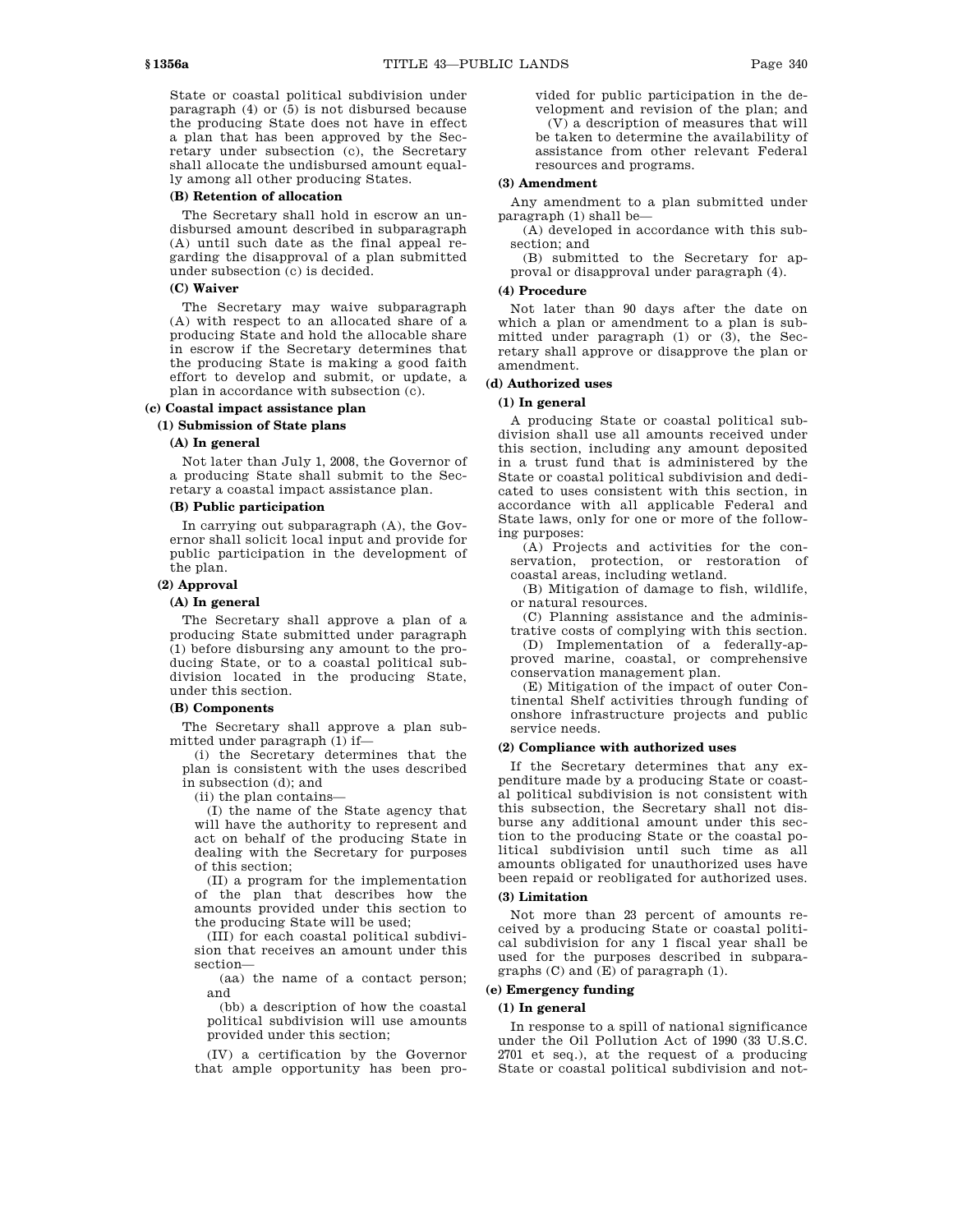State or coastal political subdivision under paragraph (4) or (5) is not disbursed because the producing State does not have in effect a plan that has been approved by the Secretary under subsection (c), the Secretary shall allocate the undisbursed amount equally among all other producing States.

**(B) Retention of allocation**

The Secretary shall hold in escrow an undisbursed amount described in subparagraph (A) until such date as the final appeal regarding the disapproval of a plan submitted under subsection (c) is decided.

**(C) Waiver**

The Secretary may waive subparagraph (A) with respect to an allocated share of a producing State and hold the allocable share in escrow if the Secretary determines that the producing State is making a good faith effort to develop and submit, or update, a plan in accordance with subsection (c).

**(c) Coastal impact assistance plan**

**(1) Submission of State plans**

**(A) In general**

Not later than July 1, 2008, the Governor of a producing State shall submit to the Secretary a coastal impact assistance plan.

**(B) Public participation**

In carrying out subparagraph (A), the Governor shall solicit local input and provide for public participation in the development of the plan.

**(2) Approval**

**(A) In general**

The Secretary shall approve a plan of a producing State submitted under paragraph (1) before disbursing any amount to the producing State, or to a coastal political subdivision located in the producing State, under this section.

**(B) Components**

The Secretary shall approve a plan submitted under paragraph (1) if—

(i) the Secretary determines that the plan is consistent with the uses described in subsection (d); and

(ii) the plan contains—

(I) the name of the State agency that will have the authority to represent and act on behalf of the producing State in dealing with the Secretary for purposes of this section;

(II) a program for the implementation of the plan that describes how the amounts provided under this section to the producing State will be used;

(III) for each coastal political subdivision that receives an amount under this section—

(aa) the name of a contact person; and

(bb) a description of how the coastal political subdivision will use amounts provided under this section;

(IV) a certification by the Governor that ample opportunity has been provided for public participation in the development and revision of the plan; and

(V) a description of measures that will be taken to determine the availability of assistance from other relevant Federal resources and programs.

**(3) Amendment**

Any amendment to a plan submitted under paragraph (1) shall be—

(A) developed in accordance with this subsection; and

(B) submitted to the Secretary for approval or disapproval under paragraph (4).

**(4) Procedure**

Not later than 90 days after the date on which a plan or amendment to a plan is submitted under paragraph (1) or (3), the Secretary shall approve or disapprove the plan or amendment.

**(d) Authorized uses**

**(1) In general**

A producing State or coastal political subdivision shall use all amounts received under this section, including any amount deposited in a trust fund that is administered by the State or coastal political subdivision and dedicated to uses consistent with this section, in accordance with all applicable Federal and State laws, only for one or more of the following purposes:

(A) Projects and activities for the conservation, protection, or restoration of coastal areas, including wetland.

(B) Mitigation of damage to fish, wildlife, or natural resources.

(C) Planning assistance and the administrative costs of complying with this section.

(D) Implementation of a federally-approved marine, coastal, or comprehensive conservation management plan.

(E) Mitigation of the impact of outer Continental Shelf activities through funding of onshore infrastructure projects and public service needs.

**(2) Compliance with authorized uses**

If the Secretary determines that any expenditure made by a producing State or coastal political subdivision is not consistent with this subsection, the Secretary shall not disburse any additional amount under this section to the producing State or the coastal political subdivision until such time as all amounts obligated for unauthorized uses have been repaid or reobligated for authorized uses.

**(3) Limitation**

Not more than 23 percent of amounts received by a producing State or coastal political subdivision for any 1 fiscal year shall be used for the purposes described in subparagraphs (C) and (E) of paragraph (1).

**(e) Emergency funding**

**(1) In general**

In response to a spill of national significance under the Oil Pollution Act of 1990 (33 U.S.C. 2701 et seq.), at the request of a producing State or coastal political subdivision and not-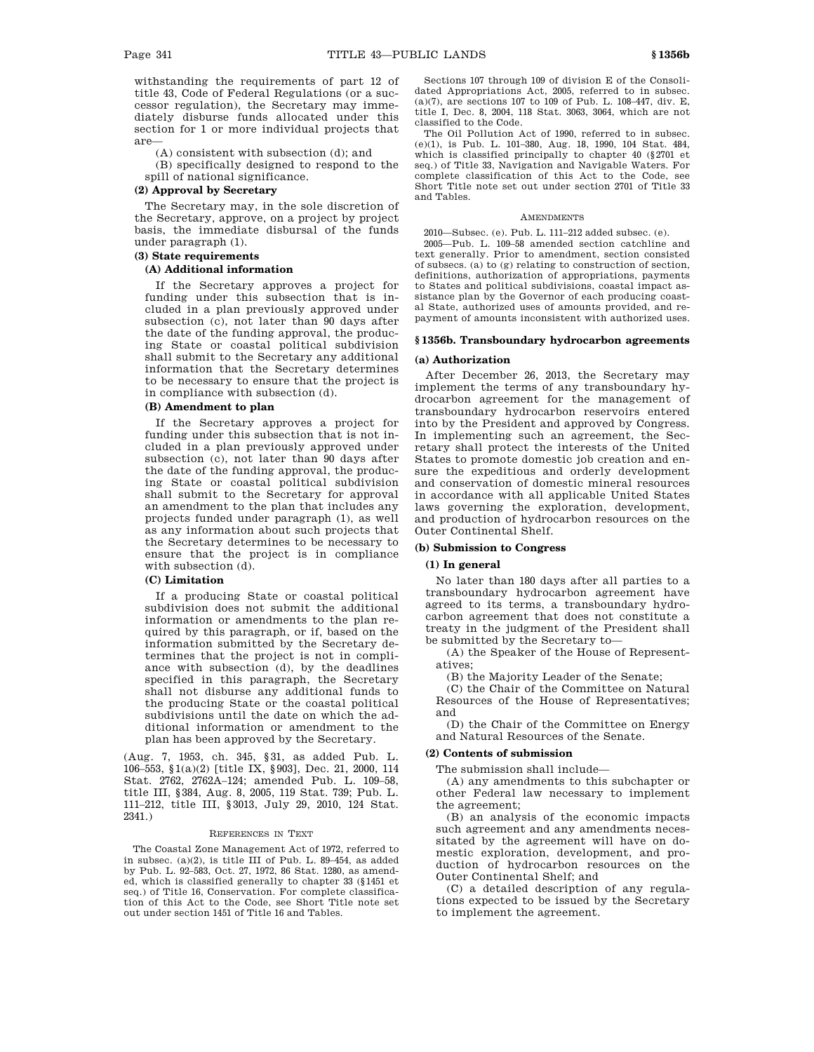withstanding the requirements of part 12 of title 43, Code of Federal Regulations (or a successor regulation), the Secretary may immediately disburse funds allocated under this section for 1 or more individual projects that are—

(A) consistent with subsection (d); and

(B) specifically designed to respond to the spill of national significance.

**(2) Approval by Secretary**

The Secretary may, in the sole discretion of the Secretary, approve, on a project by project basis, the immediate disbursal of the funds under paragraph (1).

**(3) State requirements**

**(A) Additional information**

If the Secretary approves a project for funding under this subsection that is included in a plan previously approved under subsection (c), not later than 90 days after the date of the funding approval, the producing State or coastal political subdivision shall submit to the Secretary any additional information that the Secretary determines to be necessary to ensure that the project is in compliance with subsection (d).

**(B) Amendment to plan**

If the Secretary approves a project for funding under this subsection that is not included in a plan previously approved under subsection (c), not later than 90 days after the date of the funding approval, the producing State or coastal political subdivision shall submit to the Secretary for approval an amendment to the plan that includes any projects funded under paragraph (1), as well as any information about such projects that the Secretary determines to be necessary to ensure that the project is in compliance with subsection (d).

**(C) Limitation**

If a producing State or coastal political subdivision does not submit the additional information or amendments to the plan required by this paragraph, or if, based on the information submitted by the Secretary determines that the project is not in compliance with subsection (d), by the deadlines specified in this paragraph, the Secretary shall not disburse any additional funds to the producing State or the coastal political subdivisions until the date on which the additional information or amendment to the plan has been approved by the Secretary.

(Aug. 7, 1953, ch. 345, §31, as added Pub. L. 106–553, §1(a)(2) [title IX, §903], Dec. 21, 2000, 114 Stat. 2762, 2762A–124; amended Pub. L. 109–58, title III, §384, Aug. 8, 2005, 119 Stat. 739; Pub. L. 111–212, title III, §3013, July 29, 2010, 124 Stat. 2341.)

REFERENCES IN TEXT

The Coastal Zone Management Act of 1972, referred to in subsec. (a)(2), is title III of Pub. L. 89–454, as added by Pub. L. 92–583, Oct. 27, 1972, 86 Stat. 1280, as amended, which is classified generally to chapter 33 (§1451 et seq.) of Title 16, Conservation. For complete classification of this Act to the Code, see Short Title note set out under section 1451 of Title 16 and Tables.

Sections 107 through 109 of division E of the Consolidated Appropriations Act, 2005, referred to in subsec. (a)(7), are sections 107 to 109 of Pub. L. 108–447, div. E, title I, Dec. 8, 2004, 118 Stat. 3063, 3064, which are not classified to the Code.

The Oil Pollution Act of 1990, referred to in subsec. (e)(1), is Pub. L. 101–380, Aug. 18, 1990, 104 Stat. 484, which is classified principally to chapter 40 (§2701 et seq.) of Title 33, Navigation and Navigable Waters. For complete classification of this Act to the Code, see Short Title note set out under section 2701 of Title 33 and Tables.

AMENDMENTS

2010—Subsec. (e). Pub. L. 111–212 added subsec. (e).

2005—Pub. L. 109–58 amended section catchline and text generally. Prior to amendment, section consisted of subsecs. (a) to (g) relating to construction of section, definitions, authorization of appropriations, payments to States and political subdivisions, coastal impact assistance plan by the Governor of each producing coastal State, authorized uses of amounts provided, and repayment of amounts inconsistent with authorized uses.

## §1356b. Transboundary hydrocarbon agreements

**(a) Authorization**

After December 26, 2013, the Secretary may implement the terms of any transboundary hydrocarbon agreement for the management of transboundary hydrocarbon reservoirs entered into by the President and approved by Congress. In implementing such an agreement, the Secretary shall protect the interests of the United States to promote domestic job creation and ensure the expeditious and orderly development and conservation of domestic mineral resources in accordance with all applicable United States laws governing the exploration, development, and production of hydrocarbon resources on the Outer Continental Shelf.

**(b) Submission to Congress**

**(1) In general**

No later than 180 days after all parties to a transboundary hydrocarbon agreement have agreed to its terms, a transboundary hydrocarbon agreement that does not constitute a treaty in the judgment of the President shall be submitted by the Secretary to—

(A) the Speaker of the House of Representatives;

(B) the Majority Leader of the Senate;

(C) the Chair of the Committee on Natural Resources of the House of Representatives; and

(D) the Chair of the Committee on Energy and Natural Resources of the Senate.

**(2) Contents of submission**

The submission shall include—

(A) any amendments to this subchapter or other Federal law necessary to implement the agreement;

(B) an analysis of the economic impacts such agreement and any amendments necessitated by the agreement will have on domestic exploration, development, and production of hydrocarbon resources on the Outer Continental Shelf; and

(C) a detailed description of any regulations expected to be issued by the Secretary to implement the agreement.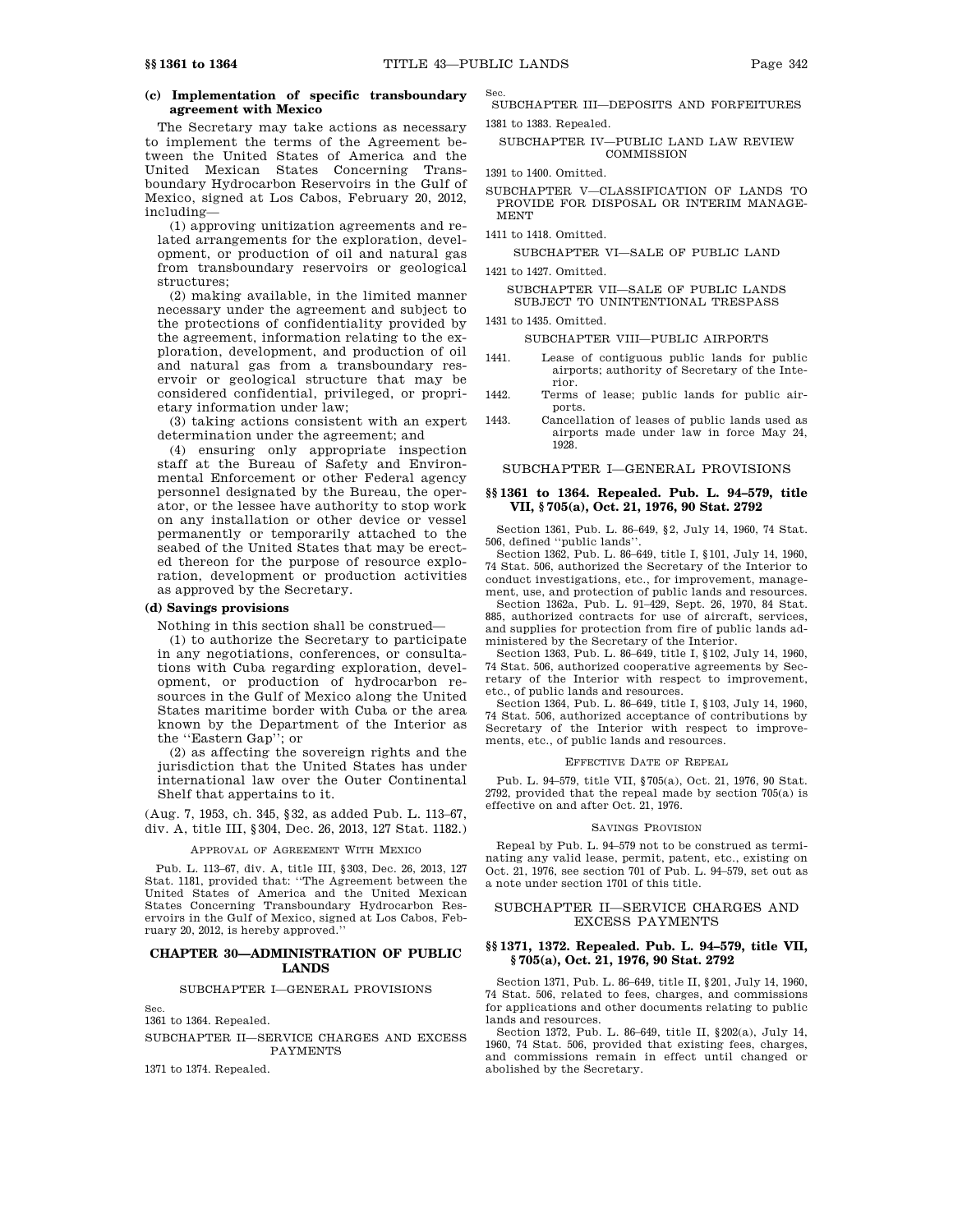### (c) Implementation of specific transboundary agreement with Mexico

The Secretary may take actions as necessary to implement the terms of the Agreement between the United States of America and the United Mexican States Concerning Transboundary Hydrocarbon Reservoirs in the Gulf of Mexico, signed at Los Cabos, February 20, 2012, including—

(1) approving unitization agreements and related arrangements for the exploration, development, or production of oil and natural gas from transboundary reservoirs or geological structures;

(2) making available, in the limited manner necessary under the agreement and subject to the protections of confidentiality provided by the agreement, information relating to the exploration, development, and production of oil and natural gas from a transboundary reservoir or geological structure that may be considered confidential, privileged, or proprietary information under law;

(3) taking actions consistent with an expert determination under the agreement; and

(4) ensuring only appropriate inspection staff at the Bureau of Safety and Environmental Enforcement or other Federal agency personnel designated by the Bureau, the operator, or the lessee have authority to stop work on any installation or other device or vessel permanently or temporarily attached to the seabed of the United States that may be erected thereon for the purpose of resource exploration, development or production activities as approved by the Secretary.

### (d) Savings provisions

Nothing in this section shall be construed—

(1) to authorize the Secretary to participate in any negotiations, conferences, or consultations with Cuba regarding exploration, development, or production of hydrocarbon resources in the Gulf of Mexico along the United States maritime border with Cuba or the area known by the Department of the Interior as the ''Eastern Gap''; or

(2) as affecting the sovereign rights and the jurisdiction that the United States has under international law over the Outer Continental Shelf that appertains to it.

(Aug. 7, 1953, ch. 345, §32, as added Pub. L. 113–67, div. A, title III, §304, Dec. 26, 2013, 127 Stat. 1182.)

APPROVAL OF AGREEMENT WITH MEXICO

Pub. L. 113–67, div. A, title III, §303, Dec. 26, 2013, 127 Stat. 1181, provided that: ''The Agreement between the United States of America and the United Mexican States Concerning Transboundary Hydrocarbon Reservoirs in the Gulf of Mexico, signed at Los Cabos, February 20, 2012, is hereby approved.''

## CHAPTER 30—ADMINISTRATION OF PUBLIC LANDS

SUBCHAPTER I—GENERAL PROVISIONS

Sec.
1361 to 1364. Repealed.

SUBCHAPTER II—SERVICE CHARGES AND EXCESS PAYMENTS

1371 to 1374. Repealed.

SUBCHAPTER III—DEPOSITS AND FORFEITURES

1381 to 1383. Repealed.

SUBCHAPTER IV—PUBLIC LAND LAW REVIEW COMMISSION

1391 to 1400. Omitted.

SUBCHAPTER V—CLASSIFICATION OF LANDS TO PROVIDE FOR DISPOSAL OR INTERIM MANAGEMENT

1411 to 1418. Omitted.

SUBCHAPTER VI—SALE OF PUBLIC LAND

1421 to 1427. Omitted.

SUBCHAPTER VII—SALE OF PUBLIC LANDS SUBJECT TO UNINTENTIONAL TRESPASS

1431 to 1435. Omitted.

SUBCHAPTER VIII—PUBLIC AIRPORTS

1441. Lease of contiguous public lands for public airports; authority of Secretary of the Interior.
1442. Terms of lease; public lands for public airports.
1443. Cancellation of leases of public lands used as airports made under law in force May 24, 1928.

SUBCHAPTER I—GENERAL PROVISIONS

### §§1361 to 1364. Repealed. Pub. L. 94–579, title VII, §705(a), Oct. 21, 1976, 90 Stat. 2792

Section 1361, Pub. L. 86–649, §2, July 14, 1960, 74 Stat. 506, defined ''public lands''.

Section 1362, Pub. L. 86–649, title I, §101, July 14, 1960, 74 Stat. 506, authorized the Secretary of the Interior to conduct investigations, etc., for improvement, management, use, and protection of public lands and resources.

Section 1362a, Pub. L. 91–429, Sept. 26, 1970, 84 Stat. 885, authorized contracts for use of aircraft, services, and supplies for protection from fire of public lands administered by the Secretary of the Interior.

Section 1363, Pub. L. 86–649, title I, §102, July 14, 1960, 74 Stat. 506, authorized cooperative agreements by Secretary of the Interior with respect to improvement, etc., of public lands and resources.

Section 1364, Pub. L. 86–649, title I, §103, July 14, 1960, 74 Stat. 506, authorized acceptance of contributions by Secretary of the Interior with respect to improvements, etc., of public lands and resources.

EFFECTIVE DATE OF REPEAL

Pub. L. 94–579, title VII, §705(a), Oct. 21, 1976, 90 Stat. 2792, provided that the repeal made by section 705(a) is effective on and after Oct. 21, 1976.

SAVINGS PROVISION

Repeal by Pub. L. 94–579 not to be construed as terminating any valid lease, permit, patent, etc., existing on Oct. 21, 1976, see section 701 of Pub. L. 94–579, set out as a note under section 1701 of this title.

SUBCHAPTER II—SERVICE CHARGES AND EXCESS PAYMENTS

### §§1371, 1372. Repealed. Pub. L. 94–579, title VII, §705(a), Oct. 21, 1976, 90 Stat. 2792

Section 1371, Pub. L. 86–649, title II, §201, July 14, 1960, 74 Stat. 506, related to fees, charges, and commissions for applications and other documents relating to public lands and resources.

Section 1372, Pub. L. 86–649, title II, §202(a), July 14, 1960, 74 Stat. 506, provided that existing fees, charges, and commissions remain in effect until changed or abolished by the Secretary.